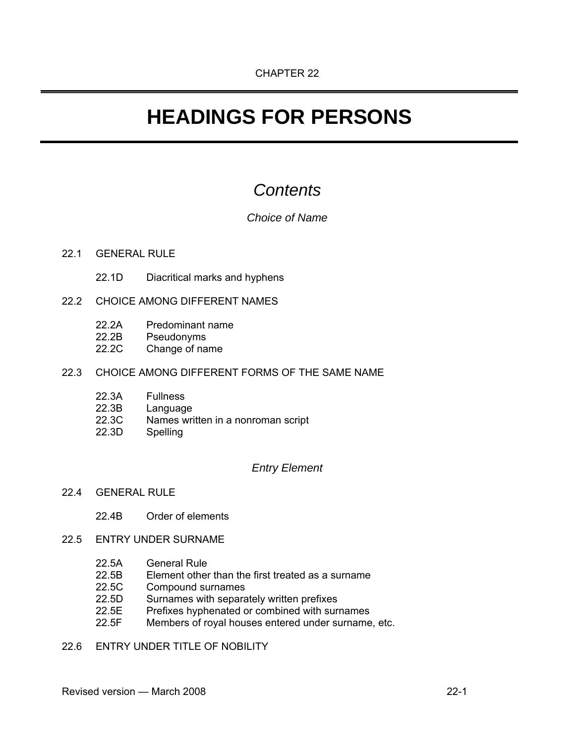CHAPTER 22

# HEADINGS FOR PERSONS

## *Contents*

### *Choice of Name*

22.1 GENERAL RULE

- 22.1D Diacritical marks and hyphens

22.2 CHOICE AMONG DIFFERENT NAMES

- 22.2A Predominant name
- 22.2B Pseudonyms
- 22.2C Change of name

22.3 CHOICE AMONG DIFFERENT FORMS OF THE SAME NAME

- 22.3A Fullness
- 22.3B Language
- 22.3C Names written in a nonroman script
- 22.3D Spelling

### *Entry Element*

22.4 GENERAL RULE

- 22.4B Order of elements

22.5 ENTRY UNDER SURNAME

- 22.5A General Rule
- 22.5B Element other than the first treated as a surname
- 22.5C Compound surnames
- 22.5D Surnames with separately written prefixes
- 22.5E Prefixes hyphenated or combined with surnames
- 22.5F Members of royal houses entered under surname, etc.

22.6 ENTRY UNDER TITLE OF NOBILITY

Revised version — March 2008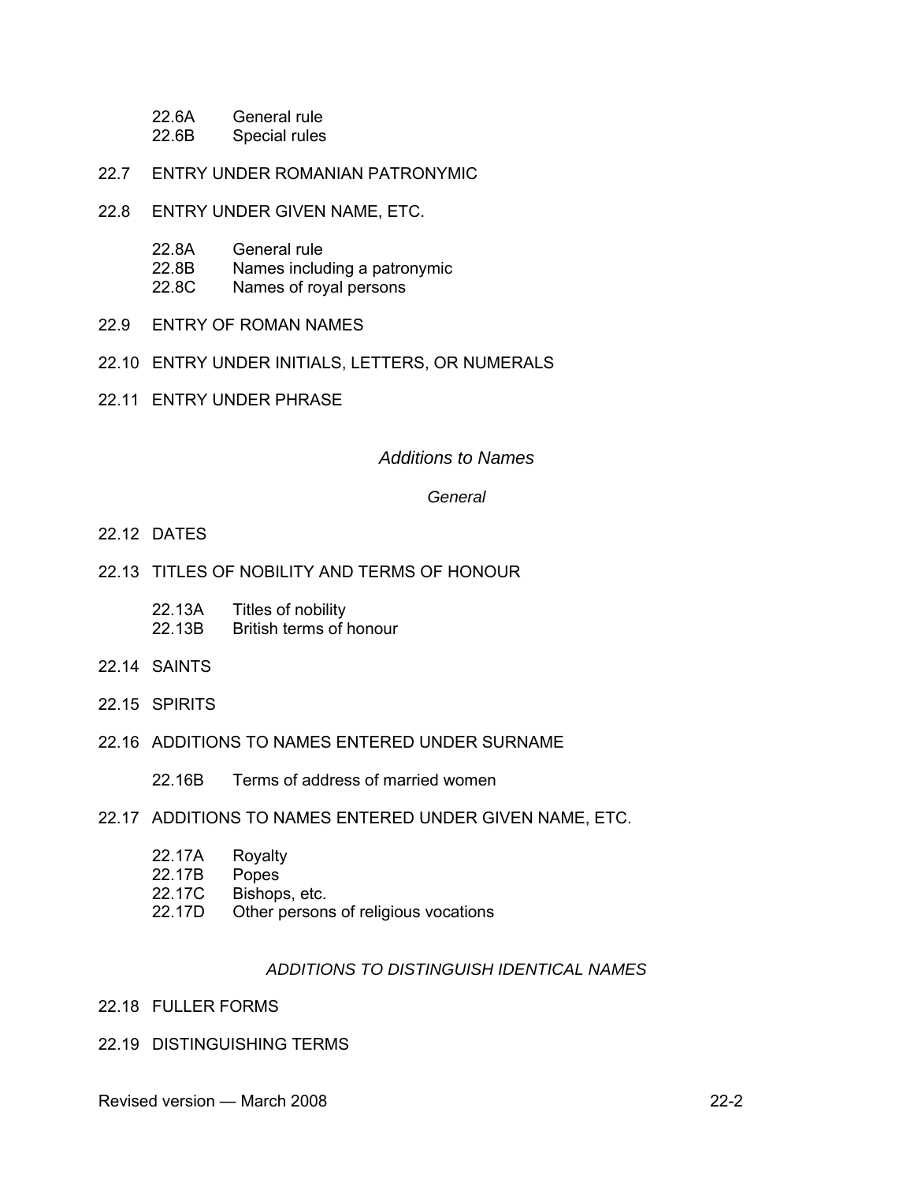- 22.6A General rule
- 22.6B Special rules

22.7 ENTRY UNDER ROMANIAN PATRONYMIC

22.8 ENTRY UNDER GIVEN NAME, ETC.

- 22.8A General rule
- 22.8B Names including a patronymic
- 22.8C Names of royal persons

22.9 ENTRY OF ROMAN NAMES

22.10 ENTRY UNDER INITIALS, LETTERS, OR NUMERALS

22.11 ENTRY UNDER PHRASE

## *Additions to Names*

### *General*

22.12 DATES

22.13 TITLES OF NOBILITY AND TERMS OF HONOUR

- 22.13A Titles of nobility
- 22.13B British terms of honour

22.14 SAINTS

22.15 SPIRITS

22.16 ADDITIONS TO NAMES ENTERED UNDER SURNAME

- 22.16B Terms of address of married women

22.17 ADDITIONS TO NAMES ENTERED UNDER GIVEN NAME, ETC.

- 22.17A Royalty
- 22.17B Popes
- 22.17C Bishops, etc.
- 22.17D Other persons of religious vocations

### *ADDITIONS TO DISTINGUISH IDENTICAL NAMES*

22.18 FULLER FORMS

22.19 DISTINGUISHING TERMS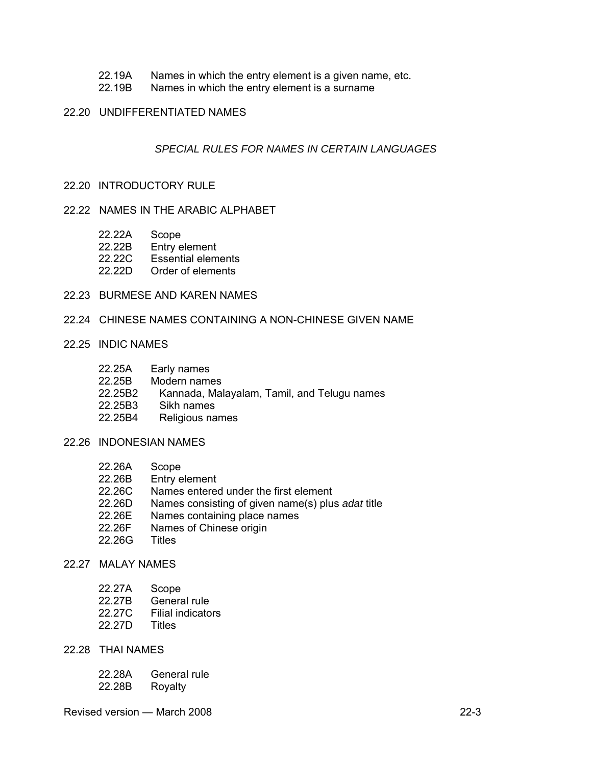22.19A Names in which the entry element is a given name, etc.
22.19B Names in which the entry element is a surname

22.20 UNDIFFERENTIATED NAMES

*SPECIAL RULES FOR NAMES IN CERTAIN LANGUAGES*

22.20 INTRODUCTORY RULE

22.22 NAMES IN THE ARABIC ALPHABET

22.22A Scope
22.22B Entry element
22.22C Essential elements
22.22D Order of elements

22.23 BURMESE AND KAREN NAMES

22.24 CHINESE NAMES CONTAINING A NON-CHINESE GIVEN NAME

22.25 INDIC NAMES

22.25A Early names
22.25B Modern names
22.25B2 Kannada, Malayalam, Tamil, and Telugu names
22.25B3 Sikh names
22.25B4 Religious names

22.26 INDONESIAN NAMES

22.26A Scope
22.26B Entry element
22.26C Names entered under the first element
22.26D Names consisting of given name(s) plus *adat* title
22.26E Names containing place names
22.26F Names of Chinese origin
22.26G Titles

22.27 MALAY NAMES

22.27A Scope
22.27B General rule
22.27C Filial indicators
22.27D Titles

22.28 THAI NAMES

22.28A General rule
22.28B Royalty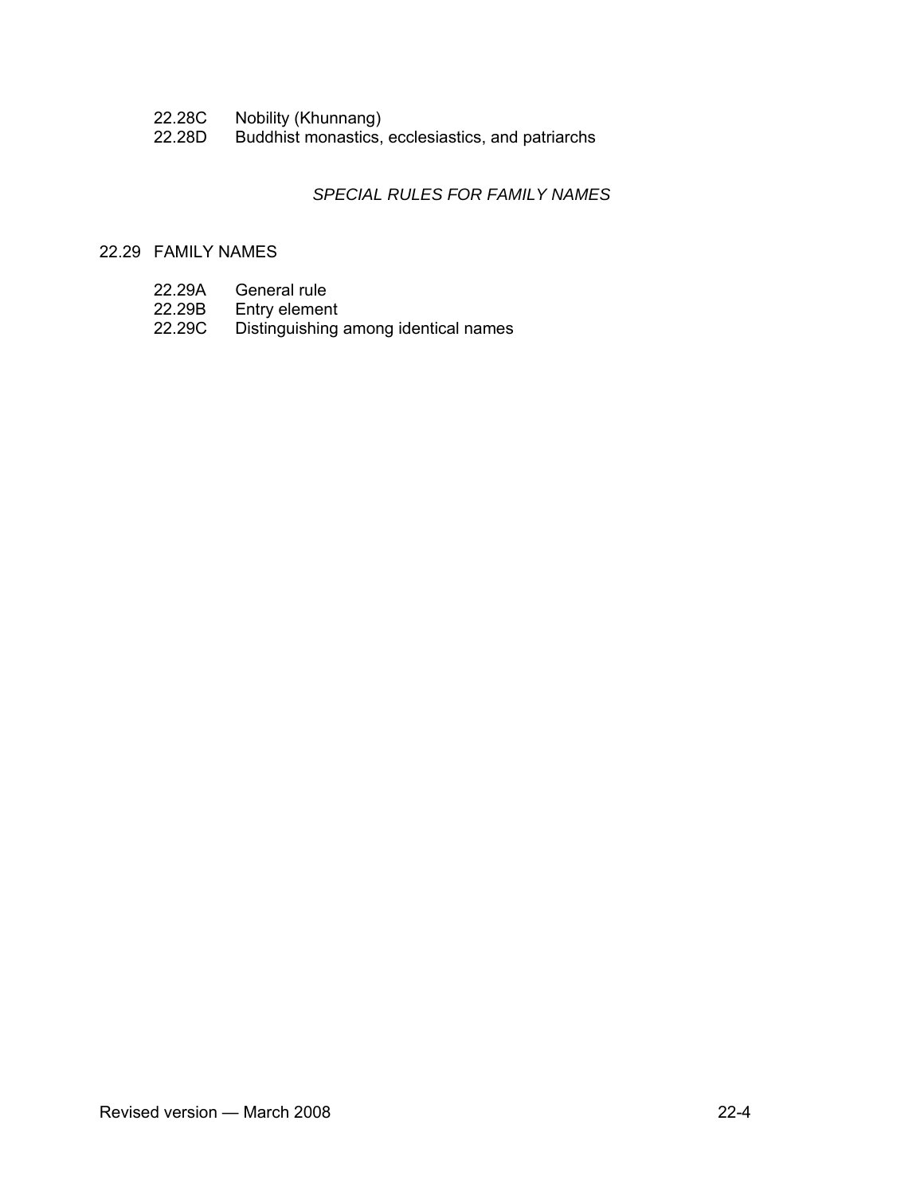22.28C Nobility (Khunnang)
22.28D Buddhist monastics, ecclesiastics, and patriarchs

*SPECIAL RULES FOR FAMILY NAMES*

22.29 FAMILY NAMES

22.29A General rule
22.29B Entry element
22.29C Distinguishing among identical names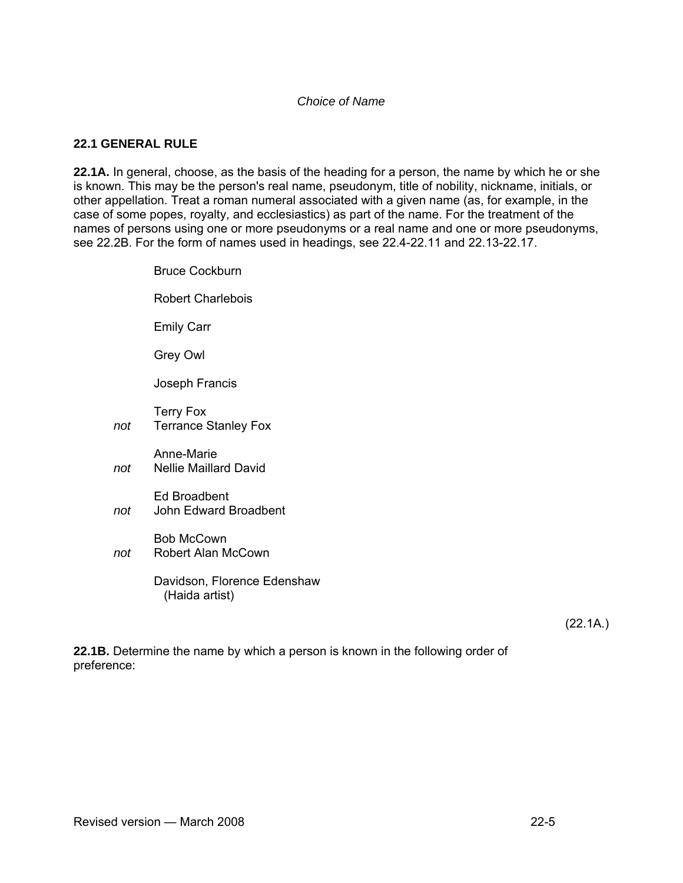*Choice of Name*

## 22.1 GENERAL RULE

**22.1A.** In general, choose, as the basis of the heading for a person, the name by which he or she is known. This may be the person's real name, pseudonym, title of nobility, nickname, initials, or other appellation. Treat a roman numeral associated with a given name (as, for example, in the case of some popes, royalty, and ecclesiastics) as part of the name. For the treatment of the names of persons using one or more pseudonyms or a real name and one or more pseudonyms, see 22.2B. For the form of names used in headings, see 22.4-22.11 and 22.13-22.17.

Bruce Cockburn

Robert Charlebois

Emily Carr

Grey Owl

Joseph Francis

Terry Fox
*not* Terrance Stanley Fox

Anne-Marie
*not* Nellie Maillard David

Ed Broadbent
*not* John Edward Broadbent

Bob McCown
*not* Robert Alan McCown

Davidson, Florence Edenshaw
(Haida artist)

(22.1A.)

**22.1B.** Determine the name by which a person is known in the following order of preference: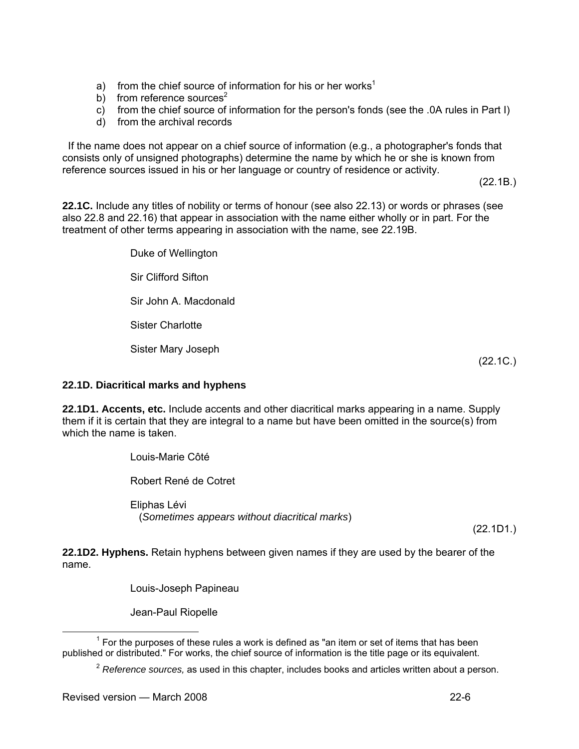a) from the chief source of information for his or her works[1]
b) from reference sources[2]
c) from the chief source of information for the person's fonds (see the .0A rules in Part I)
d) from the archival records

If the name does not appear on a chief source of information (e.g., a photographer's fonds that consists only of unsigned photographs) determine the name by which he or she is known from reference sources issued in his or her language or country of residence or activity.

(22.1B.)

**22.1C.** Include any titles of nobility or terms of honour (see also 22.13) or words or phrases (see also 22.8 and 22.16) that appear in association with the name either wholly or in part. For the treatment of other terms appearing in association with the name, see 22.19B.

Duke of Wellington

Sir Clifford Sifton

Sir John A. Macdonald

Sister Charlotte

Sister Mary Joseph

(22.1C.)

**22.1D. Diacritical marks and hyphens**

**22.1D1. Accents, etc.** Include accents and other diacritical marks appearing in a name. Supply them if it is certain that they are integral to a name but have been omitted in the source(s) from which the name is taken.

Louis-Marie Côté

Robert René de Cotret

Eliphas Lévi
(*Sometimes appears without diacritical marks*)

(22.1D1.)

**22.1D2. Hyphens.** Retain hyphens between given names if they are used by the bearer of the name.

Louis-Joseph Papineau

Jean-Paul Riopelle

---

[1] For the purposes of these rules a work is defined as "an item or set of items that has been published or distributed." For works, the chief source of information is the title page or its equivalent.

[2] *Reference sources,* as used in this chapter, includes books and articles written about a person.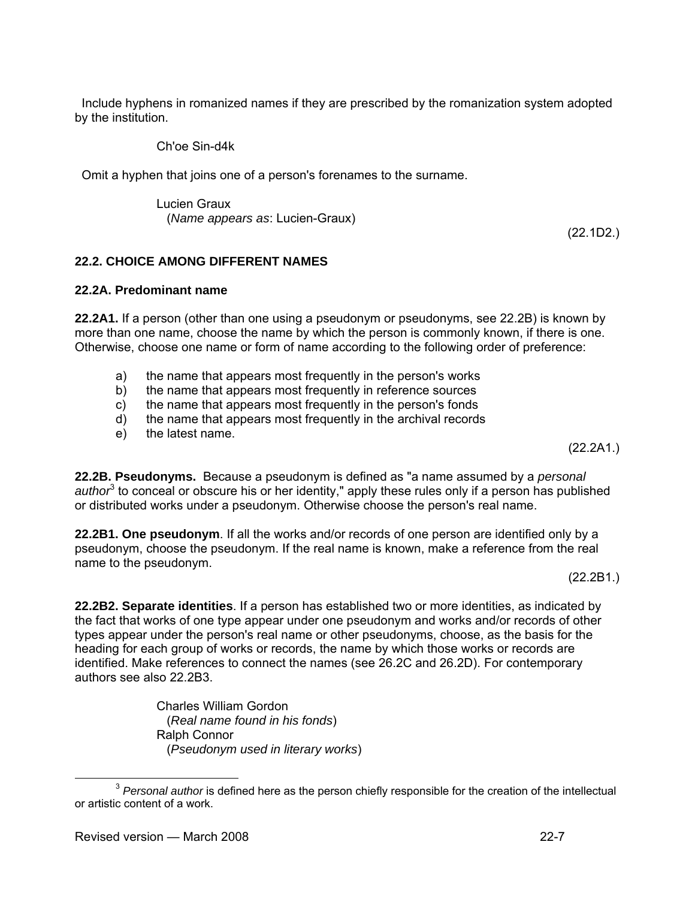Include hyphens in romanized names if they are prescribed by the romanization system adopted by the institution.

> Ch'oe Sin-d4k

Omit a hyphen that joins one of a person's forenames to the surname.

> Lucien Graux
> (*Name appears as*: Lucien-Graux)

(22.1D2.)

### 22.2. CHOICE AMONG DIFFERENT NAMES

#### 22.2A. Predominant name

**22.2A1.** If a person (other than one using a pseudonym or pseudonyms, see 22.2B) is known by more than one name, choose the name by which the person is commonly known, if there is one. Otherwise, choose one name or form of name according to the following order of preference:

a) the name that appears most frequently in the person's works
b) the name that appears most frequently in reference sources
c) the name that appears most frequently in the person's fonds
d) the name that appears most frequently in the archival records
e) the latest name.

(22.2A1.)

**22.2B. Pseudonyms.** Because a pseudonym is defined as "a name assumed by a *personal author*[3] to conceal or obscure his or her identity," apply these rules only if a person has published or distributed works under a pseudonym. Otherwise choose the person's real name.

**22.2B1. One pseudonym**. If all the works and/or records of one person are identified only by a pseudonym, choose the pseudonym. If the real name is known, make a reference from the real name to the pseudonym.

(22.2B1.)

**22.2B2. Separate identities**. If a person has established two or more identities, as indicated by the fact that works of one type appear under one pseudonym and works and/or records of other types appear under the person's real name or other pseudonyms, choose, as the basis for the heading for each group of works or records, the name by which those works or records are identified. Make references to connect the names (see 26.2C and 26.2D). For contemporary authors see also 22.2B3.

> Charles William Gordon
> (*Real name found in his fonds*)
> Ralph Connor
> (*Pseudonym used in literary works*)

[3] *Personal author* is defined here as the person chiefly responsible for the creation of the intellectual or artistic content of a work.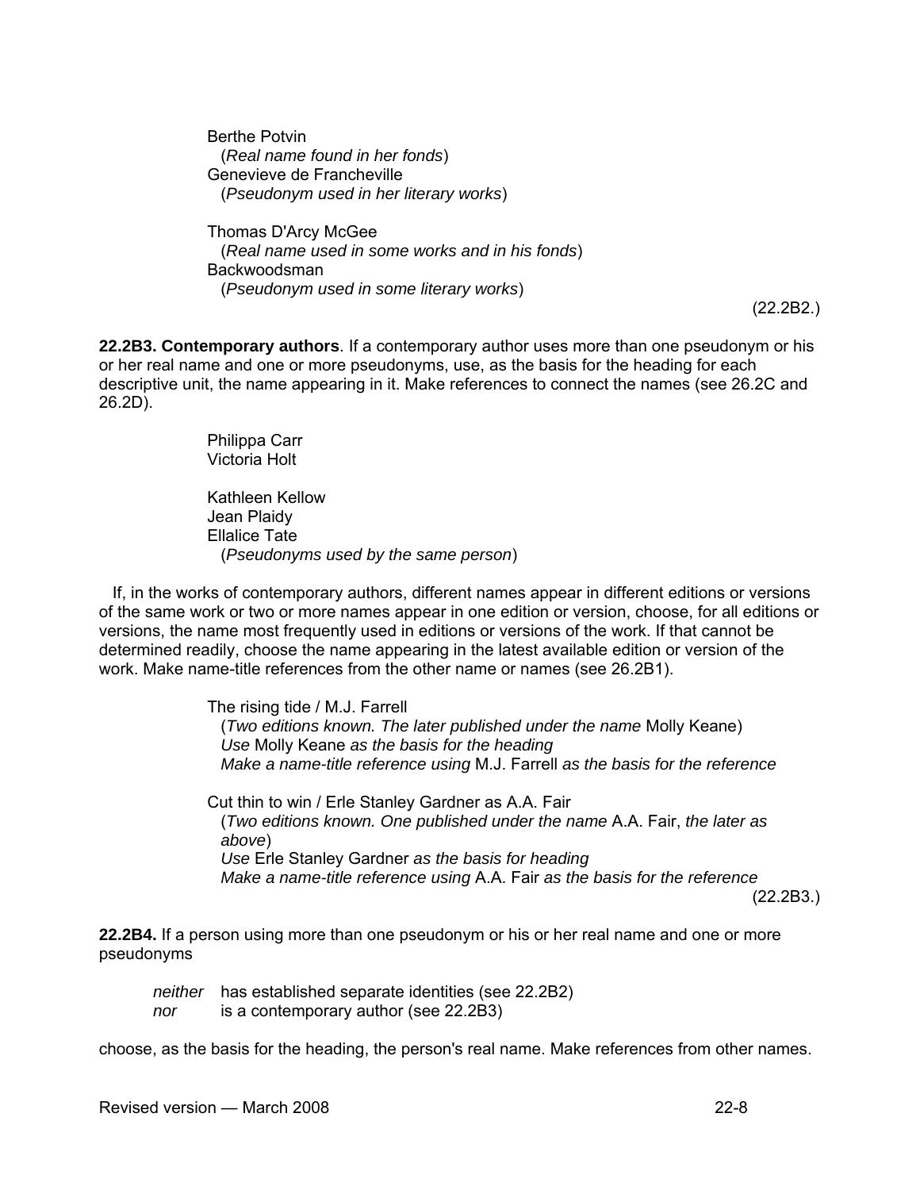Berthe Potvin
  (*Real name found in her fonds*)
Genevieve de Francheville
  (*Pseudonym used in her literary works*)

Thomas D'Arcy McGee
  (*Real name used in some works and in his fonds*)
Backwoodsman
  (*Pseudonym used in some literary works*)

(22.2B2.)

**22.2B3. Contemporary authors**. If a contemporary author uses more than one pseudonym or his or her real name and one or more pseudonyms, use, as the basis for the heading for each descriptive unit, the name appearing in it. Make references to connect the names (see 26.2C and 26.2D).

Philippa Carr
Victoria Holt

Kathleen Kellow
Jean Plaidy
Ellalice Tate
  (*Pseudonyms used by the same person*)

If, in the works of contemporary authors, different names appear in different editions or versions of the same work or two or more names appear in one edition or version, choose, for all editions or versions, the name most frequently used in editions or versions of the work. If that cannot be determined readily, choose the name appearing in the latest available edition or version of the work. Make name-title references from the other name or names (see 26.2B1).

The rising tide / M.J. Farrell
  (*Two editions known. The later published under the name* Molly Keane)
  *Use* Molly Keane *as the basis for the heading*
  *Make a name-title reference using* M.J. Farrell *as the basis for the reference*

Cut thin to win / Erle Stanley Gardner as A.A. Fair
  (*Two editions known. One published under the name* A.A. Fair, *the later as above*)
  *Use* Erle Stanley Gardner *as the basis for heading*
  *Make a name-title reference using* A.A. Fair *as the basis for the reference*

(22.2B3.)

**22.2B4.** If a person using more than one pseudonym or his or her real name and one or more pseudonyms

*neither* has established separate identities (see 22.2B2)
*nor* is a contemporary author (see 22.2B3)

choose, as the basis for the heading, the person's real name. Make references from other names.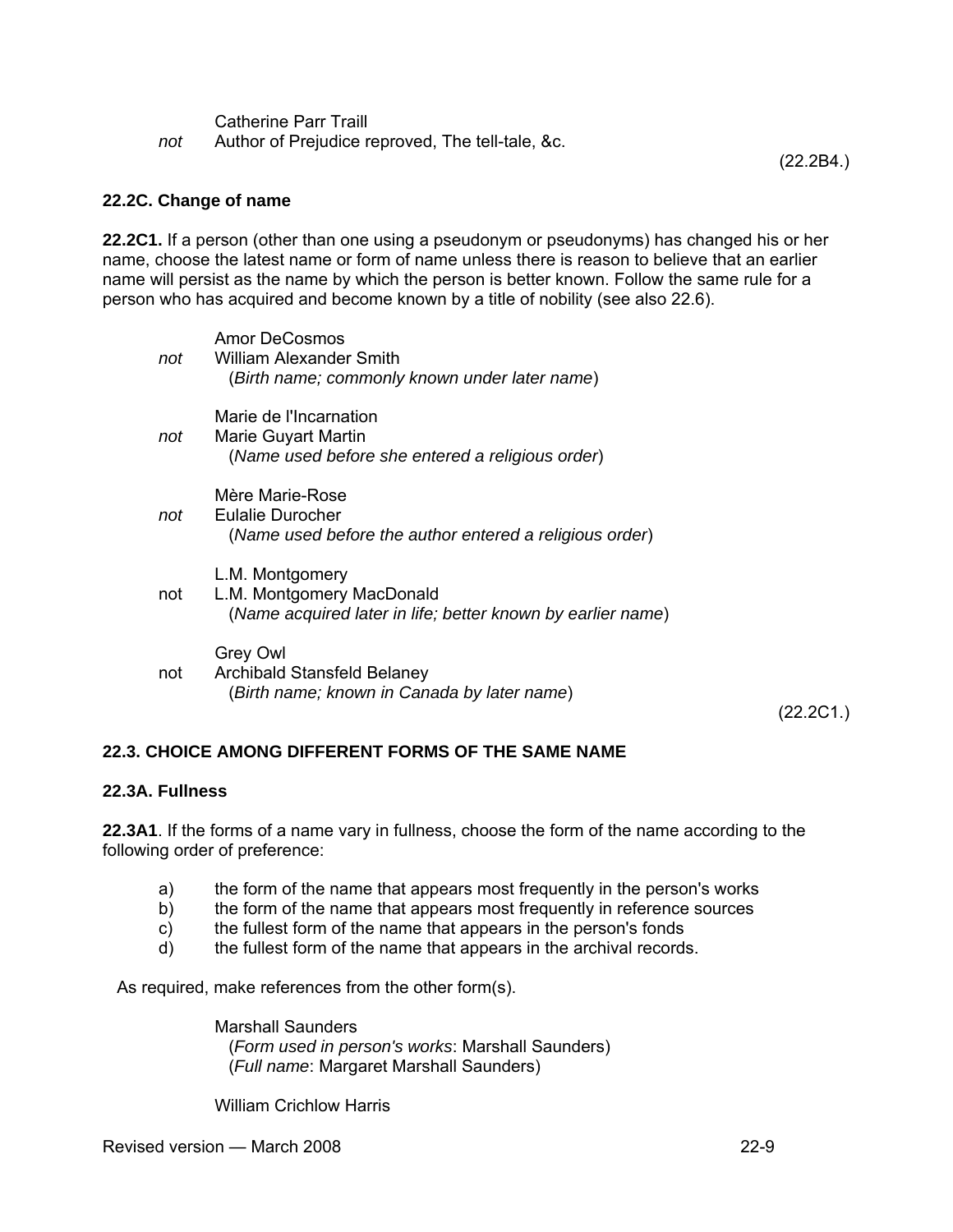Catherine Parr Traill
*not* Author of Prejudice reproved, The tell-tale, &c.

(22.2B4.)

### 22.2C. Change of name

**22.2C1.** If a person (other than one using a pseudonym or pseudonyms) has changed his or her name, choose the latest name or form of name unless there is reason to believe that an earlier name will persist as the name by which the person is better known. Follow the same rule for a person who has acquired and become known by a title of nobility (see also 22.6).

Amor DeCosmos
*not* William Alexander Smith
(*Birth name; commonly known under later name*)

Marie de l'Incarnation
*not* Marie Guyart Martin
(*Name used before she entered a religious order*)

Mère Marie-Rose
*not* Eulalie Durocher
(*Name used before the author entered a religious order*)

L.M. Montgomery
not L.M. Montgomery MacDonald
(*Name acquired later in life; better known by earlier name*)

Grey Owl
not Archibald Stansfeld Belaney
(*Birth name; known in Canada by later name*)

(22.2C1.)

## 22.3. CHOICE AMONG DIFFERENT FORMS OF THE SAME NAME

### 22.3A. Fullness

**22.3A1**. If the forms of a name vary in fullness, choose the form of the name according to the following order of preference:

a) the form of the name that appears most frequently in the person's works
b) the form of the name that appears most frequently in reference sources
c) the fullest form of the name that appears in the person's fonds
d) the fullest form of the name that appears in the archival records.

As required, make references from the other form(s).

Marshall Saunders
(*Form used in person's works*: Marshall Saunders)
(*Full name*: Margaret Marshall Saunders)

William Crichlow Harris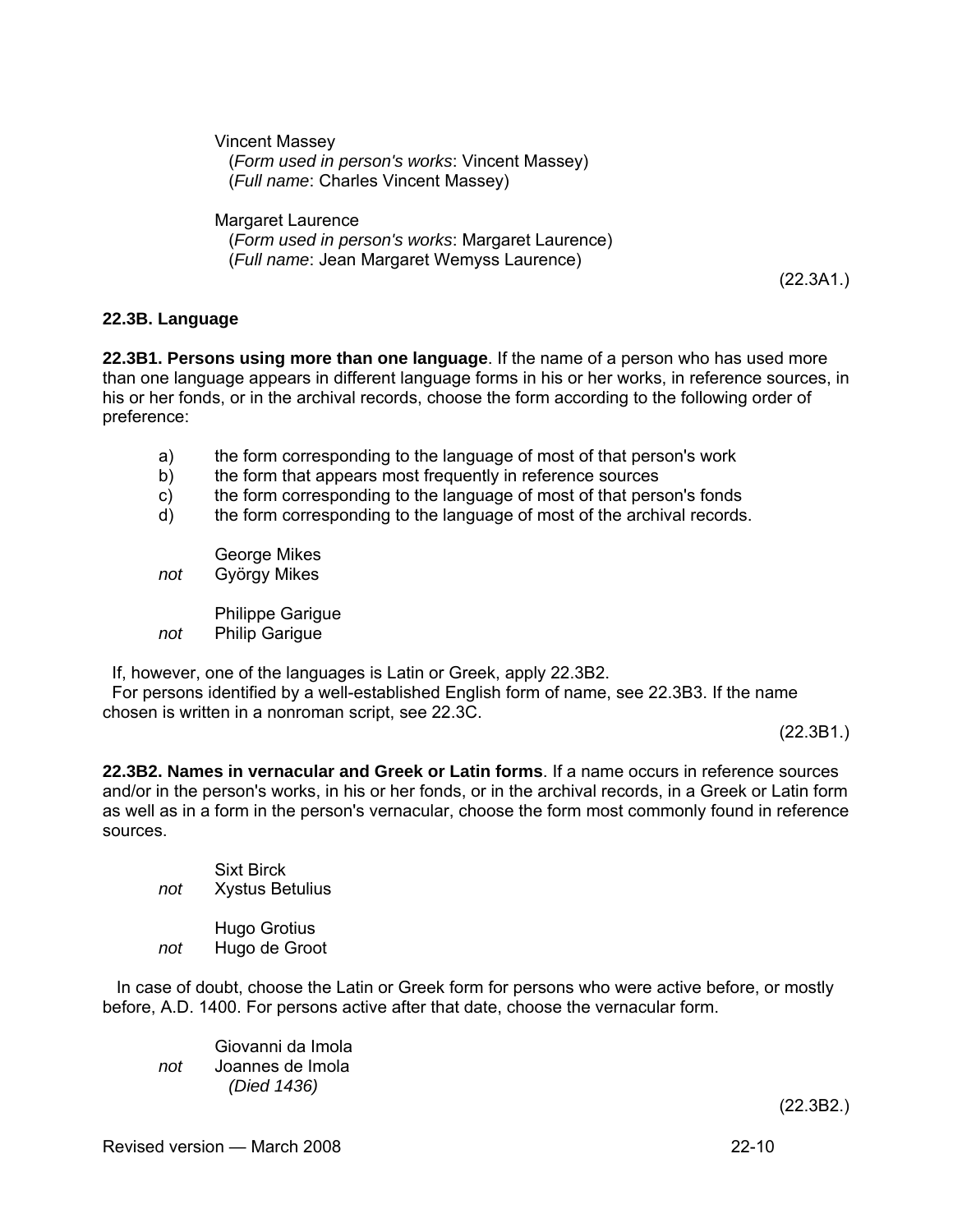Vincent Massey
(*Form used in person's works*: Vincent Massey)
(*Full name*: Charles Vincent Massey)

Margaret Laurence
(*Form used in person's works*: Margaret Laurence)
(*Full name*: Jean Margaret Wemyss Laurence)

(22.3A1.)

### 22.3B. Language

**22.3B1. Persons using more than one language**. If the name of a person who has used more than one language appears in different language forms in his or her works, in reference sources, in his or her fonds, or in the archival records, choose the form according to the following order of preference:

a) the form corresponding to the language of most of that person's work
b) the form that appears most frequently in reference sources
c) the form corresponding to the language of most of that person's fonds
d) the form corresponding to the language of most of the archival records.

George Mikes
*not* György Mikes

Philippe Garigue
*not* Philip Garigue

If, however, one of the languages is Latin or Greek, apply 22.3B2.
For persons identified by a well-established English form of name, see 22.3B3. If the name chosen is written in a nonroman script, see 22.3C.

(22.3B1.)

**22.3B2. Names in vernacular and Greek or Latin forms**. If a name occurs in reference sources and/or in the person's works, in his or her fonds, or in the archival records, in a Greek or Latin form as well as in a form in the person's vernacular, choose the form most commonly found in reference sources.

Sixt Birck
*not* Xystus Betulius

Hugo Grotius
*not* Hugo de Groot

In case of doubt, choose the Latin or Greek form for persons who were active before, or mostly before, A.D. 1400. For persons active after that date, choose the vernacular form.

Giovanni da Imola
*not* Joannes de Imola
*(Died 1436)*

(22.3B2.)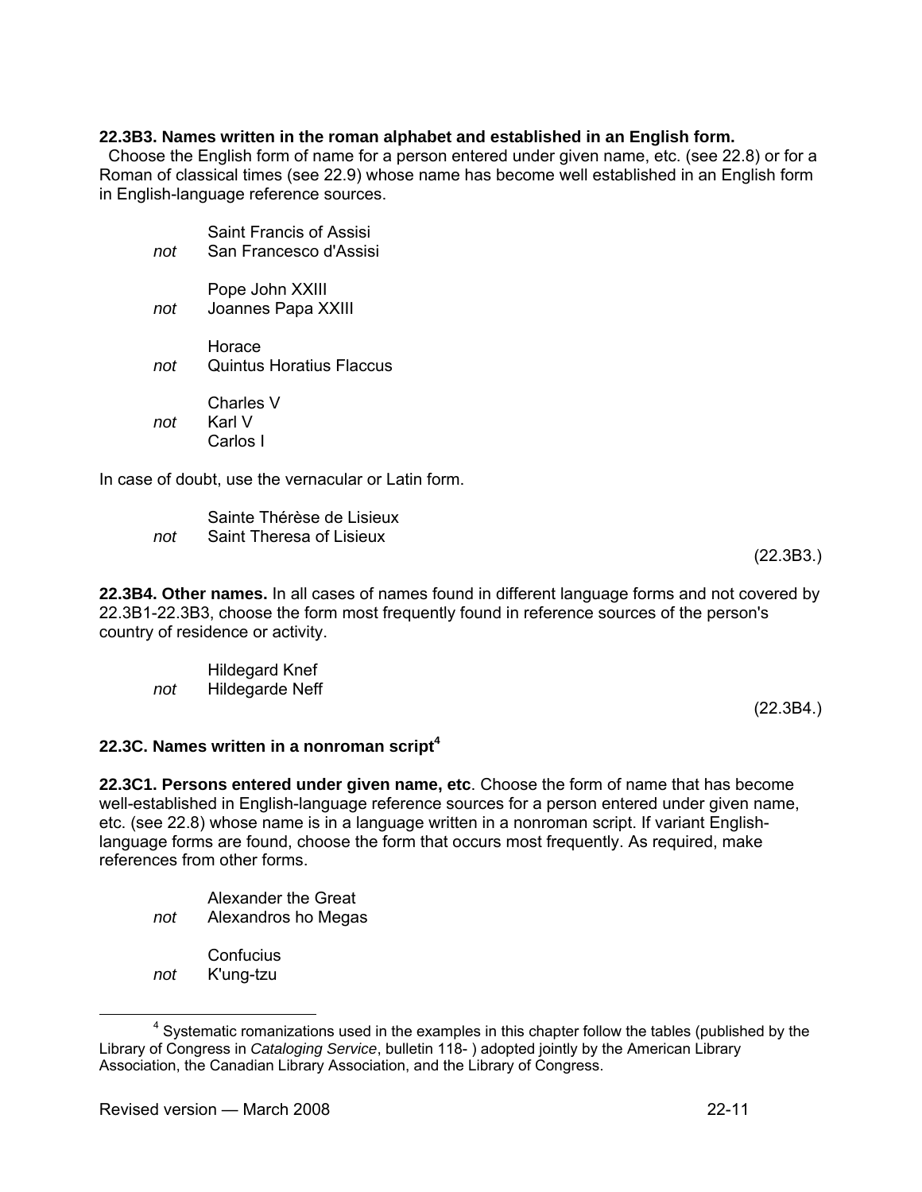**22.3B3. Names written in the roman alphabet and established in an English form.**
Choose the English form of name for a person entered under given name, etc. (see 22.8) or for a Roman of classical times (see 22.9) whose name has become well established in an English form in English-language reference sources.

Saint Francis of Assisi
*not* San Francesco d'Assisi

Pope John XXIII
*not* Joannes Papa XXIII

Horace
*not* Quintus Horatius Flaccus

Charles V
*not* Karl V
Carlos I

In case of doubt, use the vernacular or Latin form.

Sainte Thérèse de Lisieux
*not* Saint Theresa of Lisieux

(22.3B3.)

**22.3B4. Other names.** In all cases of names found in different language forms and not covered by 22.3B1-22.3B3, choose the form most frequently found in reference sources of the person's country of residence or activity.

Hildegard Knef
*not* Hildegarde Neff

(22.3B4.)

**22.3C. Names written in a nonroman script**[4]

**22.3C1. Persons entered under given name, etc**. Choose the form of name that has become well-established in English-language reference sources for a person entered under given name, etc. (see 22.8) whose name is in a language written in a nonroman script. If variant English-language forms are found, choose the form that occurs most frequently. As required, make references from other forms.

Alexander the Great
*not* Alexandros ho Megas

Confucius
*not* K'ung-tzu

[4] Systematic romanizations used in the examples in this chapter follow the tables (published by the Library of Congress in *Cataloging Service*, bulletin 118- ) adopted jointly by the American Library Association, the Canadian Library Association, and the Library of Congress.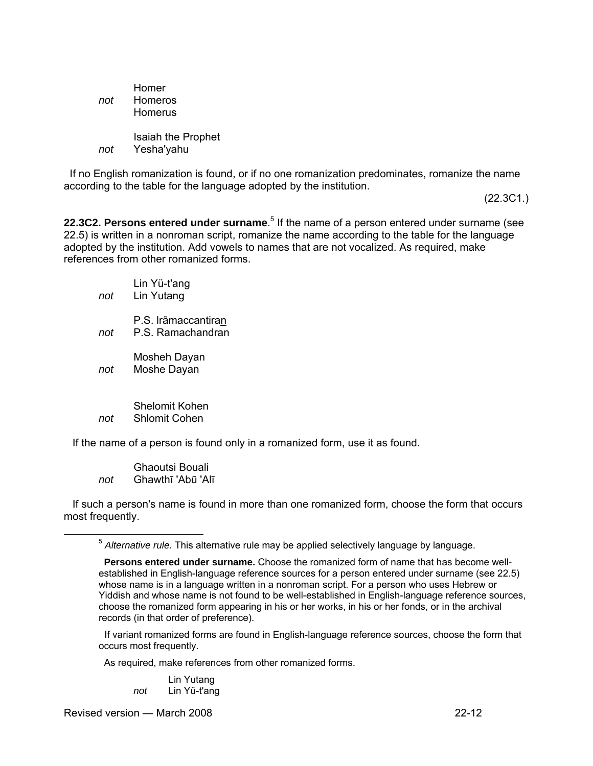Homer
*not* Homeros
Homerus

Isaiah the Prophet
*not* Yesha'yahu

If no English romanization is found, or if no one romanization predominates, romanize the name according to the table for the language adopted by the institution.

(22.3C1.)

**22.3C2. Persons entered under surname**.[5] If the name of a person entered under surname (see 22.5) is written in a nonroman script, romanize the name according to the table for the language adopted by the institution. Add vowels to names that are not vocalized. As required, make references from other romanized forms.

Lin Yü-t'ang
*not* Lin Yutang

P.S. Irãmaccantira<u>n</u>
*not* P.S. Ramachandran

Mosheh Dayan
*not* Moshe Dayan

Shelomit Kohen
*not* Shlomit Cohen

If the name of a person is found only in a romanized form, use it as found.

Ghaoutsi Bouali
*not* Ghawthī 'Abū 'Alī

If such a person's name is found in more than one romanized form, choose the form that occurs most frequently.

---

[5] *Alternative rule.* This alternative rule may be applied selectively language by language.

**Persons entered under surname.** Choose the romanized form of name that has become well-established in English-language reference sources for a person entered under surname (see 22.5) whose name is in a language written in a nonroman script. For a person who uses Hebrew or Yiddish and whose name is not found to be well-established in English-language reference sources, choose the romanized form appearing in his or her works, in his or her fonds, or in the archival records (in that order of preference).

If variant romanized forms are found in English-language reference sources, choose the form that occurs most frequently.

As required, make references from other romanized forms.

Lin Yutang
*not* Lin Yü-t'ang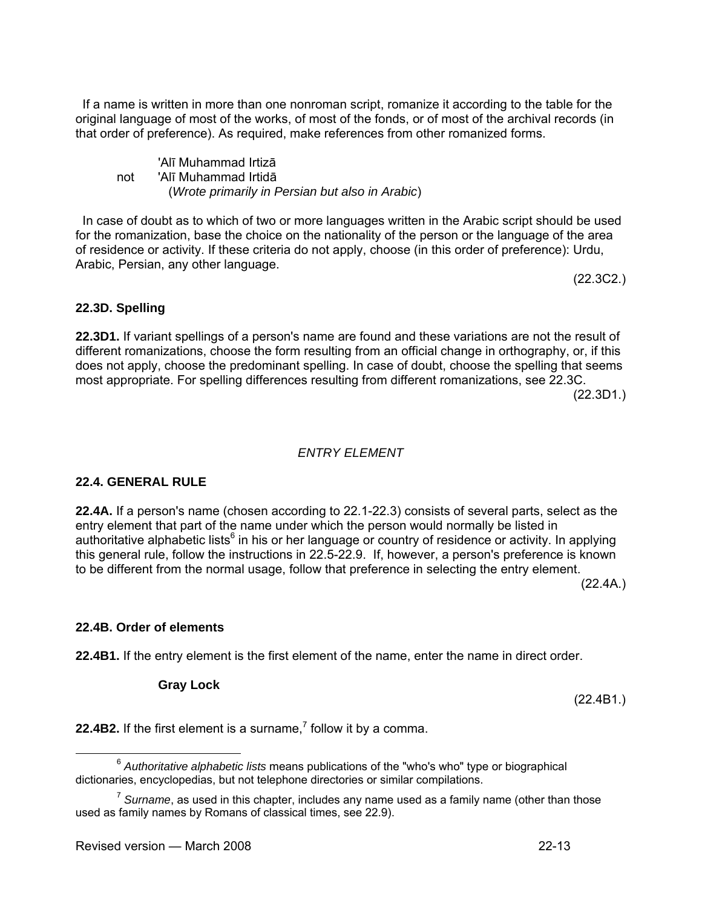If a name is written in more than one nonroman script, romanize it according to the table for the original language of most of the works, of most of the fonds, or of most of the archival records (in that order of preference). As required, make references from other romanized forms.

'Alī Muhammad Irtizā  
not 'Alī Muhammad Irtidā  
(*Wrote primarily in Persian but also in Arabic*)

In case of doubt as to which of two or more languages written in the Arabic script should be used for the romanization, base the choice on the nationality of the person or the language of the area of residence or activity. If these criteria do not apply, choose (in this order of preference): Urdu, Arabic, Persian, any other language.

(22.3C2.)

### 22.3D. Spelling

**22.3D1.** If variant spellings of a person's name are found and these variations are not the result of different romanizations, choose the form resulting from an official change in orthography, or, if this does not apply, choose the predominant spelling. In case of doubt, choose the spelling that seems most appropriate. For spelling differences resulting from different romanizations, see 22.3C.

(22.3D1.)

*ENTRY ELEMENT*

### 22.4. GENERAL RULE

**22.4A.** If a person's name (chosen according to 22.1-22.3) consists of several parts, select as the entry element that part of the name under which the person would normally be listed in authoritative alphabetic lists[6] in his or her language or country of residence or activity. In applying this general rule, follow the instructions in 22.5-22.9. If, however, a person's preference is known to be different from the normal usage, follow that preference in selecting the entry element.

(22.4A.)

### 22.4B. Order of elements

**22.4B1.** If the entry element is the first element of the name, enter the name in direct order.

**Gray Lock**

(22.4B1.)

**22.4B2.** If the first element is a surname,[7] follow it by a comma.

---

[6] *Authoritative alphabetic lists* means publications of the "who's who" type or biographical dictionaries, encyclopedias, but not telephone directories or similar compilations.

[7] *Surname*, as used in this chapter, includes any name used as a family name (other than those used as family names by Romans of classical times, see 22.9).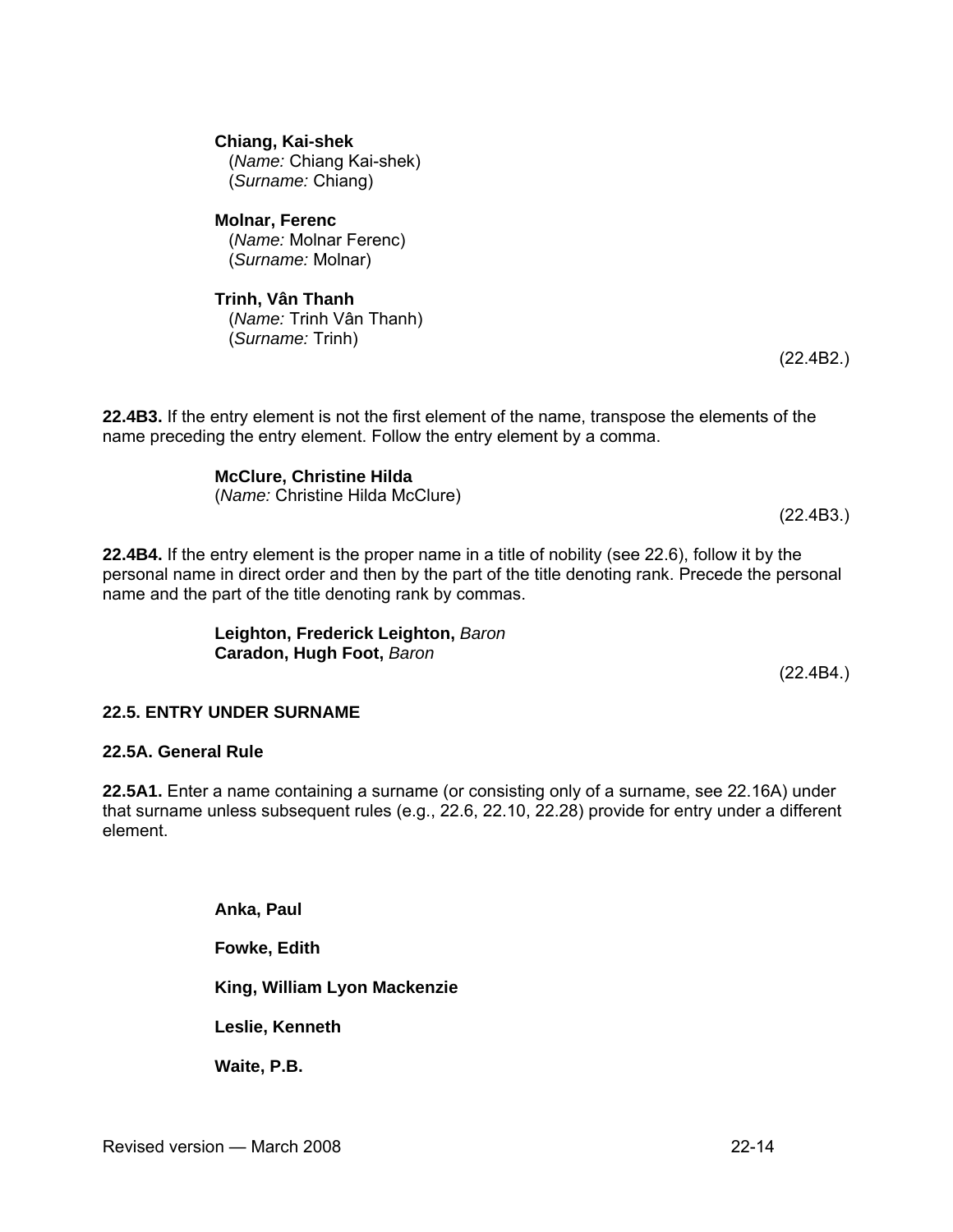**Chiang, Kai-shek**
(*Name:* Chiang Kai-shek)
(*Surname:* Chiang)

**Molnar, Ferenc**
(*Name:* Molnar Ferenc)
(*Surname:* Molnar)

**Trinh, Vân Thanh**
(*Name:* Trinh Vân Thanh)
(*Surname:* Trinh)

(22.4B2.)

**22.4B3.** If the entry element is not the first element of the name, transpose the elements of the name preceding the entry element. Follow the entry element by a comma.

**McClure, Christine Hilda**
(*Name:* Christine Hilda McClure)

(22.4B3.)

**22.4B4.** If the entry element is the proper name in a title of nobility (see 22.6), follow it by the personal name in direct order and then by the part of the title denoting rank. Precede the personal name and the part of the title denoting rank by commas.

**Leighton, Frederick Leighton,** *Baron*
**Caradon, Hugh Foot,** *Baron*

(22.4B4.)

### 22.5. ENTRY UNDER SURNAME

#### 22.5A. General Rule

**22.5A1.** Enter a name containing a surname (or consisting only of a surname, see 22.16A) under that surname unless subsequent rules (e.g., 22.6, 22.10, 22.28) provide for entry under a different element.

**Anka, Paul**

**Fowke, Edith**

**King, William Lyon Mackenzie**

**Leslie, Kenneth**

**Waite, P.B.**

Revised version — March 2008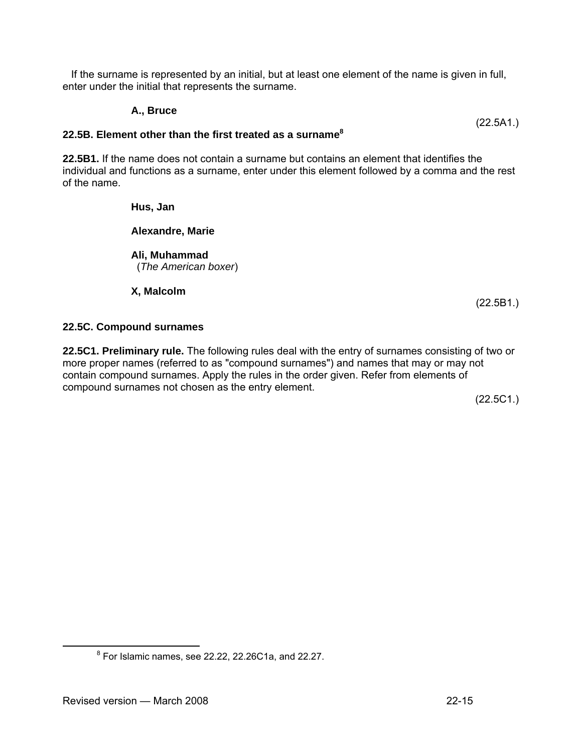If the surname is represented by an initial, but at least one element of the name is given in full, enter under the initial that represents the surname.

**A., Bruce**

(22.5A1.)

### 22.5B. Element other than the first treated as a surname[8]

**22.5B1.** If the name does not contain a surname but contains an element that identifies the individual and functions as a surname, enter under this element followed by a comma and the rest of the name.

**Hus, Jan**

**Alexandre, Marie**

**Ali, Muhammad**
(*The American boxer*)

**X, Malcolm**

(22.5B1.)

### 22.5C. Compound surnames

**22.5C1. Preliminary rule.** The following rules deal with the entry of surnames consisting of two or more proper names (referred to as "compound surnames") and names that may or may not contain compound surnames. Apply the rules in the order given. Refer from elements of compound surnames not chosen as the entry element.

(22.5C1.)

[8] For Islamic names, see 22.22, 22.26C1a, and 22.27.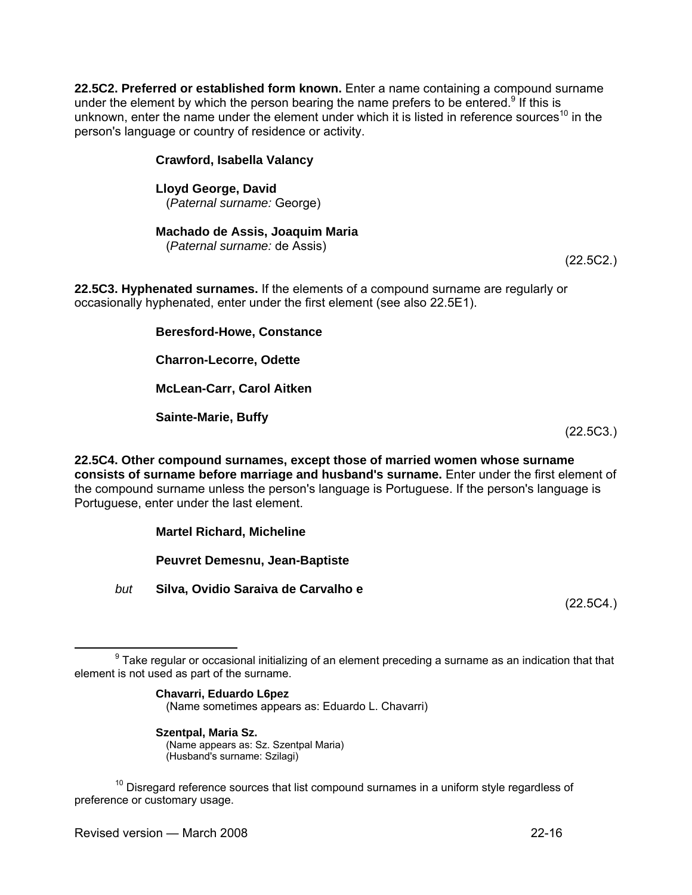**22.5C2. Preferred or established form known.** Enter a name containing a compound surname under the element by which the person bearing the name prefers to be entered.[9] If this is unknown, enter the name under the element under which it is listed in reference sources[10] in the person's language or country of residence or activity.

> **Crawford, Isabella Valancy**
>
> **Lloyd George, David**
> (*Paternal surname:* George)
>
> **Machado de Assis, Joaquim Maria**
> (*Paternal surname:* de Assis)

(22.5C2.)

**22.5C3. Hyphenated surnames.** If the elements of a compound surname are regularly or occasionally hyphenated, enter under the first element (see also 22.5E1).

> **Beresford-Howe, Constance**
>
> **Charron-Lecorre, Odette**
>
> **McLean-Carr, Carol Aitken**
>
> **Sainte-Marie, Buffy**

(22.5C3.)

**22.5C4. Other compound surnames, except those of married women whose surname consists of surname before marriage and husband's surname.** Enter under the first element of the compound surname unless the person's language is Portuguese. If the person's language is Portuguese, enter under the last element.

> **Martel Richard, Micheline**
>
> **Peuvret Demesnu, Jean-Baptiste**
>
> *but* **Silva, Ovidio Saraiva de Carvalho e**

(22.5C4.)

---

[9] Take regular or occasional initializing of an element preceding a surname as an indication that that element is not used as part of the surname.

> **Chavarri, Eduardo L6pez**
> (Name sometimes appears as: Eduardo L. Chavarri)
>
> **Szentpal, Maria Sz.**
> (Name appears as: Sz. Szentpal Maria)
> (Husband's surname: Szilagi)

[10] Disregard reference sources that list compound surnames in a uniform style regardless of preference or customary usage.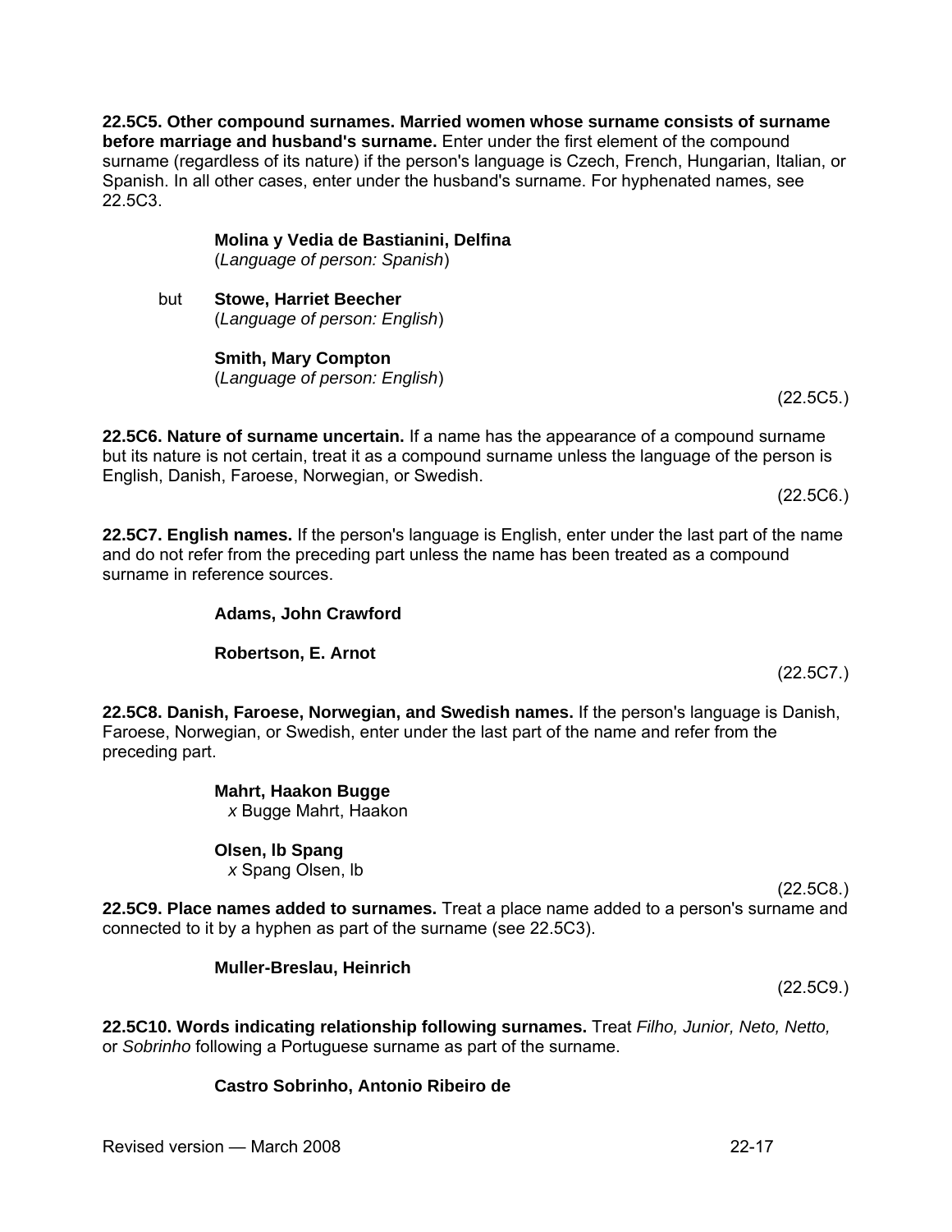**22.5C5. Other compound surnames. Married women whose surname consists of surname before marriage and husband's surname.** Enter under the first element of the compound surname (regardless of its nature) if the person's language is Czech, French, Hungarian, Italian, or Spanish. In all other cases, enter under the husband's surname. For hyphenated names, see 22.5C3.

> **Molina y Vedia de Bastianini, Delfina**
> (*Language of person: Spanish*)

but

> **Stowe, Harriet Beecher**
> (*Language of person: English*)
>
> **Smith, Mary Compton**
> (*Language of person: English*)

(22.5C5.)

**22.5C6. Nature of surname uncertain.** If a name has the appearance of a compound surname but its nature is not certain, treat it as a compound surname unless the language of the person is English, Danish, Faroese, Norwegian, or Swedish.

(22.5C6.)

**22.5C7. English names.** If the person's language is English, enter under the last part of the name and do not refer from the preceding part unless the name has been treated as a compound surname in reference sources.

> **Adams, John Crawford**
>
> **Robertson, E. Arnot**

(22.5C7.)

**22.5C8. Danish, Faroese, Norwegian, and Swedish names.** If the person's language is Danish, Faroese, Norwegian, or Swedish, enter under the last part of the name and refer from the preceding part.

> **Mahrt, Haakon Bugge**
> *x* Bugge Mahrt, Haakon
>
> **Olsen, Ib Spang**
> *x* Spang Olsen, Ib

(22.5C8.)

**22.5C9. Place names added to surnames.** Treat a place name added to a person's surname and connected to it by a hyphen as part of the surname (see 22.5C3).

> **Muller-Breslau, Heinrich**

(22.5C9.)

**22.5C10. Words indicating relationship following surnames.** Treat *Filho, Junior, Neto, Netto,* or *Sobrinho* following a Portuguese surname as part of the surname.

> **Castro Sobrinho, Antonio Ribeiro de**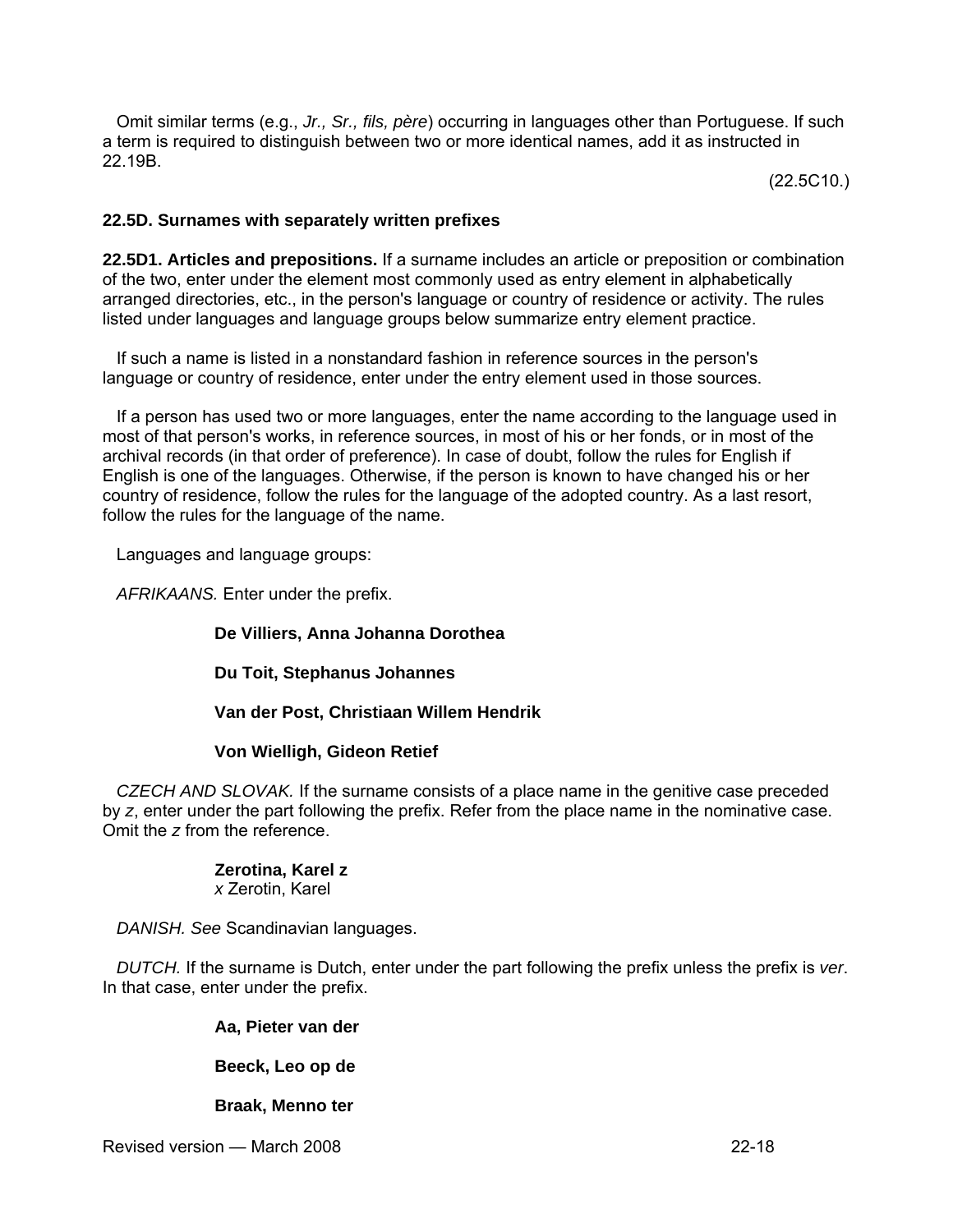Omit similar terms (e.g., *Jr., Sr., fils, père*) occurring in languages other than Portuguese. If such a term is required to distinguish between two or more identical names, add it as instructed in 22.19B.

(22.5C10.)

**22.5D. Surnames with separately written prefixes**

**22.5D1. Articles and prepositions.** If a surname includes an article or preposition or combination of the two, enter under the element most commonly used as entry element in alphabetically arranged directories, etc., in the person's language or country of residence or activity. The rules listed under languages and language groups below summarize entry element practice.

If such a name is listed in a nonstandard fashion in reference sources in the person's language or country of residence, enter under the entry element used in those sources.

If a person has used two or more languages, enter the name according to the language used in most of that person's works, in reference sources, in most of his or her fonds, or in most of the archival records (in that order of preference). In case of doubt, follow the rules for English if English is one of the languages. Otherwise, if the person is known to have changed his or her country of residence, follow the rules for the language of the adopted country. As a last resort, follow the rules for the language of the name.

Languages and language groups:

*AFRIKAANS.* Enter under the prefix.

**De Villiers, Anna Johanna Dorothea**

**Du Toit, Stephanus Johannes**

**Van der Post, Christiaan Willem Hendrik**

**Von Wielligh, Gideon Retief**

*CZECH AND SLOVAK.* If the surname consists of a place name in the genitive case preceded by *z*, enter under the part following the prefix. Refer from the place name in the nominative case. Omit the *z* from the reference.

**Zerotina, Karel z**
*x* Zerotin, Karel

*DANISH. See* Scandinavian languages.

*DUTCH.* If the surname is Dutch, enter under the part following the prefix unless the prefix is *ver*. In that case, enter under the prefix.

**Aa, Pieter van der**

**Beeck, Leo op de**

**Braak, Menno ter**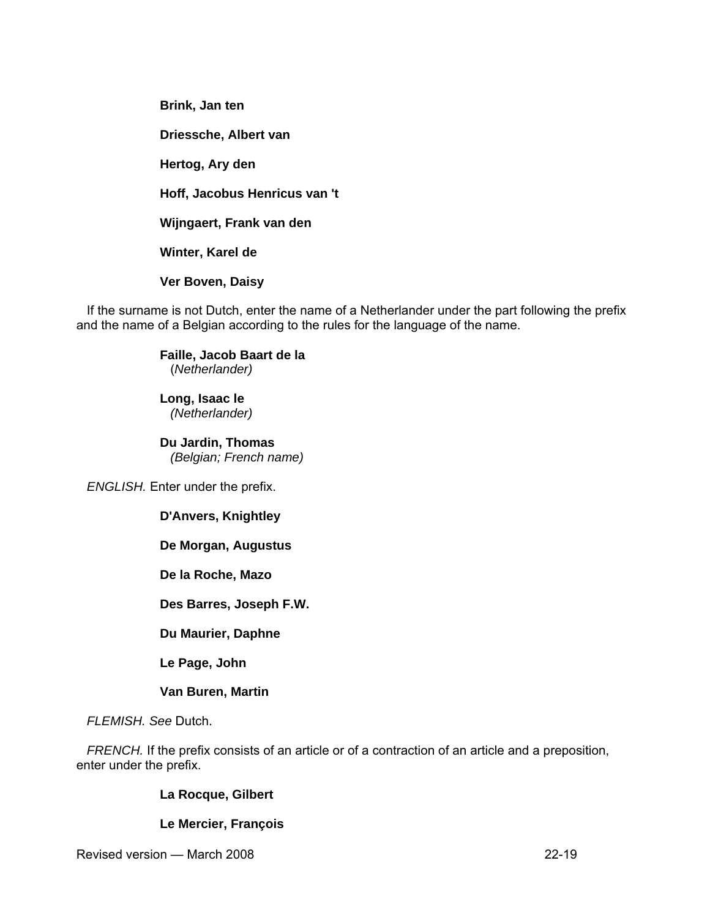**Brink, Jan ten**

**Driessche, Albert van**

**Hertog, Ary den**

**Hoff, Jacobus Henricus van 't**

**Wijngaert, Frank van den**

**Winter, Karel de**

**Ver Boven, Daisy**

If the surname is not Dutch, enter the name of a Netherlander under the part following the prefix and the name of a Belgian according to the rules for the language of the name.

**Faille, Jacob Baart de la**
(*Netherlander)*

**Long, Isaac le**
*(Netherlander)*

**Du Jardin, Thomas**
*(Belgian; French name)*

*ENGLISH.* Enter under the prefix.

**D'Anvers, Knightley**

**De Morgan, Augustus**

**De la Roche, Mazo**

**Des Barres, Joseph F.W.**

**Du Maurier, Daphne**

**Le Page, John**

**Van Buren, Martin**

*FLEMISH. See* Dutch.

*FRENCH.* If the prefix consists of an article or of a contraction of an article and a preposition, enter under the prefix.

**La Rocque, Gilbert**

**Le Mercier, François**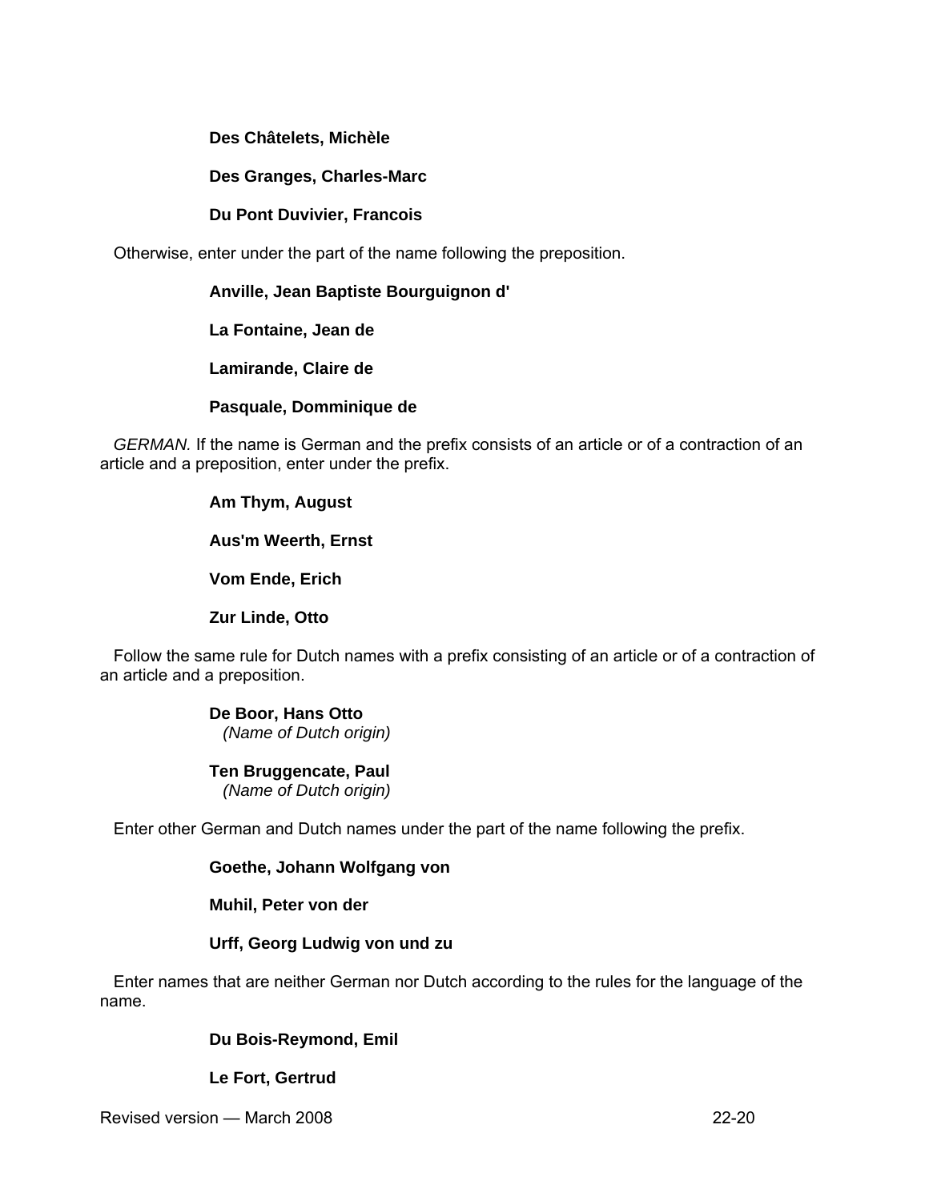**Des Châtelets, Michèle**

**Des Granges, Charles-Marc**

**Du Pont Duvivier, Francois**

Otherwise, enter under the part of the name following the preposition.

**Anville, Jean Baptiste Bourguignon d'**

**La Fontaine, Jean de**

**Lamirande, Claire de**

**Pasquale, Domminique de**

*GERMAN.* If the name is German and the prefix consists of an article or of a contraction of an article and a preposition, enter under the prefix.

**Am Thym, August**

**Aus'm Weerth, Ernst**

**Vom Ende, Erich**

**Zur Linde, Otto**

Follow the same rule for Dutch names with a prefix consisting of an article or of a contraction of an article and a preposition.

**De Boor, Hans Otto**
*(Name of Dutch origin)*

**Ten Bruggencate, Paul**
*(Name of Dutch origin)*

Enter other German and Dutch names under the part of the name following the prefix.

**Goethe, Johann Wolfgang von**

**Muhil, Peter von der**

**Urff, Georg Ludwig von und zu**

Enter names that are neither German nor Dutch according to the rules for the language of the name.

**Du Bois-Reymond, Emil**

**Le Fort, Gertrud**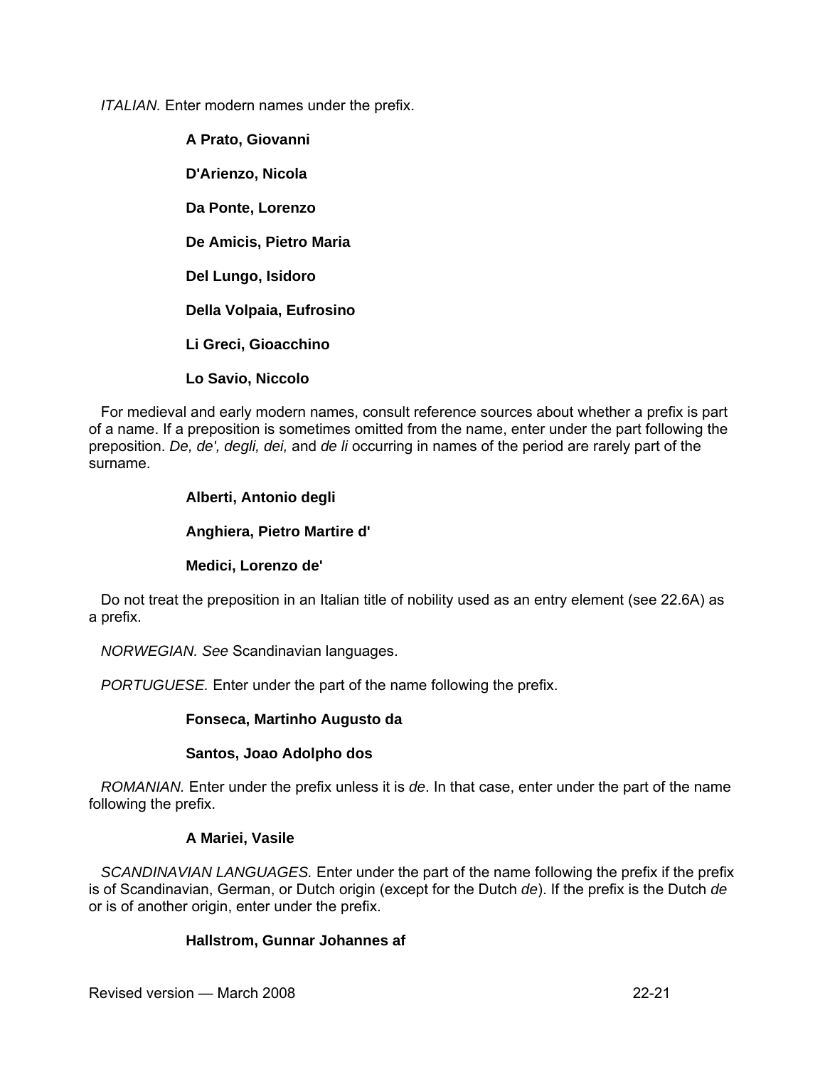*ITALIAN.* Enter modern names under the prefix.

> **A Prato, Giovanni**
>
> **D'Arienzo, Nicola**
>
> **Da Ponte, Lorenzo**
>
> **De Amicis, Pietro Maria**
>
> **Del Lungo, Isidoro**
>
> **Della Volpaia, Eufrosino**
>
> **Li Greci, Gioacchino**
>
> **Lo Savio, Niccolo**

For medieval and early modern names, consult reference sources about whether a prefix is part of a name. If a preposition is sometimes omitted from the name, enter under the part following the preposition. *De, de', degli, dei,* and *de li* occurring in names of the period are rarely part of the surname.

> **Alberti, Antonio degli**
>
> **Anghiera, Pietro Martire d'**
>
> **Medici, Lorenzo de'**

Do not treat the preposition in an Italian title of nobility used as an entry element (see 22.6A) as a prefix.

*NORWEGIAN. See* Scandinavian languages.

*PORTUGUESE.* Enter under the part of the name following the prefix.

> **Fonseca, Martinho Augusto da**
>
> **Santos, Joao Adolpho dos**

*ROMANIAN.* Enter under the prefix unless it is *de*. In that case, enter under the part of the name following the prefix.

> **A Mariei, Vasile**

*SCANDINAVIAN LANGUAGES.* Enter under the part of the name following the prefix if the prefix is of Scandinavian, German, or Dutch origin (except for the Dutch *de*). If the prefix is the Dutch *de* or is of another origin, enter under the prefix.

> **Hallstrom, Gunnar Johannes af**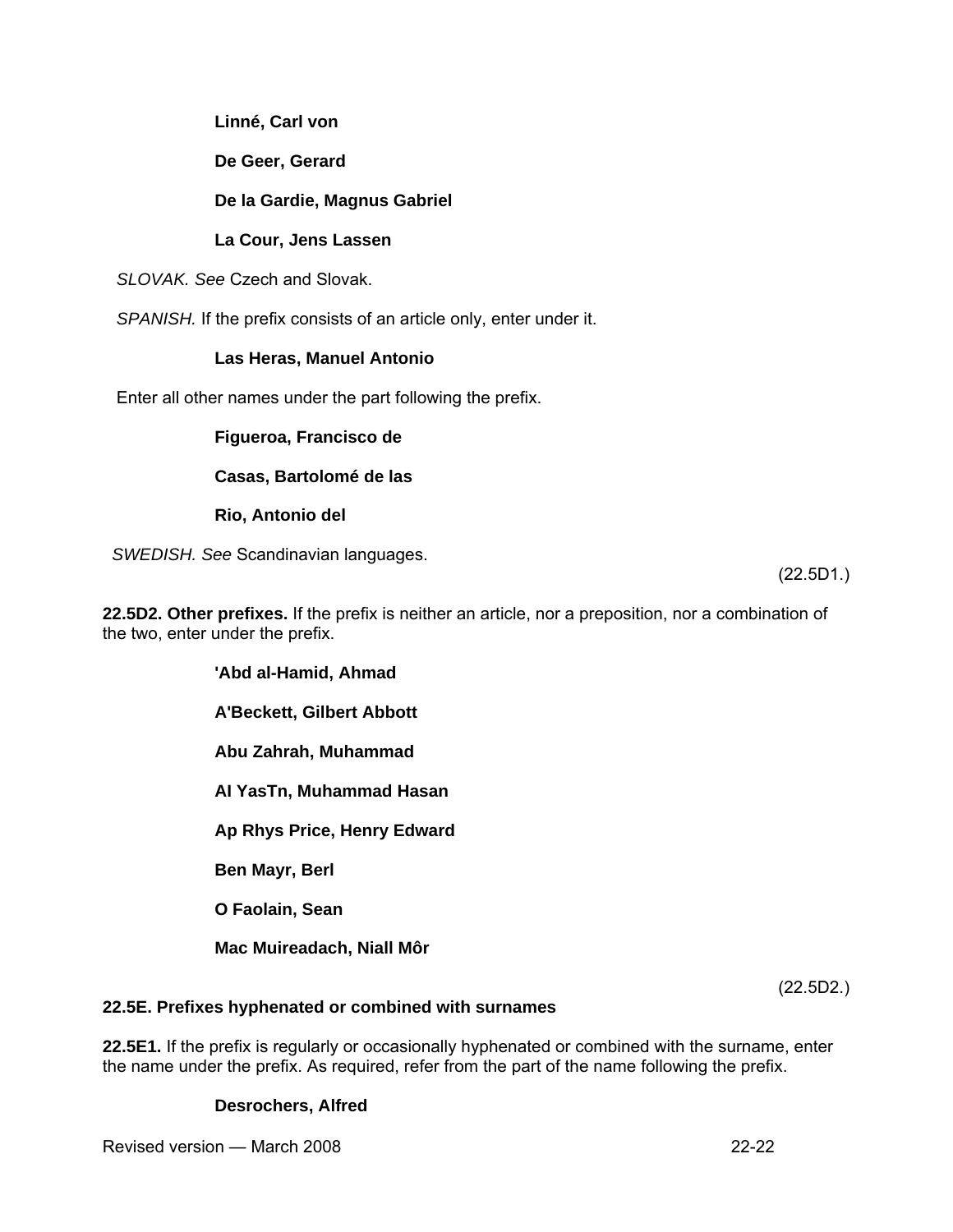**Linné, Carl von**

**De Geer, Gerard**

**De la Gardie, Magnus Gabriel**

**La Cour, Jens Lassen**

*SLOVAK. See* Czech and Slovak.

*SPANISH.* If the prefix consists of an article only, enter under it.

**Las Heras, Manuel Antonio**

Enter all other names under the part following the prefix.

**Figueroa, Francisco de**

**Casas, Bartolomé de las**

**Rio, Antonio del**

*SWEDISH. See* Scandinavian languages.

(22.5D1.)

**22.5D2. Other prefixes.** If the prefix is neither an article, nor a preposition, nor a combination of the two, enter under the prefix.

**'Abd al-Hamid, Ahmad**

**A'Beckett, Gilbert Abbott**

**Abu Zahrah, Muhammad**

**Al YasTn, Muhammad Hasan**

**Ap Rhys Price, Henry Edward**

**Ben Mayr, Berl**

**O Faolain, Sean**

**Mac Muireadach, Niall Môr**

(22.5D2.)

**22.5E. Prefixes hyphenated or combined with surnames**

**22.5E1.** If the prefix is regularly or occasionally hyphenated or combined with the surname, enter the name under the prefix. As required, refer from the part of the name following the prefix.

**Desrochers, Alfred**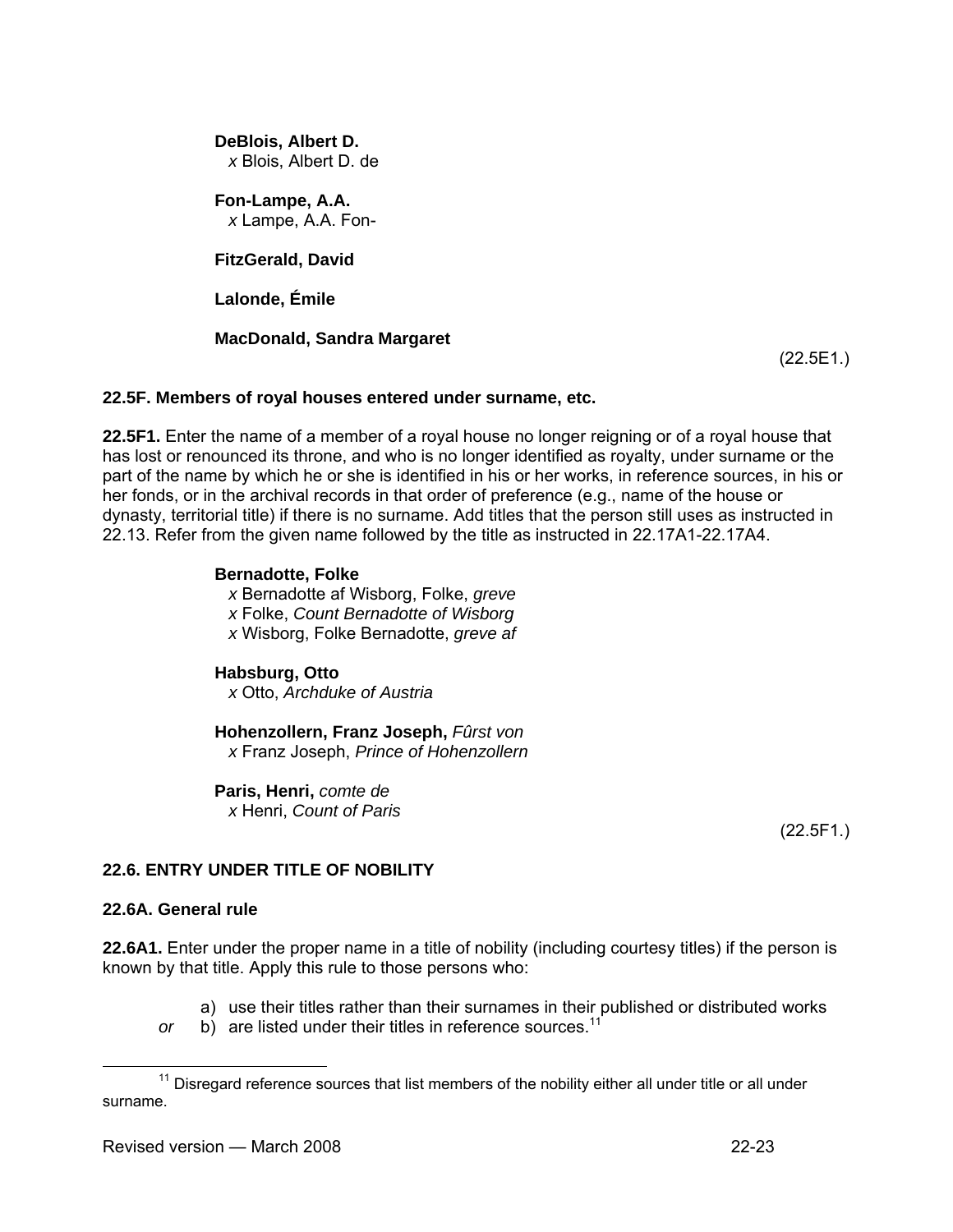**DeBlois, Albert D.**
*x* Blois, Albert D. de

**Fon-Lampe, A.A.**
*x* Lampe, A.A. Fon-

**FitzGerald, David**

**Lalonde, Émile**

**MacDonald, Sandra Margaret**

(22.5E1.)

### 22.5F. Members of royal houses entered under surname, etc.

**22.5F1.** Enter the name of a member of a royal house no longer reigning or of a royal house that has lost or renounced its throne, and who is no longer identified as royalty, under surname or the part of the name by which he or she is identified in his or her works, in reference sources, in his or her fonds, or in the archival records in that order of preference (e.g., name of the house or dynasty, territorial title) if there is no surname. Add titles that the person still uses as instructed in 22.13. Refer from the given name followed by the title as instructed in 22.17A1-22.17A4.

**Bernadotte, Folke**
*x* Bernadotte af Wisborg, Folke, *greve*
*x* Folke, *Count Bernadotte of Wisborg*
*x* Wisborg, Folke Bernadotte, *greve af*

**Habsburg, Otto**
*x* Otto, *Archduke of Austria*

**Hohenzollern, Franz Joseph,** *Fûrst von*
*x* Franz Joseph, *Prince of Hohenzollern*

**Paris, Henri,** *comte de*
*x* Henri, *Count of Paris*

(22.5F1.)

## 22.6. ENTRY UNDER TITLE OF NOBILITY

### 22.6A. General rule

**22.6A1.** Enter under the proper name in a title of nobility (including courtesy titles) if the person is known by that title. Apply this rule to those persons who:

a) use their titles rather than their surnames in their published or distributed works

*or* b) are listed under their titles in reference sources.[11]

[11] Disregard reference sources that list members of the nobility either all under title or all under surname.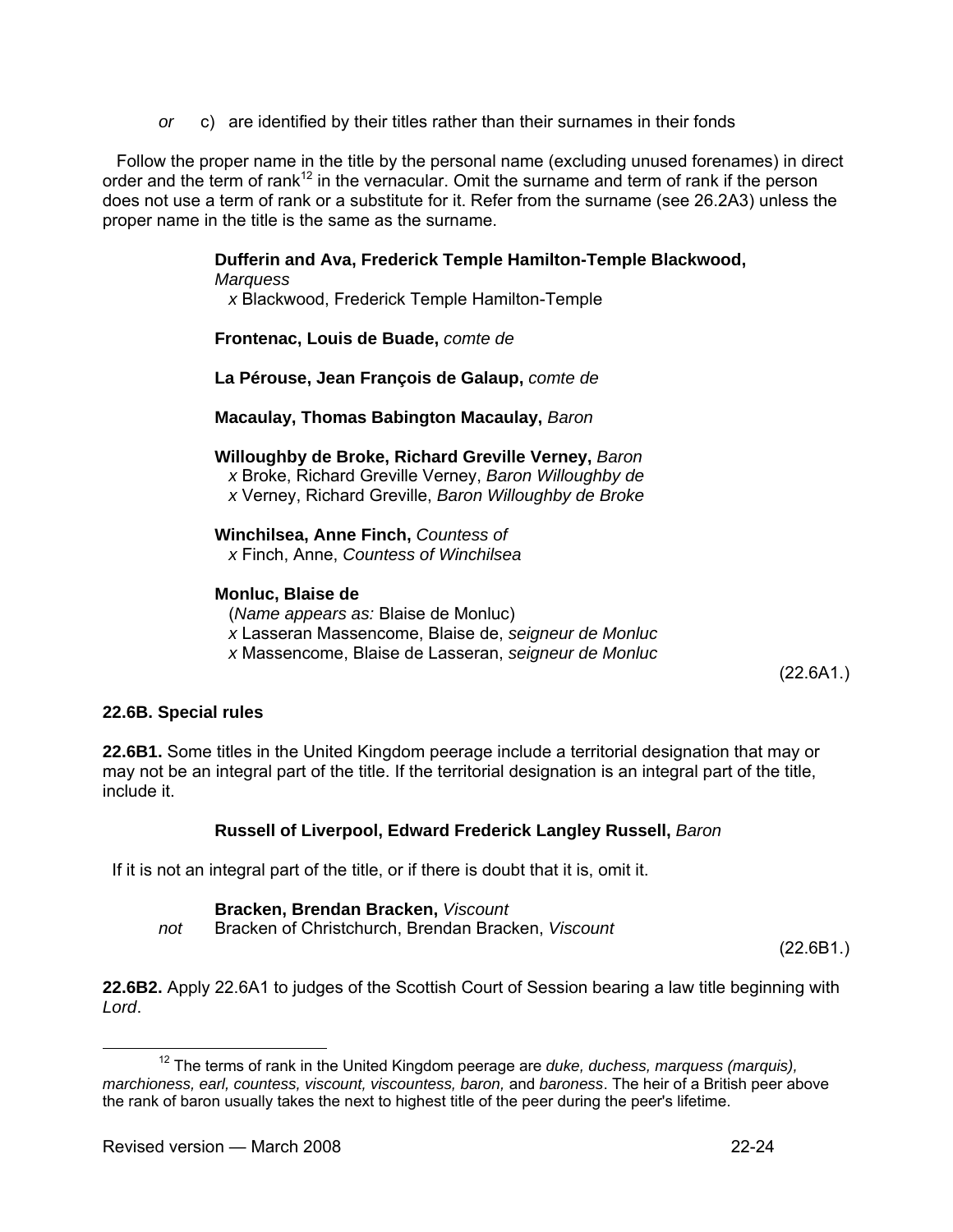*or* c) are identified by their titles rather than their surnames in their fonds

Follow the proper name in the title by the personal name (excluding unused forenames) in direct order and the term of rank[12] in the vernacular. Omit the surname and term of rank if the person does not use a term of rank or a substitute for it. Refer from the surname (see 26.2A3) unless the proper name in the title is the same as the surname.

> **Dufferin and Ava, Frederick Temple Hamilton-Temple Blackwood,** *Marquess*
> *x* Blackwood, Frederick Temple Hamilton-Temple
>
> **Frontenac, Louis de Buade,** *comte de*
>
> **La Pérouse, Jean François de Galaup,** *comte de*
>
> **Macaulay, Thomas Babington Macaulay,** *Baron*
>
> **Willoughby de Broke, Richard Greville Verney,** *Baron*
> *x* Broke, Richard Greville Verney, *Baron Willoughby de*
> *x* Verney, Richard Greville, *Baron Willoughby de Broke*
>
> **Winchilsea, Anne Finch,** *Countess of*
> *x* Finch, Anne, *Countess of Winchilsea*
>
> **Monluc, Blaise de**
> (*Name appears as:* Blaise de Monluc)
> *x* Lasseran Massencome, Blaise de, *seigneur de Monluc*
> *x* Massencome, Blaise de Lasseran, *seigneur de Monluc*

(22.6A1.)

### 22.6B. Special rules

**22.6B1.** Some titles in the United Kingdom peerage include a territorial designation that may or may not be an integral part of the title. If the territorial designation is an integral part of the title, include it.

> **Russell of Liverpool, Edward Frederick Langley Russell,** *Baron*

If it is not an integral part of the title, or if there is doubt that it is, omit it.

> **Bracken, Brendan Bracken,** *Viscount*
> *not* Bracken of Christchurch, Brendan Bracken, *Viscount*

(22.6B1.)

**22.6B2.** Apply 22.6A1 to judges of the Scottish Court of Session bearing a law title beginning with *Lord*.

---

[12] The terms of rank in the United Kingdom peerage are *duke, duchess, marquess (marquis), marchioness, earl, countess, viscount, viscountess, baron,* and *baroness*. The heir of a British peer above the rank of baron usually takes the next to highest title of the peer during the peer's lifetime.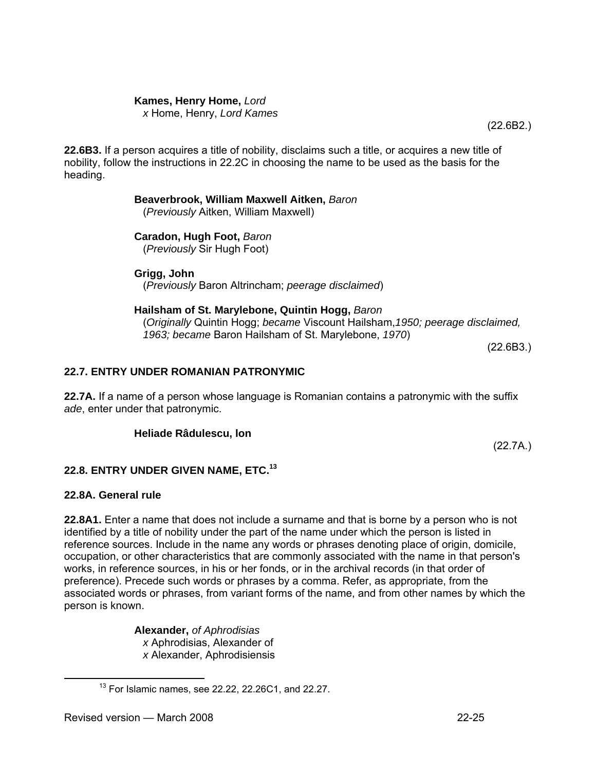**Kames, Henry Home,** *Lord*
*x* Home, Henry, *Lord Kames*

(22.6B2.)

**22.6B3.** If a person acquires a title of nobility, disclaims such a title, or acquires a new title of nobility, follow the instructions in 22.2C in choosing the name to be used as the basis for the heading.

**Beaverbrook, William Maxwell Aitken,** *Baron*
(*Previously* Aitken, William Maxwell)

**Caradon, Hugh Foot,** *Baron*
(*Previously* Sir Hugh Foot)

**Grigg, John**
(*Previously* Baron Altrincham; *peerage disclaimed*)

**Hailsham of St. Marylebone, Quintin Hogg,** *Baron*
(*Originally* Quintin Hogg; *became* Viscount Hailsham,*1950; peerage disclaimed, 1963; became* Baron Hailsham of St. Marylebone, *1970*)

(22.6B3.)

### 22.7. ENTRY UNDER ROMANIAN PATRONYMIC

**22.7A.** If a name of a person whose language is Romanian contains a patronymic with the suffix *ade*, enter under that patronymic.

**Heliade Râdulescu, Ion**

(22.7A.)

### 22.8. ENTRY UNDER GIVEN NAME, ETC.[13]

#### 22.8A. General rule

**22.8A1.** Enter a name that does not include a surname and that is borne by a person who is not identified by a title of nobility under the part of the name under which the person is listed in reference sources. Include in the name any words or phrases denoting place of origin, domicile, occupation, or other characteristics that are commonly associated with the name in that person's works, in reference sources, in his or her fonds, or in the archival records (in that order of preference). Precede such words or phrases by a comma. Refer, as appropriate, from the associated words or phrases, from variant forms of the name, and from other names by which the person is known.

**Alexander,** *of Aphrodisias*
*x* Aphrodisias, Alexander of
*x* Alexander, Aphrodisiensis

[13] For Islamic names, see 22.22, 22.26C1, and 22.27.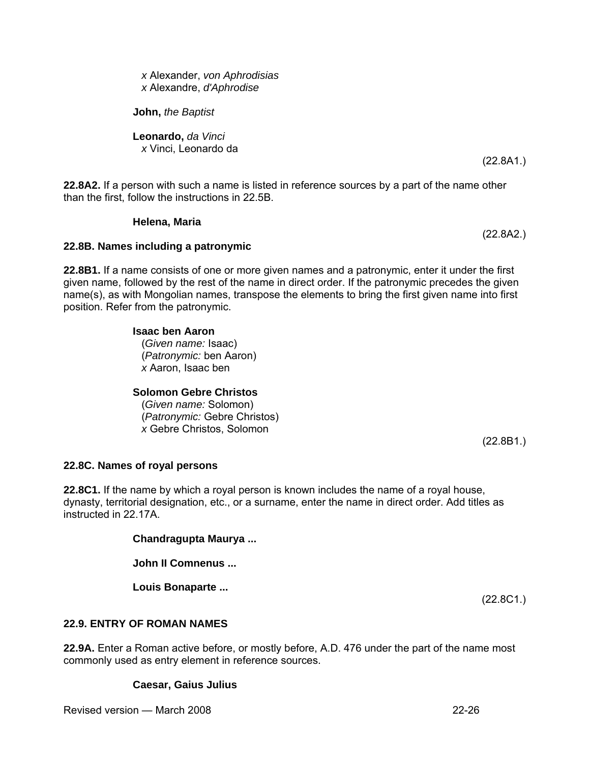*x* Alexander, *von Aphrodisias*
*x* Alexandre, *d'Aphrodise*

**John,** *the Baptist*

**Leonardo,** *da Vinci*
*x* Vinci, Leonardo da

(22.8A1.)

**22.8A2.** If a person with such a name is listed in reference sources by a part of the name other than the first, follow the instructions in 22.5B.

**Helena, Maria**

(22.8A2.)

### 22.8B. Names including a patronymic

**22.8B1.** If a name consists of one or more given names and a patronymic, enter it under the first given name, followed by the rest of the name in direct order. If the patronymic precedes the given name(s), as with Mongolian names, transpose the elements to bring the first given name into first position. Refer from the patronymic.

**Isaac ben Aaron**
(*Given name:* Isaac)
(*Patronymic:* ben Aaron)
*x* Aaron, Isaac ben

**Solomon Gebre Christos**
(*Given name:* Solomon)
(*Patronymic:* Gebre Christos)
*x* Gebre Christos, Solomon

(22.8B1.)

### 22.8C. Names of royal persons

**22.8C1.** If the name by which a royal person is known includes the name of a royal house, dynasty, territorial designation, etc., or a surname, enter the name in direct order. Add titles as instructed in 22.17A.

**Chandragupta Maurya ...**

**John II Comnenus ...**

**Louis Bonaparte ...**

(22.8C1.)

## 22.9. ENTRY OF ROMAN NAMES

**22.9A.** Enter a Roman active before, or mostly before, A.D. 476 under the part of the name most commonly used as entry element in reference sources.

**Caesar, Gaius Julius**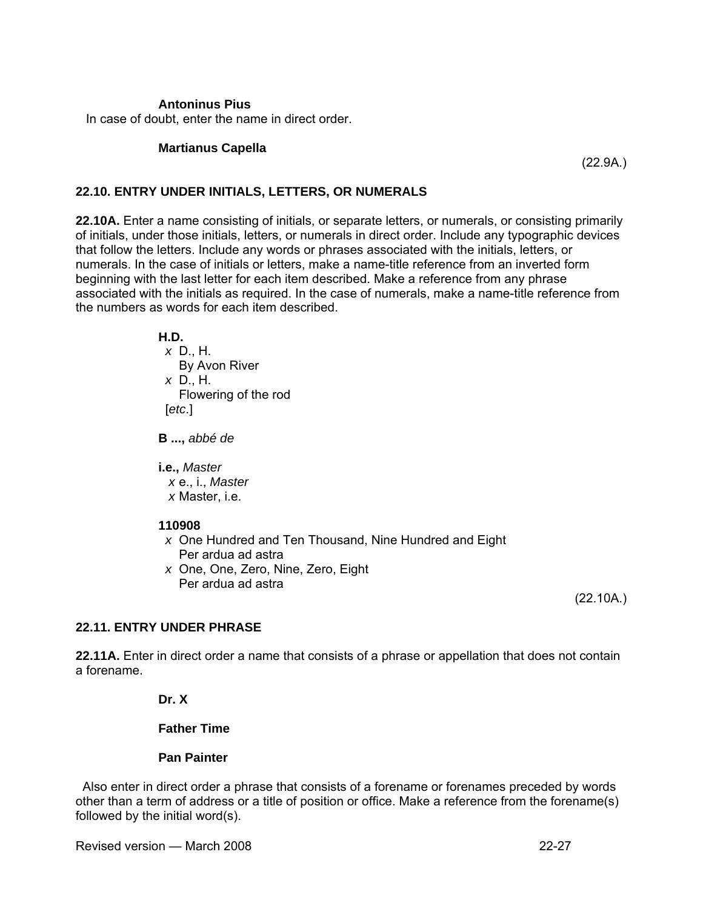**Antoninus Pius**

In case of doubt, enter the name in direct order.

**Martianus Capella**

(22.9A.)

### 22.10. ENTRY UNDER INITIALS, LETTERS, OR NUMERALS

**22.10A.** Enter a name consisting of initials, or separate letters, or numerals, or consisting primarily of initials, under those initials, letters, or numerals in direct order. Include any typographic devices that follow the letters. Include any words or phrases associated with the initials, letters, or numerals. In the case of initials or letters, make a name-title reference from an inverted form beginning with the last letter for each item described. Make a reference from any phrase associated with the initials as required. In the case of numerals, make a name-title reference from the numbers as words for each item described.

**H.D.**
*x* D., H.
By Avon River
*x* D., H.
Flowering of the rod
[*etc*.]

**B ...,** *abbé de*

**i.e.,** *Master*
*x* e., i., *Master*
*x* Master, i.e.

**110908**
*x* One Hundred and Ten Thousand, Nine Hundred and Eight
Per ardua ad astra
*x* One, One, Zero, Nine, Zero, Eight
Per ardua ad astra

(22.10A.)

### 22.11. ENTRY UNDER PHRASE

**22.11A.** Enter in direct order a name that consists of a phrase or appellation that does not contain a forename.

**Dr. X**

**Father Time**

**Pan Painter**

Also enter in direct order a phrase that consists of a forename or forenames preceded by words other than a term of address or a title of position or office. Make a reference from the forename(s) followed by the initial word(s).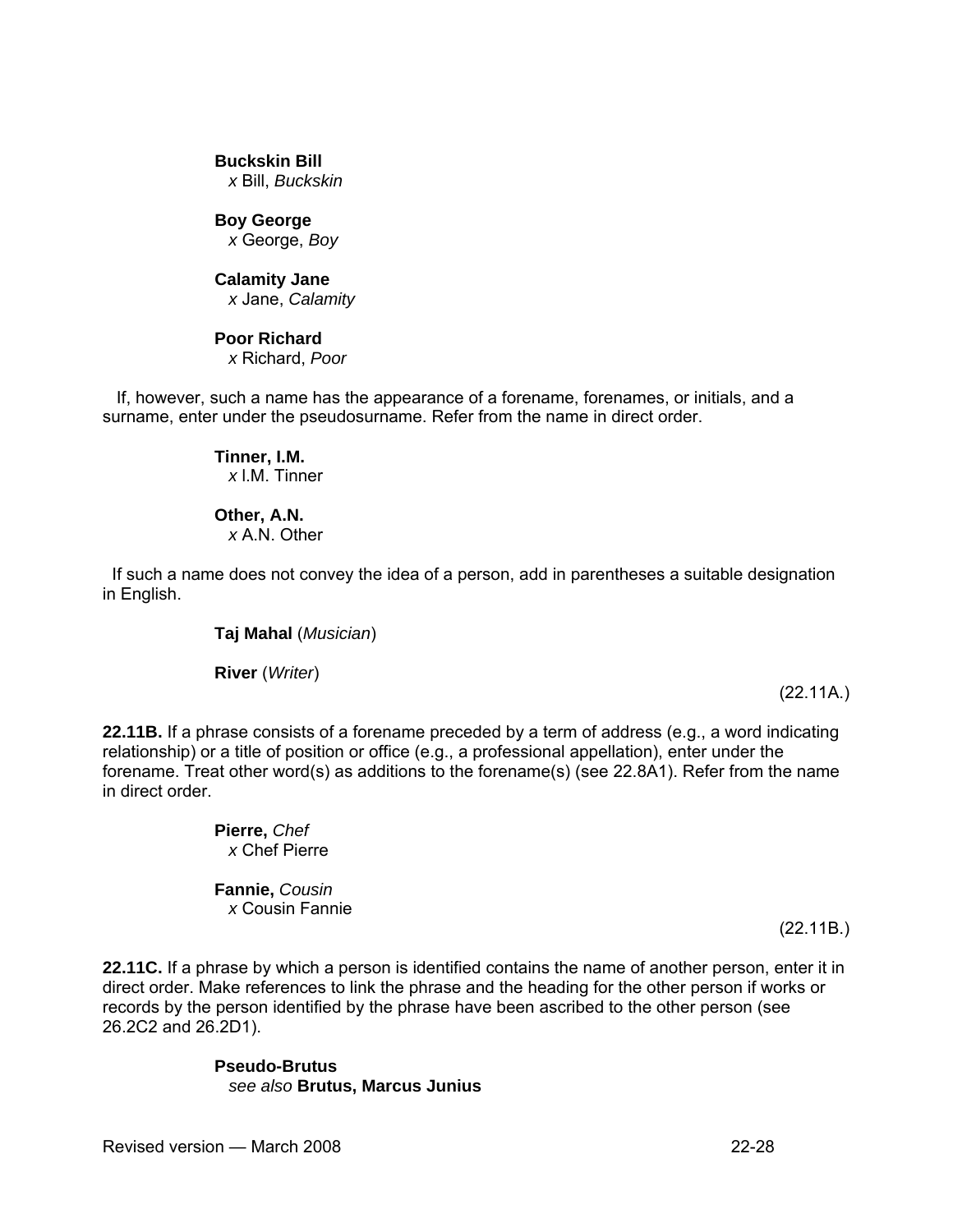**Buckskin Bill**
*x* Bill, *Buckskin*

**Boy George**
*x* George, *Boy*

**Calamity Jane**
*x* Jane, *Calamity*

**Poor Richard**
*x* Richard, *Poor*

If, however, such a name has the appearance of a forename, forenames, or initials, and a surname, enter under the pseudosurname. Refer from the name in direct order.

**Tinner, I.M.**
*x* I.M. Tinner

**Other, A.N.**
*x* A.N. Other

If such a name does not convey the idea of a person, add in parentheses a suitable designation in English.

**Taj Mahal** (*Musician*)

**River** (*Writer*)

(22.11A.)

**22.11B.** If a phrase consists of a forename preceded by a term of address (e.g., a word indicating relationship) or a title of position or office (e.g., a professional appellation), enter under the forename. Treat other word(s) as additions to the forename(s) (see 22.8A1). Refer from the name in direct order.

**Pierre,** *Chef*
*x* Chef Pierre

**Fannie,** *Cousin*
*x* Cousin Fannie

(22.11B.)

**22.11C.** If a phrase by which a person is identified contains the name of another person, enter it in direct order. Make references to link the phrase and the heading for the other person if works or records by the person identified by the phrase have been ascribed to the other person (see 26.2C2 and 26.2D1).

**Pseudo-Brutus**
*see also* **Brutus, Marcus Junius**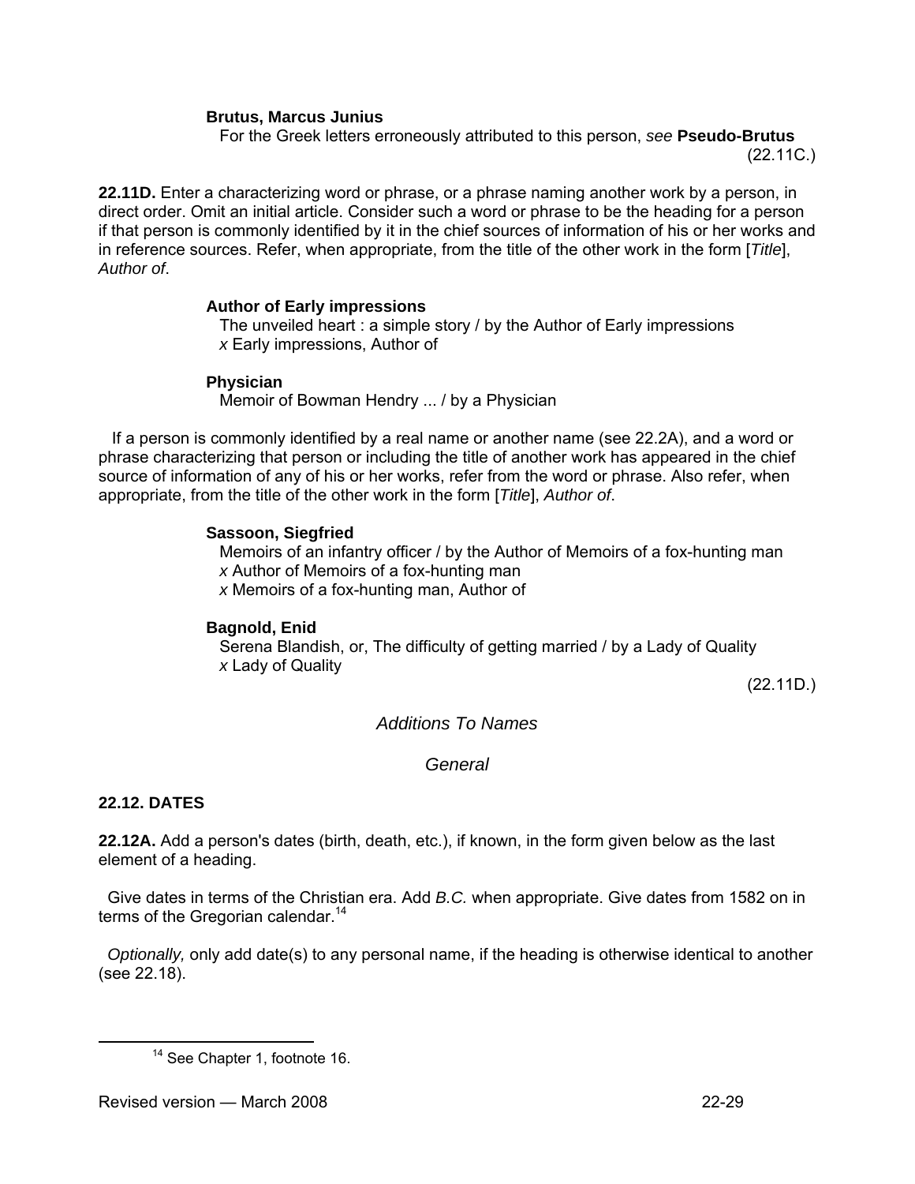**Brutus, Marcus Junius**
For the Greek letters erroneously attributed to this person, *see* **Pseudo-Brutus**

(22.11C.)

**22.11D.** Enter a characterizing word or phrase, or a phrase naming another work by a person, in direct order. Omit an initial article. Consider such a word or phrase to be the heading for a person if that person is commonly identified by it in the chief sources of information of his or her works and in reference sources. Refer, when appropriate, from the title of the other work in the form [*Title*], *Author of*.

**Author of Early impressions**
The unveiled heart : a simple story / by the Author of Early impressions
*x* Early impressions, Author of

**Physician**
Memoir of Bowman Hendry ... / by a Physician

If a person is commonly identified by a real name or another name (see 22.2A), and a word or phrase characterizing that person or including the title of another work has appeared in the chief source of information of any of his or her works, refer from the word or phrase. Also refer, when appropriate, from the title of the other work in the form [*Title*], *Author of*.

**Sassoon, Siegfried**
Memoirs of an infantry officer / by the Author of Memoirs of a fox-hunting man
*x* Author of Memoirs of a fox-hunting man
*x* Memoirs of a fox-hunting man, Author of

**Bagnold, Enid**
Serena Blandish, or, The difficulty of getting married / by a Lady of Quality
*x* Lady of Quality

(22.11D.)

## *Additions To Names*

### *General*

#### 22.12. DATES

**22.12A.** Add a person's dates (birth, death, etc.), if known, in the form given below as the last element of a heading.

Give dates in terms of the Christian era. Add *B.C.* when appropriate. Give dates from 1582 on in terms of the Gregorian calendar.[14]

*Optionally,* only add date(s) to any personal name, if the heading is otherwise identical to another (see 22.18).

[14] See Chapter 1, footnote 16.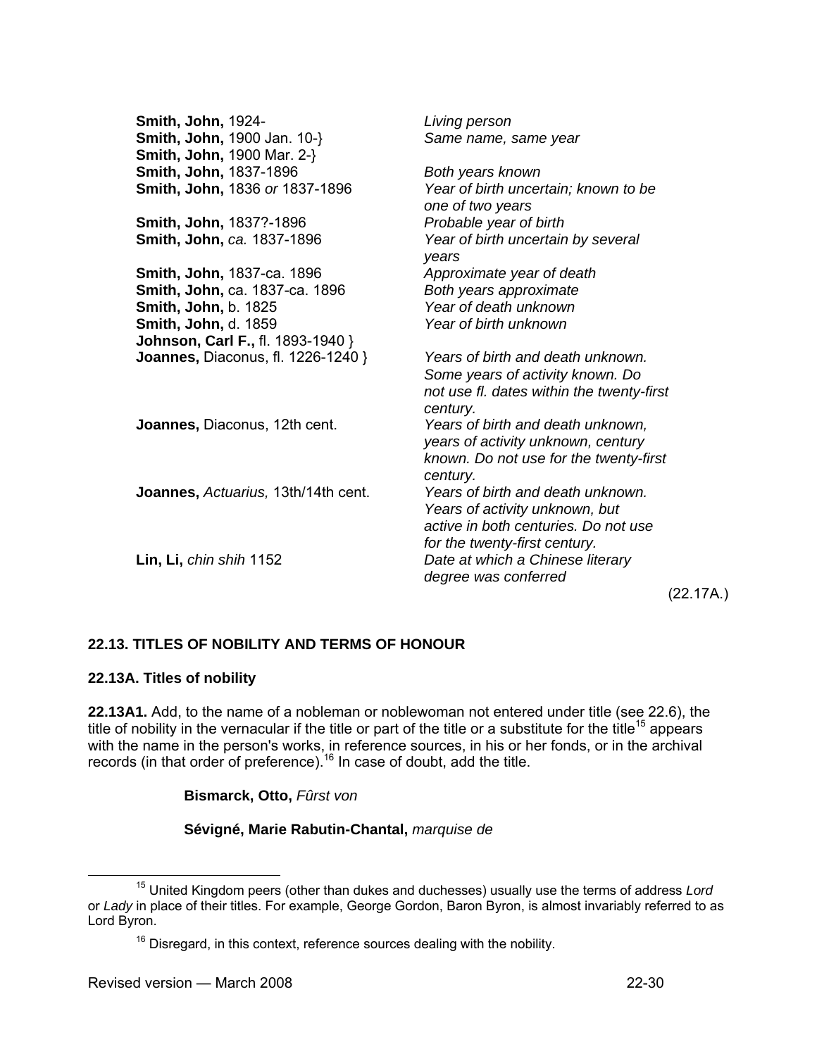| | |
|---|---|
| **Smith, John,** 1924- | *Living person* |
| **Smith, John,** 1900 Jan. 10-} | *Same name, same year* |
| **Smith, John,** 1900 Mar. 2-} | |
| **Smith, John,** 1837-1896 | *Both years known* |
| **Smith, John,** 1836 *or* 1837-1896 | *Year of birth uncertain; known to be one of two years* |
| **Smith, John,** 1837?-1896 | *Probable year of birth* |
| **Smith, John,** *ca.* 1837-1896 | *Year of birth uncertain by several years* |
| **Smith, John,** 1837-ca. 1896 | *Approximate year of death* |
| **Smith, John,** ca. 1837-ca. 1896 | *Both years approximate* |
| **Smith, John,** b. 1825 | *Year of death unknown* |
| **Smith, John,** d. 1859 | *Year of birth unknown* |
| **Johnson, Carl F.,** fl. 1893-1940 } | |
| **Joannes,** Diaconus, fl. 1226-1240 } | *Years of birth and death unknown. Some years of activity known. Do not use fl. dates within the twenty-first century.* |
| **Joannes,** Diaconus, 12th cent. | *Years of birth and death unknown, years of activity unknown, century known. Do not use for the twenty-first century.* |
| **Joannes,** *Actuarius,* 13th/14th cent. | *Years of birth and death unknown. Years of activity unknown, but active in both centuries. Do not use for the twenty-first century.* |
| **Lin, Li,** *chin shih* 1152 | *Date at which a Chinese literary degree was conferred* |

(22.17A.)

### 22.13. TITLES OF NOBILITY AND TERMS OF HONOUR

#### 22.13A. Titles of nobility

**22.13A1.** Add, to the name of a nobleman or noblewoman not entered under title (see 22.6), the title of nobility in the vernacular if the title or part of the title or a substitute for the title[15] appears with the name in the person's works, in reference sources, in his or her fonds, or in the archival records (in that order of preference).[16] In case of doubt, add the title.

**Bismarck, Otto,** *Fûrst von*

**Sévigné, Marie Rabutin-Chantal,** *marquise de*

---

[15] United Kingdom peers (other than dukes and duchesses) usually use the terms of address *Lord* or *Lady* in place of their titles. For example, George Gordon, Baron Byron, is almost invariably referred to as Lord Byron.

[16] Disregard, in this context, reference sources dealing with the nobility.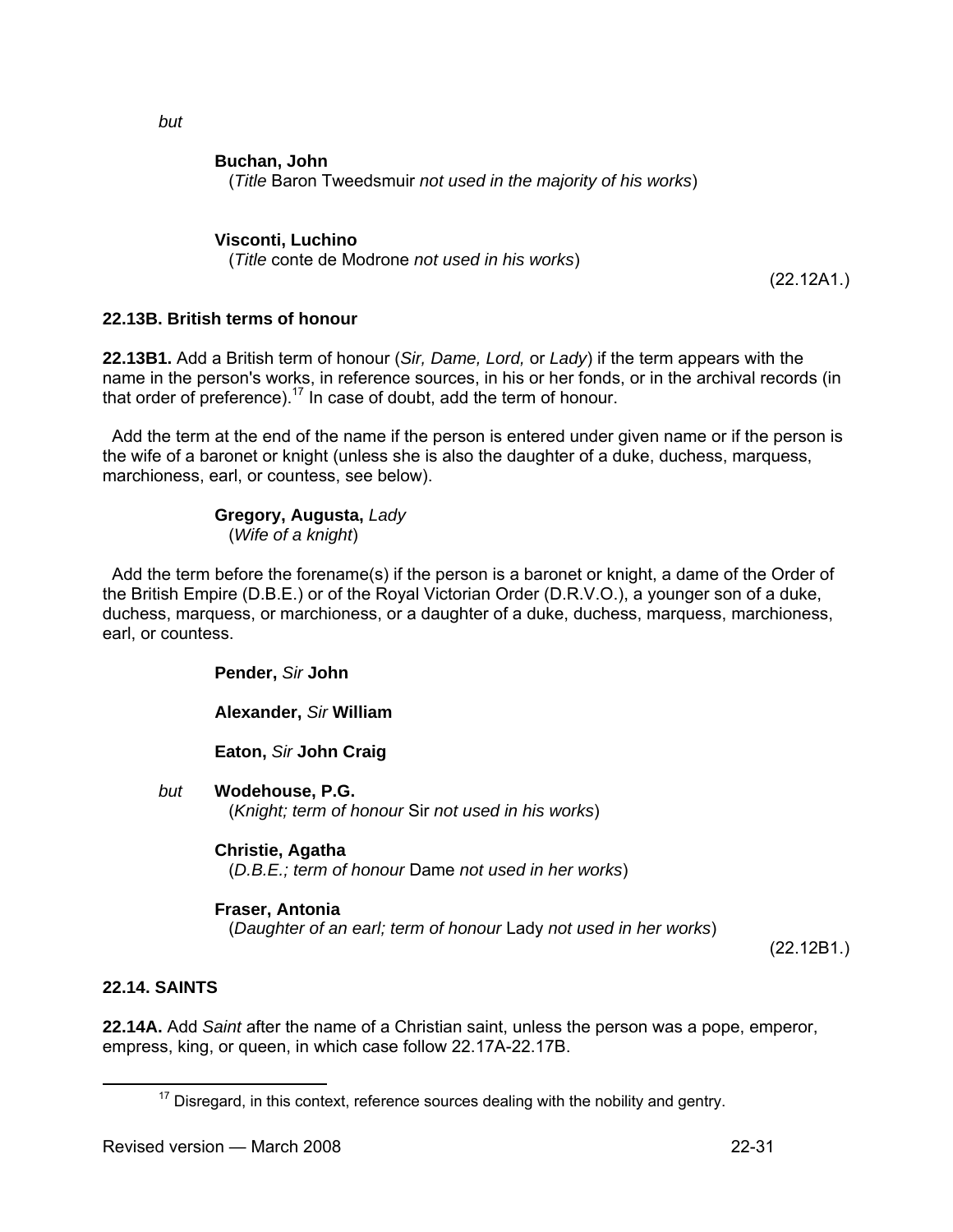*but*

**Buchan, John**
(*Title* Baron Tweedsmuir *not used in the majority of his works*)

**Visconti, Luchino**
(*Title* conte de Modrone *not used in his works*)

(22.12A1.)

### 22.13B. British terms of honour

**22.13B1.** Add a British term of honour (*Sir, Dame, Lord,* or *Lady*) if the term appears with the name in the person's works, in reference sources, in his or her fonds, or in the archival records (in that order of preference).[17] In case of doubt, add the term of honour.

Add the term at the end of the name if the person is entered under given name or if the person is the wife of a baronet or knight (unless she is also the daughter of a duke, duchess, marquess, marchioness, earl, or countess, see below).

**Gregory, Augusta,** *Lady*
(*Wife of a knight*)

Add the term before the forename(s) if the person is a baronet or knight, a dame of the Order of the British Empire (D.B.E.) or of the Royal Victorian Order (D.R.V.O.), a younger son of a duke, duchess, marquess, or marchioness, or a daughter of a duke, duchess, marquess, marchioness, earl, or countess.

**Pender,** *Sir* **John**

**Alexander,** *Sir* **William**

**Eaton,** *Sir* **John Craig**

*but* **Wodehouse, P.G.**
(*Knight; term of honour* Sir *not used in his works*)

**Christie, Agatha**
(*D.B.E.; term of honour* Dame *not used in her works*)

**Fraser, Antonia**
(*Daughter of an earl; term of honour* Lady *not used in her works*)

(22.12B1.)

### 22.14. SAINTS

**22.14A.** Add *Saint* after the name of a Christian saint, unless the person was a pope, emperor, empress, king, or queen, in which case follow 22.17A-22.17B.

---

[17] Disregard, in this context, reference sources dealing with the nobility and gentry.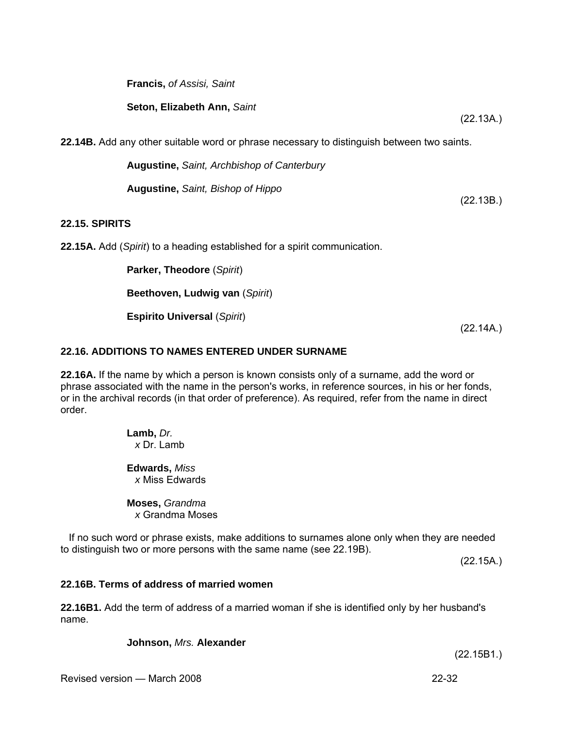**Francis,** *of Assisi, Saint*

**Seton, Elizabeth Ann,** *Saint*

(22.13A.)

**22.14B.** Add any other suitable word or phrase necessary to distinguish between two saints.

**Augustine,** *Saint, Archbishop of Canterbury*

**Augustine,** *Saint, Bishop of Hippo*

(22.13B.)

### 22.15. SPIRITS

**22.15A.** Add (*Spirit*) to a heading established for a spirit communication.

**Parker, Theodore** (*Spirit*)

**Beethoven, Ludwig van** (*Spirit*)

**Espirito Universal** (*Spirit*)

(22.14A.)

### 22.16. ADDITIONS TO NAMES ENTERED UNDER SURNAME

**22.16A.** If the name by which a person is known consists only of a surname, add the word or phrase associated with the name in the person's works, in reference sources, in his or her fonds, or in the archival records (in that order of preference). As required, refer from the name in direct order.

**Lamb,** *Dr.*
*x* Dr. Lamb

**Edwards,** *Miss*
*x* Miss Edwards

**Moses,** *Grandma*
*x* Grandma Moses

If no such word or phrase exists, make additions to surnames alone only when they are needed to distinguish two or more persons with the same name (see 22.19B).

(22.15A.)

#### 22.16B. Terms of address of married women

**22.16B1.** Add the term of address of a married woman if she is identified only by her husband's name.

**Johnson,** *Mrs.* **Alexander**

(22.15B1.)

Revised version — March 2008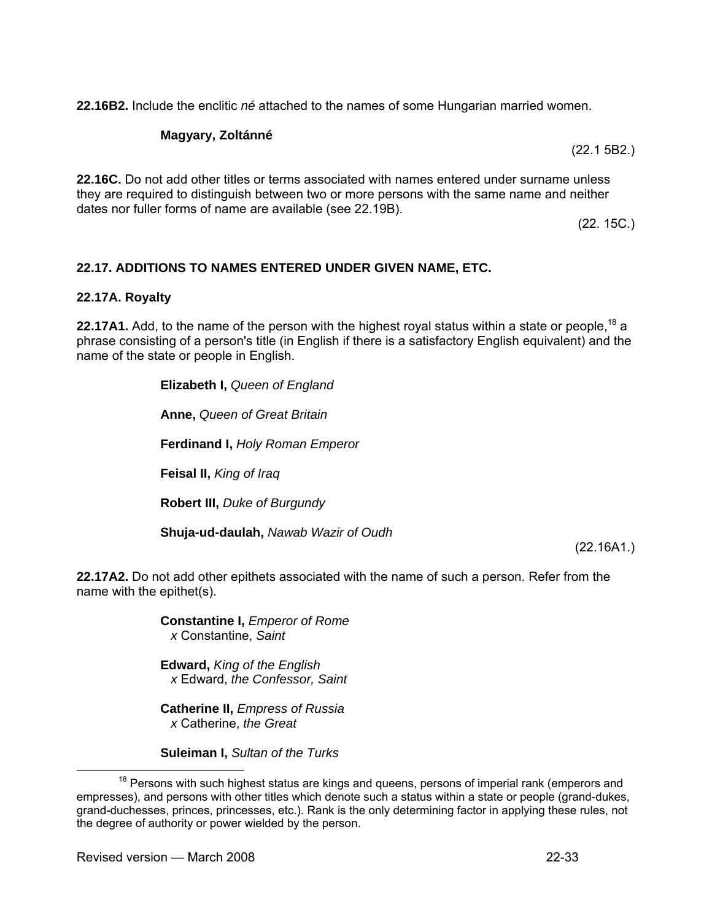**22.16B2.** Include the enclitic *né* attached to the names of some Hungarian married women.

> **Magyary, Zoltánné**

(22.1 5B2.)

**22.16C.** Do not add other titles or terms associated with names entered under surname unless they are required to distinguish between two or more persons with the same name and neither dates nor fuller forms of name are available (see 22.19B).

(22. 15C.)

## 22.17. ADDITIONS TO NAMES ENTERED UNDER GIVEN NAME, ETC.

### 22.17A. Royalty

**22.17A1.** Add, to the name of the person with the highest royal status within a state or people,[18] a phrase consisting of a person's title (in English if there is a satisfactory English equivalent) and the name of the state or people in English.

> **Elizabeth I,** *Queen of England*
>
> **Anne,** *Queen of Great Britain*
>
> **Ferdinand I,** *Holy Roman Emperor*
>
> **Feisal II,** *King of Iraq*
>
> **Robert III,** *Duke of Burgundy*
>
> **Shuja-ud-daulah,** *Nawab Wazir of Oudh*

(22.16A1.)

**22.17A2.** Do not add other epithets associated with the name of such a person. Refer from the name with the epithet(s).

> **Constantine I,** *Emperor of Rome*
> *x* Constantine, *Saint*
>
> **Edward,** *King of the English*
> *x* Edward, *the Confessor, Saint*
>
> **Catherine II,** *Empress of Russia*
> *x* Catherine, *the Great*
>
> **Suleiman I,** *Sultan of the Turks*

---

[18] Persons with such highest status are kings and queens, persons of imperial rank (emperors and empresses), and persons with other titles which denote such a status within a state or people (grand-dukes, grand-duchesses, princes, princesses, etc.). Rank is the only determining factor in applying these rules, not the degree of authority or power wielded by the person.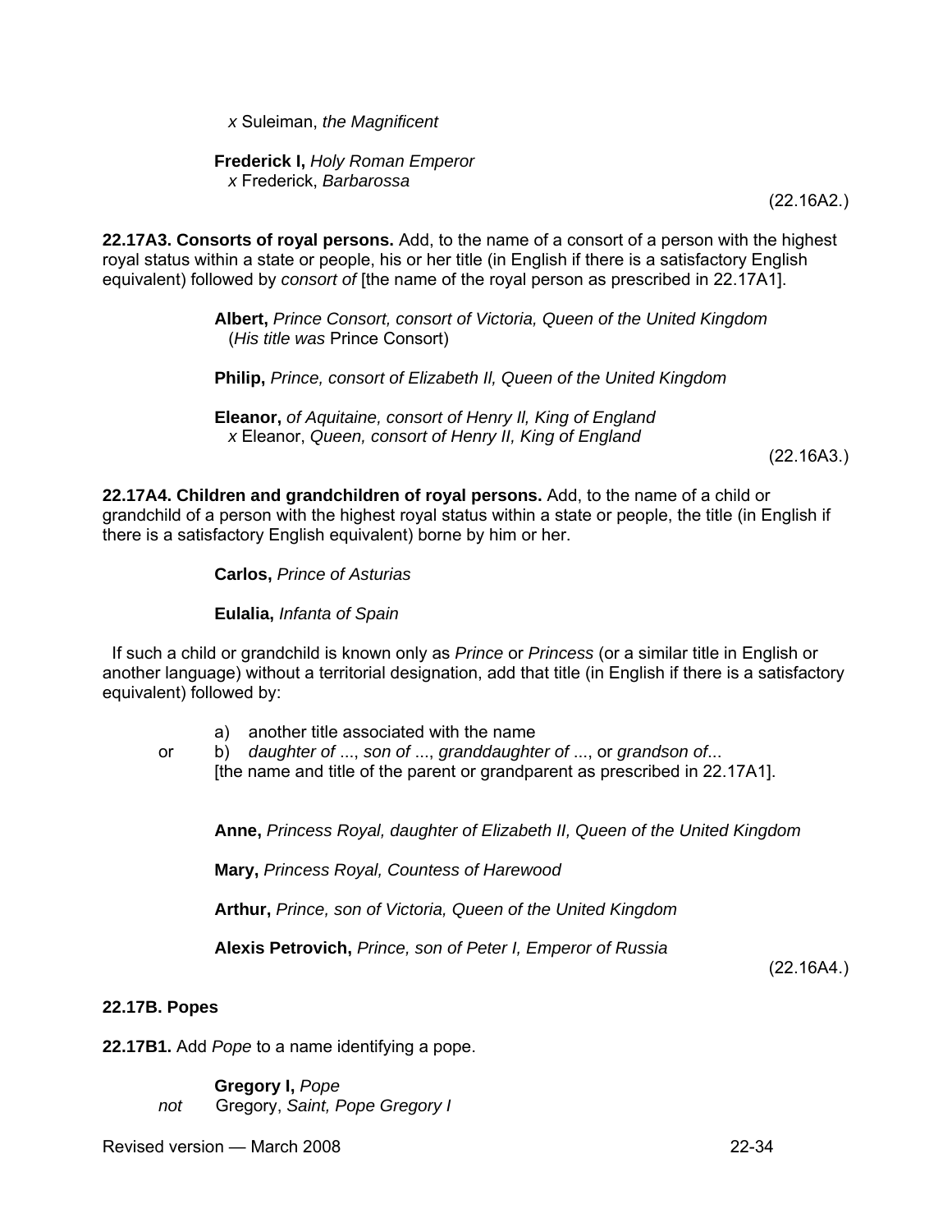*x* Suleiman, *the Magnificent*

**Frederick I,** *Holy Roman Emperor*
*x* Frederick, *Barbarossa*

(22.16A2.)

**22.17A3. Consorts of royal persons.** Add, to the name of a consort of a person with the highest royal status within a state or people, his or her title (in English if there is a satisfactory English equivalent) followed by *consort of* [the name of the royal person as prescribed in 22.17A1].

**Albert,** *Prince Consort, consort of Victoria, Queen of the United Kingdom*
(*His title was* Prince Consort)

**Philip,** *Prince, consort of Elizabeth II, Queen of the United Kingdom*

**Eleanor,** *of Aquitaine, consort of Henry II, King of England*
*x* Eleanor, *Queen, consort of Henry II, King of England*

(22.16A3.)

**22.17A4. Children and grandchildren of royal persons.** Add, to the name of a child or grandchild of a person with the highest royal status within a state or people, the title (in English if there is a satisfactory English equivalent) borne by him or her.

**Carlos,** *Prince of Asturias*

**Eulalia,** *Infanta of Spain*

If such a child or grandchild is known only as *Prince* or *Princess* (or a similar title in English or another language) without a territorial designation, add that title (in English if there is a satisfactory equivalent) followed by:

a) another title associated with the name

or b) *daughter of* ..., *son of* ..., *granddaughter of* ..., or *grandson of*...
[the name and title of the parent or grandparent as prescribed in 22.17A1].

**Anne,** *Princess Royal, daughter of Elizabeth II, Queen of the United Kingdom*

**Mary,** *Princess Royal, Countess of Harewood*

**Arthur,** *Prince, son of Victoria, Queen of the United Kingdom*

**Alexis Petrovich,** *Prince, son of Peter I, Emperor of Russia*

(22.16A4.)

**22.17B. Popes**

**22.17B1.** Add *Pope* to a name identifying a pope.

**Gregory I,** *Pope*
*not* Gregory, *Saint, Pope Gregory I*

Revised version — March 2008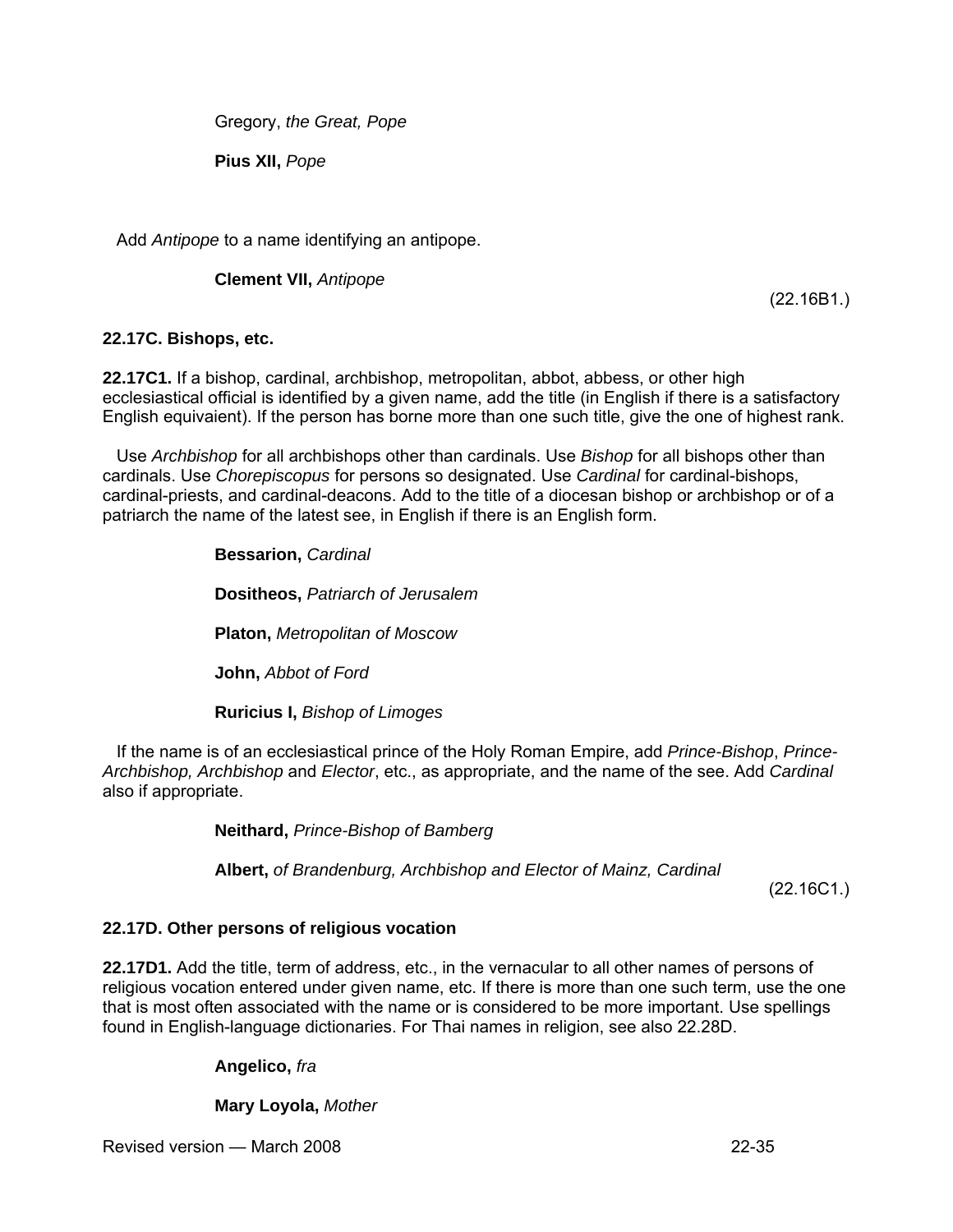Gregory, *the Great, Pope*

**Pius XII,** *Pope*

Add *Antipope* to a name identifying an antipope.

**Clement VII,** *Antipope*

(22.16B1.)

### 22.17C. Bishops, etc.

**22.17C1.** If a bishop, cardinal, archbishop, metropolitan, abbot, abbess, or other high ecclesiastical official is identified by a given name, add the title (in English if there is a satisfactory English equivaient). If the person has borne more than one such title, give the one of highest rank.

Use *Archbishop* for all archbishops other than cardinals. Use *Bishop* for all bishops other than cardinals. Use *Chorepiscopus* for persons so designated. Use *Cardinal* for cardinal-bishops, cardinal-priests, and cardinal-deacons. Add to the title of a diocesan bishop or archbishop or of a patriarch the name of the latest see, in English if there is an English form.

**Bessarion,** *Cardinal*

**Dositheos,** *Patriarch of Jerusalem*

**Platon,** *Metropolitan of Moscow*

**John,** *Abbot of Ford*

**Ruricius I,** *Bishop of Limoges*

If the name is of an ecclesiastical prince of the Holy Roman Empire, add *Prince-Bishop*, *Prince-Archbishop, Archbishop* and *Elector*, etc., as appropriate, and the name of the see. Add *Cardinal* also if appropriate.

**Neithard,** *Prince-Bishop of Bamberg*

**Albert,** *of Brandenburg, Archbishop and Elector of Mainz, Cardinal*

(22.16C1.)

### 22.17D. Other persons of religious vocation

**22.17D1.** Add the title, term of address, etc., in the vernacular to all other names of persons of religious vocation entered under given name, etc. If there is more than one such term, use the one that is most often associated with the name or is considered to be more important. Use spellings found in English-language dictionaries. For Thai names in religion, see also 22.28D.

**Angelico,** *fra*

**Mary Loyola,** *Mother*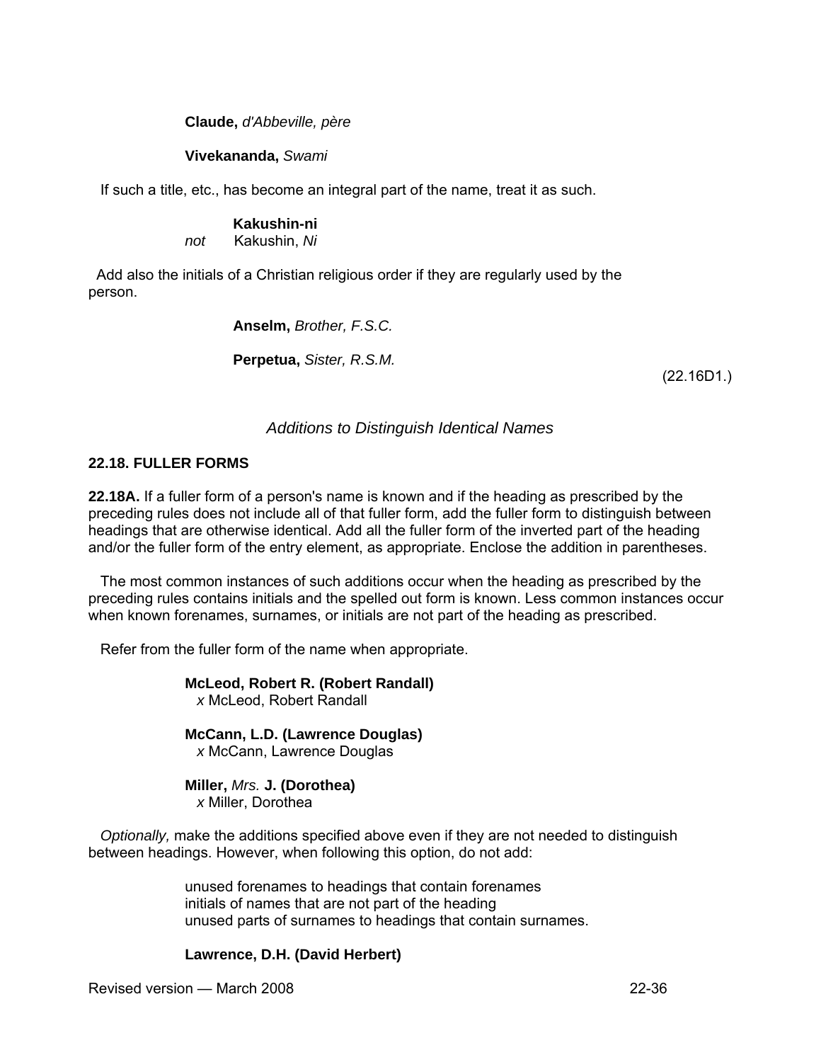**Claude,** *d'Abbeville, père*

**Vivekananda,** *Swami*

If such a title, etc., has become an integral part of the name, treat it as such.

**Kakushin-ni**
*not* Kakushin, *Ni*

Add also the initials of a Christian religious order if they are regularly used by the person.

**Anselm,** *Brother, F.S.C.*

**Perpetua,** *Sister, R.S.M.*

(22.16D1.)

### *Additions to Distinguish Identical Names*

#### 22.18. FULLER FORMS

**22.18A.** If a fuller form of a person's name is known and if the heading as prescribed by the preceding rules does not include all of that fuller form, add the fuller form to distinguish between headings that are otherwise identical. Add all the fuller form of the inverted part of the heading and/or the fuller form of the entry element, as appropriate. Enclose the addition in parentheses.

The most common instances of such additions occur when the heading as prescribed by the preceding rules contains initials and the spelled out form is known. Less common instances occur when known forenames, surnames, or initials are not part of the heading as prescribed.

Refer from the fuller form of the name when appropriate.

**McLeod, Robert R. (Robert Randall)**
*x* McLeod, Robert Randall

**McCann, L.D. (Lawrence Douglas)**
*x* McCann, Lawrence Douglas

**Miller,** *Mrs.* **J. (Dorothea)**
*x* Miller, Dorothea

*Optionally,* make the additions specified above even if they are not needed to distinguish between headings. However, when following this option, do not add:

unused forenames to headings that contain forenames
initials of names that are not part of the heading
unused parts of surnames to headings that contain surnames.

**Lawrence, D.H. (David Herbert)**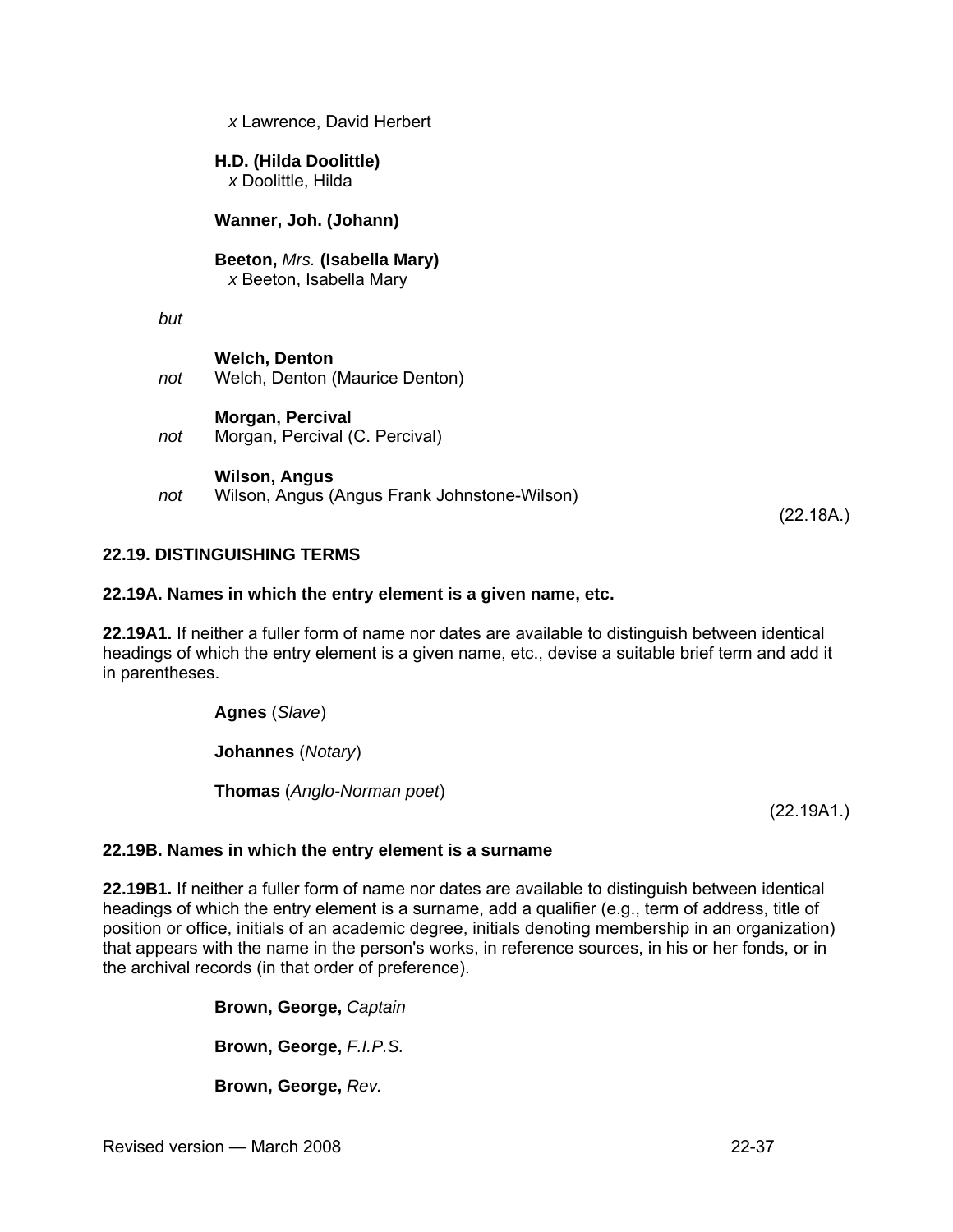*x* Lawrence, David Herbert

**H.D. (Hilda Doolittle)**
*x* Doolittle, Hilda

**Wanner, Joh. (Johann)**

**Beeton,** *Mrs.* **(Isabella Mary)**
*x* Beeton, Isabella Mary

*but*

**Welch, Denton**
*not* Welch, Denton (Maurice Denton)

**Morgan, Percival**
*not* Morgan, Percival (C. Percival)

**Wilson, Angus**
*not* Wilson, Angus (Angus Frank Johnstone-Wilson)

(22.18A.)

### 22.19. DISTINGUISHING TERMS

#### 22.19A. Names in which the entry element is a given name, etc.

**22.19A1.** If neither a fuller form of name nor dates are available to distinguish between identical headings of which the entry element is a given name, etc., devise a suitable brief term and add it in parentheses.

**Agnes** (*Slave*)

**Johannes** (*Notary*)

**Thomas** (*Anglo-Norman poet*)

(22.19A1.)

#### 22.19B. Names in which the entry element is a surname

**22.19B1.** If neither a fuller form of name nor dates are available to distinguish between identical headings of which the entry element is a surname, add a qualifier (e.g., term of address, title of position or office, initials of an academic degree, initials denoting membership in an organization) that appears with the name in the person's works, in reference sources, in his or her fonds, or in the archival records (in that order of preference).

**Brown, George,** *Captain*

**Brown, George,** *F.I.P.S.*

**Brown, George,** *Rev.*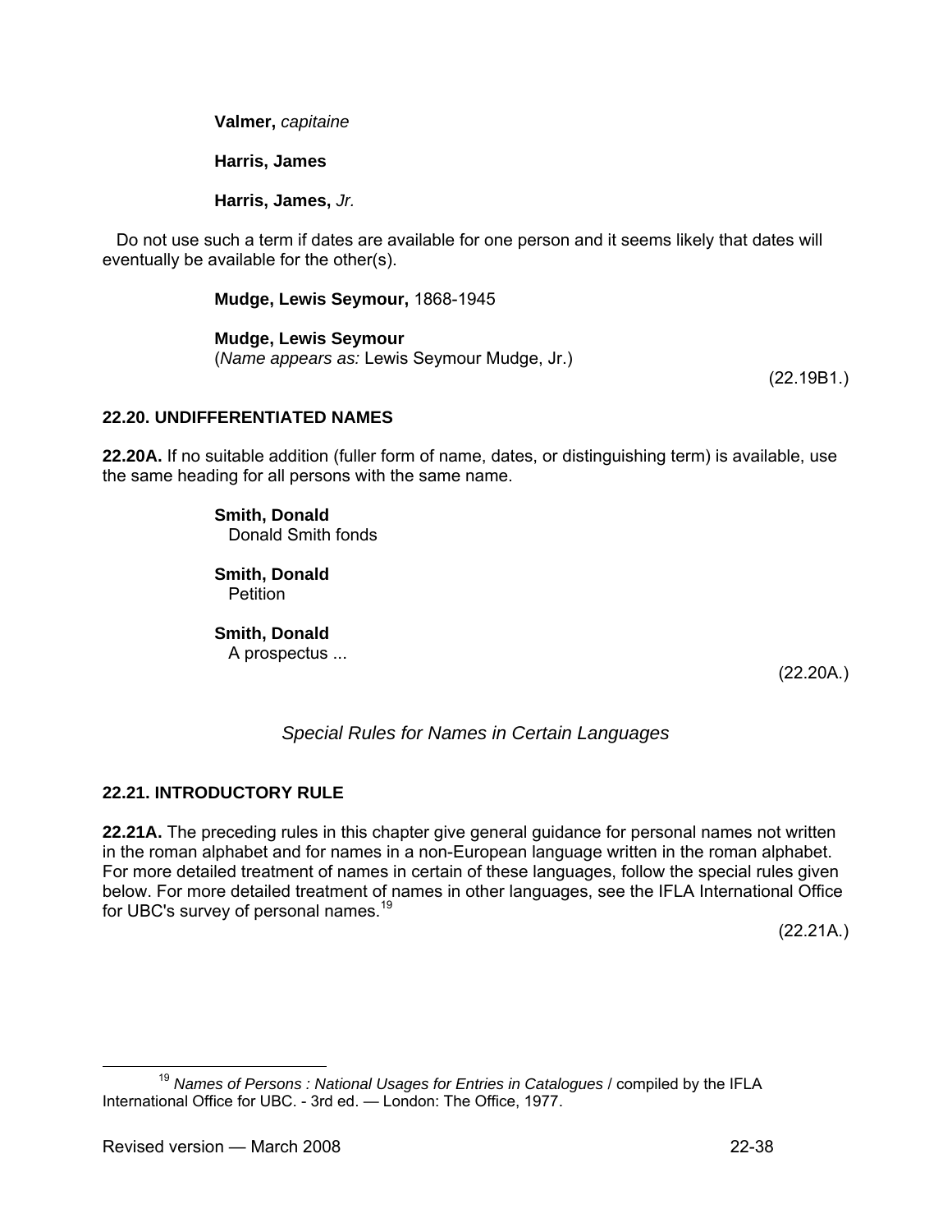**Valmer,** *capitaine*

**Harris, James**

**Harris, James,** *Jr.*

Do not use such a term if dates are available for one person and it seems likely that dates will eventually be available for the other(s).

**Mudge, Lewis Seymour,** 1868-1945

**Mudge, Lewis Seymour**
(*Name appears as:* Lewis Seymour Mudge, Jr.)

(22.19B1.)

### 22.20. UNDIFFERENTIATED NAMES

**22.20A.** If no suitable addition (fuller form of name, dates, or distinguishing term) is available, use the same heading for all persons with the same name.

**Smith, Donald**
Donald Smith fonds

**Smith, Donald**
Petition

**Smith, Donald**
A prospectus ...

(22.20A.)

## *Special Rules for Names in Certain Languages*

### 22.21. INTRODUCTORY RULE

**22.21A.** The preceding rules in this chapter give general guidance for personal names not written in the roman alphabet and for names in a non-European language written in the roman alphabet. For more detailed treatment of names in certain of these languages, follow the special rules given below. For more detailed treatment of names in other languages, see the IFLA International Office for UBC's survey of personal names.[19]

(22.21A.)

[19] *Names of Persons : National Usages for Entries in Catalogues* / compiled by the IFLA International Office for UBC. - 3rd ed. — London: The Office, 1977.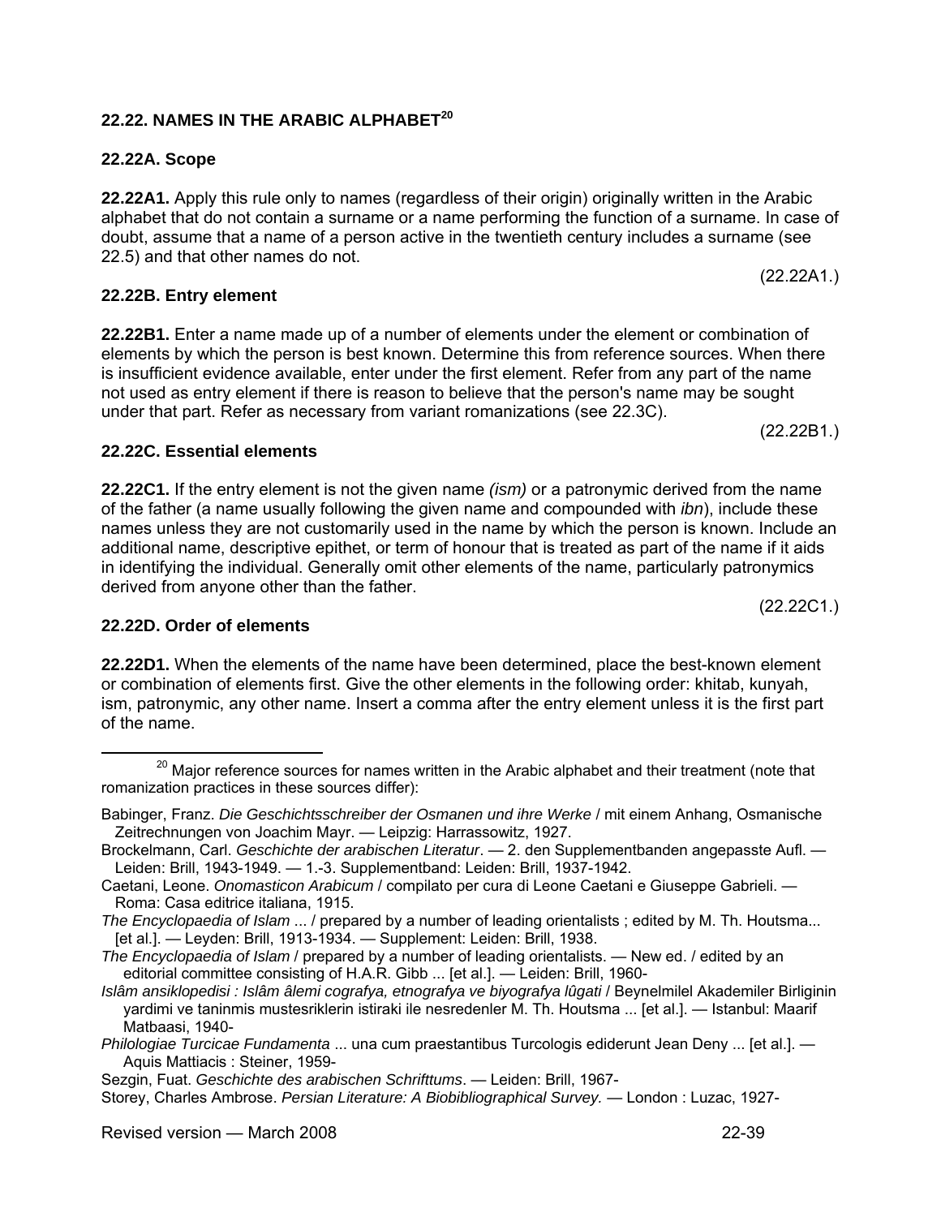## 22.22. NAMES IN THE ARABIC ALPHABET[20]

### 22.22A. Scope

**22.22A1.** Apply this rule only to names (regardless of their origin) originally written in the Arabic alphabet that do not contain a surname or a name performing the function of a surname. In case of doubt, assume that a name of a person active in the twentieth century includes a surname (see 22.5) and that other names do not.

(22.22A1.)

### 22.22B. Entry element

**22.22B1.** Enter a name made up of a number of elements under the element or combination of elements by which the person is best known. Determine this from reference sources. When there is insufficient evidence available, enter under the first element. Refer from any part of the name not used as entry element if there is reason to believe that the person's name may be sought under that part. Refer as necessary from variant romanizations (see 22.3C).

(22.22B1.)

### 22.22C. Essential elements

**22.22C1.** If the entry element is not the given name *(ism)* or a patronymic derived from the name of the father (a name usually following the given name and compounded with *ibn*), include these names unless they are not customarily used in the name by which the person is known. Include an additional name, descriptive epithet, or term of honour that is treated as part of the name if it aids in identifying the individual. Generally omit other elements of the name, particularly patronymics derived from anyone other than the father.

(22.22C1.)

### 22.22D. Order of elements

**22.22D1.** When the elements of the name have been determined, place the best-known element or combination of elements first. Give the other elements in the following order: khitab, kunyah, ism, patronymic, any other name. Insert a comma after the entry element unless it is the first part of the name.

---

[20] Major reference sources for names written in the Arabic alphabet and their treatment (note that romanization practices in these sources differ):

Babinger, Franz. *Die Geschichtsschreiber der Osmanen und ihre Werke* / mit einem Anhang, Osmanische Zeitrechnungen von Joachim Mayr. — Leipzig: Harrassowitz, 1927.

Brockelmann, Carl. *Geschichte der arabischen Literatur*. — 2. den Supplementbanden angepasste Aufl. — Leiden: Brill, 1943-1949. — 1.-3. Supplementband: Leiden: Brill, 1937-1942.

Caetani, Leone. *Onomasticon Arabicum* / compilato per cura di Leone Caetani e Giuseppe Gabrieli. — Roma: Casa editrice italiana, 1915.

*The Encyclopaedia of Islam* ... / prepared by a number of leading orientalists ; edited by M. Th. Houtsma... [et al.]. — Leyden: Brill, 1913-1934. — Supplement: Leiden: Brill, 1938.

*The Encyclopaedia of Islam* / prepared by a number of leading orientalists. — New ed. / edited by an editorial committee consisting of H.A.R. Gibb ... [et al.]. — Leiden: Brill, 1960-

*Islâm ansiklopedisi : Islâm âlemi cografya, etnografya ve biyografya lûgati* / Beynelmilel Akademiler Birliginin yardimi ve taninmis mustesriklerin istiraki ile nesredenler M. Th. Houtsma ... [et al.]. — Istanbul: Maarif Matbaasi, 1940-

*Philologiae Turcicae Fundamenta* ... una cum praestantibus Turcologis ediderunt Jean Deny ... [et al.]. — Aquis Mattiacis : Steiner, 1959-

Sezgin, Fuat. *Geschichte des arabischen Schrifttums*. — Leiden: Brill, 1967-

Storey, Charles Ambrose. *Persian Literature: A Biobibliographical Survey.* — London : Luzac, 1927-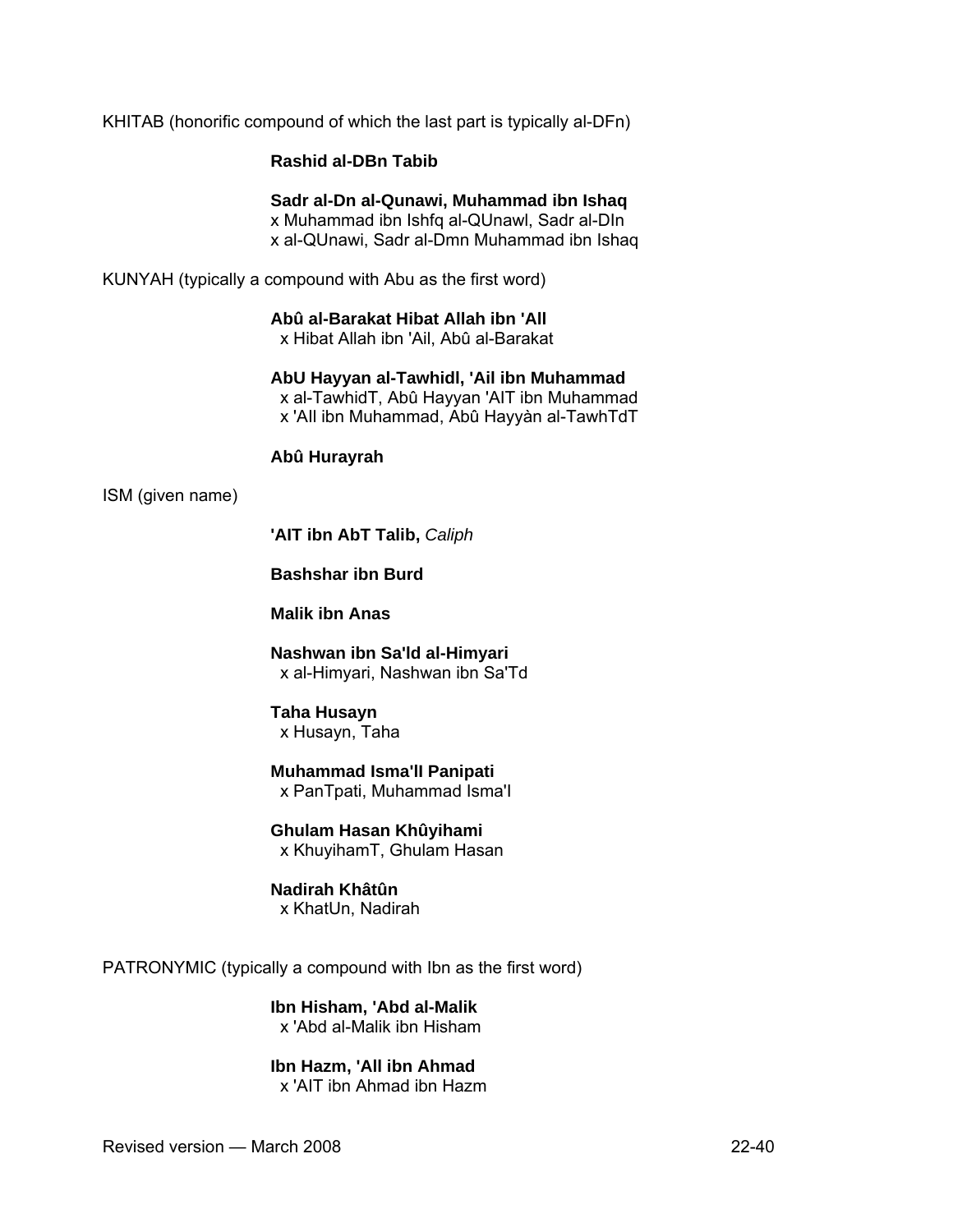KHITAB (honorific compound of which the last part is typically al-DFn)

**Rashid al-DBn Tabib**

**Sadr al-Dn al-Qunawi, Muhammad ibn Ishaq**
x Muhammad ibn Ishfq al-QUnawl, Sadr al-DIn
x al-QUnawi, Sadr al-Dmn Muhammad ibn Ishaq

KUNYAH (typically a compound with Abu as the first word)

**Abû al-Barakat Hibat Allah ibn 'All**
x Hibat Allah ibn 'Ail, Abû al-Barakat

**AbU Hayyan al-Tawhidl, 'Ail ibn Muhammad**
x al-TawhidT, Abû Hayyan 'AIT ibn Muhammad
x 'AIl ibn Muhammad, Abû Hayyàn al-TawhTdT

**Abû Hurayrah**

ISM (given name)

**'AIT ibn AbT Talib,** *Caliph*

**Bashshar ibn Burd**

**Malik ibn Anas**

**Nashwan ibn Sa'ld al-Himyari**
x al-Himyari, Nashwan ibn Sa'Td

**Taha Husayn**
x Husayn, Taha

**Muhammad Isma'Il Panipati**
x PanTpati, Muhammad Isma'l

**Ghulam Hasan Khûyihami**
x KhuyihamT, Ghulam Hasan

**Nadirah Khâtûn**
x KhatUn, Nadirah

PATRONYMIC (typically a compound with Ibn as the first word)

**Ibn Hisham, 'Abd al-Malik**
x 'Abd al-Malik ibn Hisham

**Ibn Hazm, 'All ibn Ahmad**
x 'AIT ibn Ahmad ibn Hazm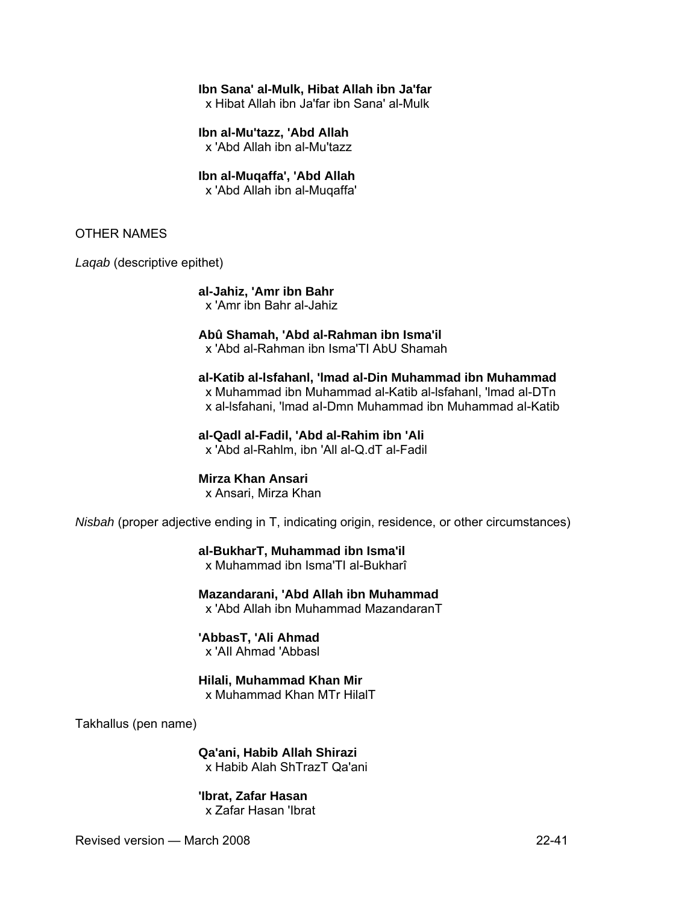**Ibn Sana' al-Mulk, Hibat Allah ibn Ja'far**
x Hibat Allah ibn Ja'far ibn Sana' al-Mulk

**Ibn al-Mu'tazz, 'Abd Allah**
x 'Abd Allah ibn al-Mu'tazz

**Ibn al-Muqaffa', 'Abd Allah**
x 'Abd Allah ibn al-Muqaffa'

OTHER NAMES

*Laqab* (descriptive epithet)

**al-Jahiz, 'Amr ibn Bahr**
x 'Amr ibn Bahr al-Jahiz

**Abû Shamah, 'Abd al-Rahman ibn Isma'il**
x 'Abd al-Rahman ibn Isma'TI AbU Shamah

**al-Katib al-lsfahanl, 'lmad al-Din Muhammad ibn Muhammad**
x Muhammad ibn Muhammad al-Katib al-lsfahanl, 'lmad al-DTn
x al-lsfahani, 'lmad al-Dmn Muhammad ibn Muhammad al-Katib

**al-Qadl al-Fadil, 'Abd al-Rahim ibn 'Ali**
x 'Abd al-Rahlm, ibn 'All al-Q.dT al-Fadil

**Mirza Khan Ansari**
x Ansari, Mirza Khan

*Nisbah* (proper adjective ending in T, indicating origin, residence, or other circumstances)

**al-BukharT, Muhammad ibn Isma'il**
x Muhammad ibn Isma'TI al-Bukharî

**Mazandarani, 'Abd Allah ibn Muhammad**
x 'Abd Allah ibn Muhammad MazandaranT

**'AbbasT, 'Ali Ahmad**
x 'All Ahmad 'Abbasl

**Hilali, Muhammad Khan Mir**
x Muhammad Khan MTr HilalT

Takhallus (pen name)

**Qa'ani, Habib Allah Shirazi**
x Habib Alah ShTrazT Qa'ani

**'Ibrat, Zafar Hasan**
x Zafar Hasan 'Ibrat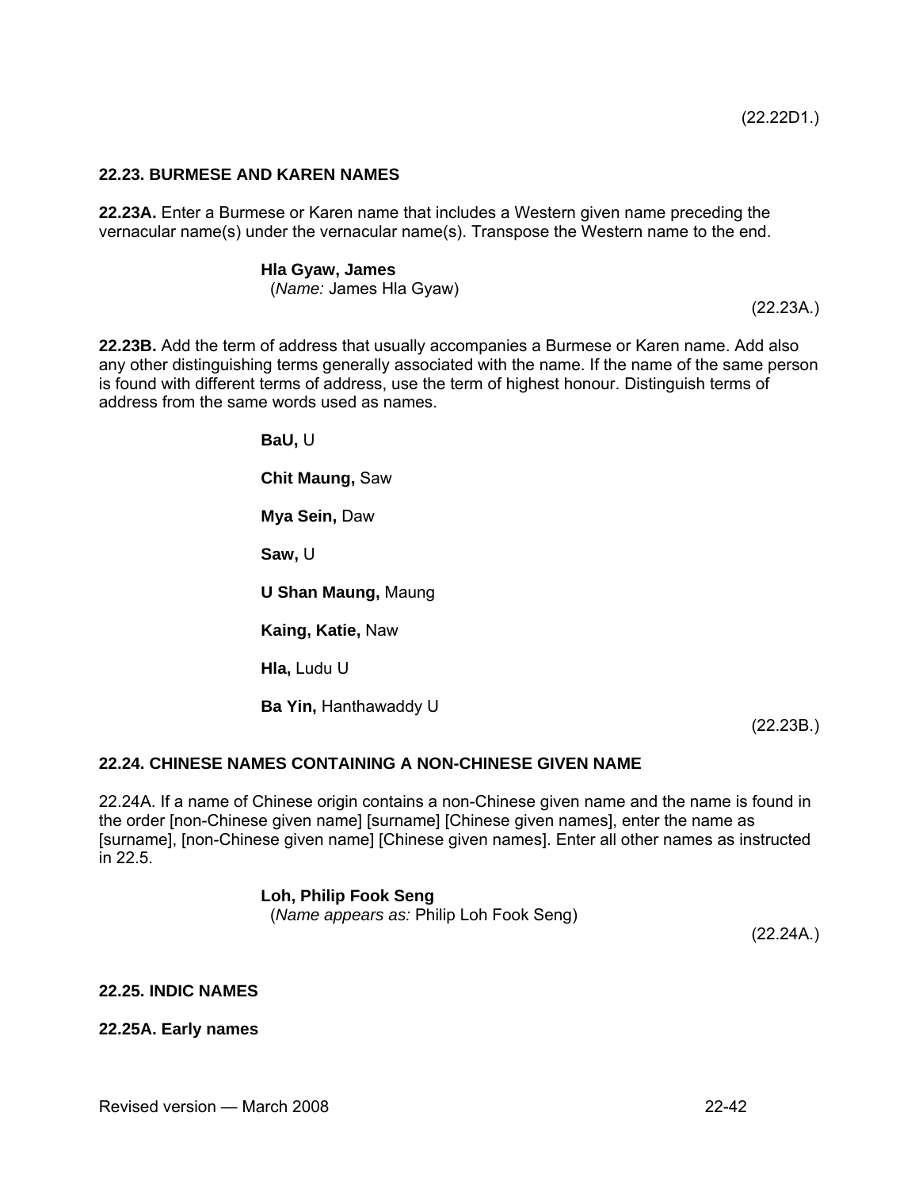(22.22D1.)

### 22.23. BURMESE AND KAREN NAMES

**22.23A.** Enter a Burmese or Karen name that includes a Western given name preceding the vernacular name(s) under the vernacular name(s). Transpose the Western name to the end.

> **Hla Gyaw, James**
> (*Name:* James Hla Gyaw)

(22.23A.)

**22.23B.** Add the term of address that usually accompanies a Burmese or Karen name. Add also any other distinguishing terms generally associated with the name. If the name of the same person is found with different terms of address, use the term of highest honour. Distinguish terms of address from the same words used as names.

> **BaU,** U
>
> **Chit Maung,** Saw
>
> **Mya Sein,** Daw
>
> **Saw,** U
>
> **U Shan Maung,** Maung
>
> **Kaing, Katie,** Naw
>
> **Hla,** Ludu U
>
> **Ba Yin,** Hanthawaddy U

(22.23B.)

### 22.24. CHINESE NAMES CONTAINING A NON-CHINESE GIVEN NAME

22.24A. If a name of Chinese origin contains a non-Chinese given name and the name is found in the order [non-Chinese given name] [surname] [Chinese given names], enter the name as [surname], [non-Chinese given name] [Chinese given names]. Enter all other names as instructed in 22.5.

> **Loh, Philip Fook Seng**
> (*Name appears as:* Philip Loh Fook Seng)

(22.24A.)

### 22.25. INDIC NAMES

#### 22.25A. Early names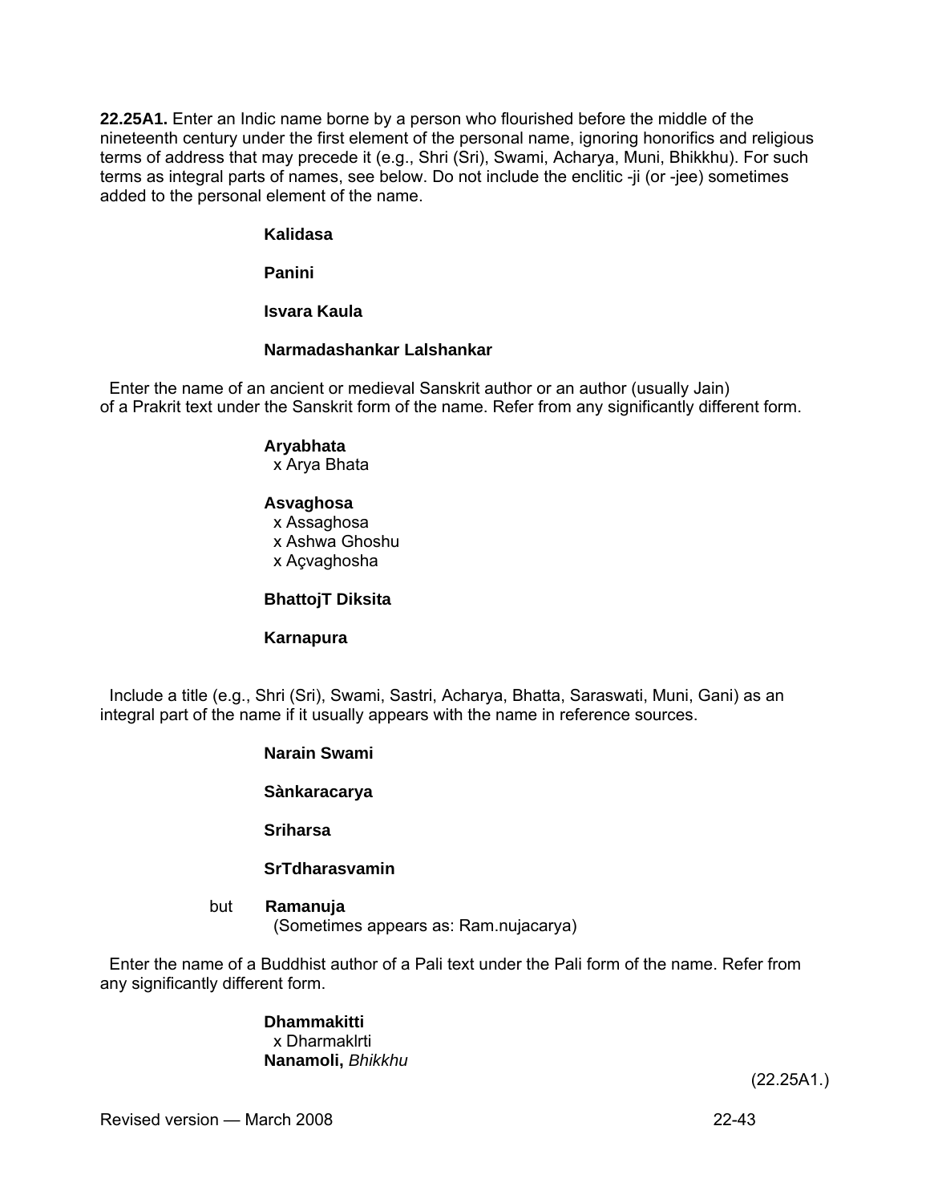**22.25A1.** Enter an Indic name borne by a person who flourished before the middle of the nineteenth century under the first element of the personal name, ignoring honorifics and religious terms of address that may precede it (e.g., Shri (Sri), Swami, Acharya, Muni, Bhikkhu). For such terms as integral parts of names, see below. Do not include the enclitic -ji (or -jee) sometimes added to the personal element of the name.

**Kalidasa**

**Panini**

**Isvara Kaula**

**Narmadashankar Lalshankar**

Enter the name of an ancient or medieval Sanskrit author or an author (usually Jain) of a Prakrit text under the Sanskrit form of the name. Refer from any significantly different form.

**Aryabhata**
x Arya Bhata

**Asvaghosa**
x Assaghosa
x Ashwa Ghoshu
x Açvaghosha

**BhattojT Diksita**

**Karnapura**

Include a title (e.g., Shri (Sri), Swami, Sastri, Acharya, Bhatta, Saraswati, Muni, Gani) as an integral part of the name if it usually appears with the name in reference sources.

**Narain Swami**

**Sànkaracarya**

**Sriharsa**

**SrTdharasvamin**

but **Ramanuja**
(Sometimes appears as: Ram.nujacarya)

Enter the name of a Buddhist author of a Pali text under the Pali form of the name. Refer from any significantly different form.

**Dhammakitti**
x Dharmaklrti
**Nanamoli,** *Bhikkhu*

(22.25A1.)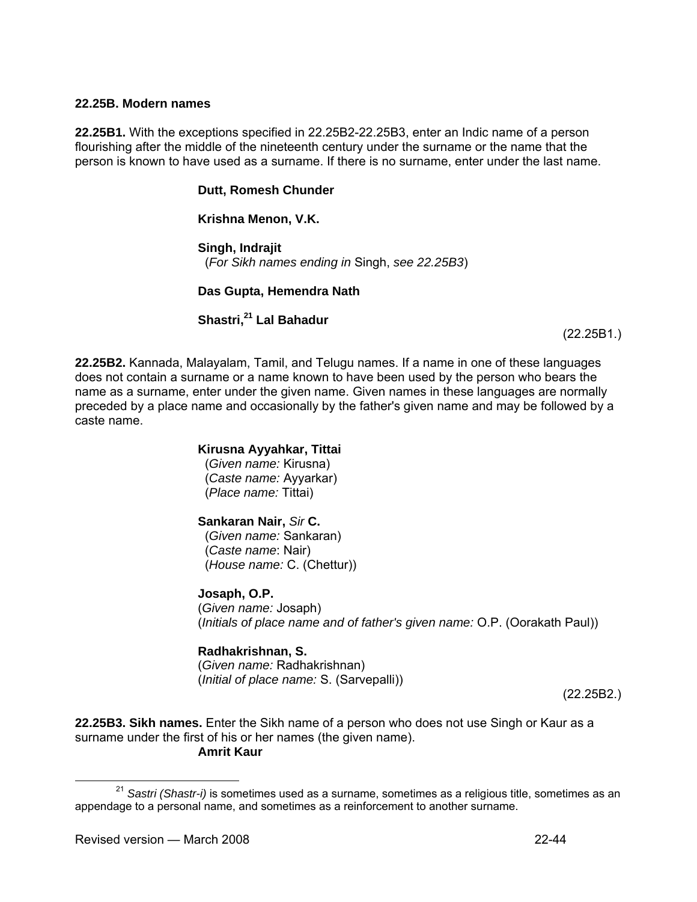**22.25B. Modern names**

**22.25B1.** With the exceptions specified in 22.25B2-22.25B3, enter an Indic name of a person flourishing after the middle of the nineteenth century under the surname or the name that the person is known to have used as a surname. If there is no surname, enter under the last name.

> **Dutt, Romesh Chunder**
>
> **Krishna Menon, V.K.**
>
> **Singh, Indrajit**
> (*For Sikh names ending in* Singh, *see 22.25B3*)
>
> **Das Gupta, Hemendra Nath**
>
> **Shastri,**[21] **Lal Bahadur**

(22.25B1.)

**22.25B2.** Kannada, Malayalam, Tamil, and Telugu names. If a name in one of these languages does not contain a surname or a name known to have been used by the person who bears the name as a surname, enter under the given name. Given names in these languages are normally preceded by a place name and occasionally by the father's given name and may be followed by a caste name.

> **Kirusna Ayyahkar, Tittai**
> (*Given name:* Kirusna)
> (*Caste name:* Ayyarkar)
> (*Place name:* Tittai)
>
> **Sankaran Nair,** *Sir* **C.**
> (*Given name:* Sankaran)
> (*Caste name*: Nair)
> (*House name:* C. (Chettur))
>
> **Josaph, O.P.**
> (*Given name:* Josaph)
> (*Initials of place name and of father's given name:* O.P. (Oorakath Paul))
>
> **Radhakrishnan, S.**
> (*Given name:* Radhakrishnan)
> (*Initial of place name:* S. (Sarvepalli))

(22.25B2.)

**22.25B3. Sikh names.** Enter the Sikh name of a person who does not use Singh or Kaur as a surname under the first of his or her names (the given name).

> **Amrit Kaur**

---

[21] *Sastri (Shastr-i)* is sometimes used as a surname, sometimes as a religious title, sometimes as an appendage to a personal name, and sometimes as a reinforcement to another surname.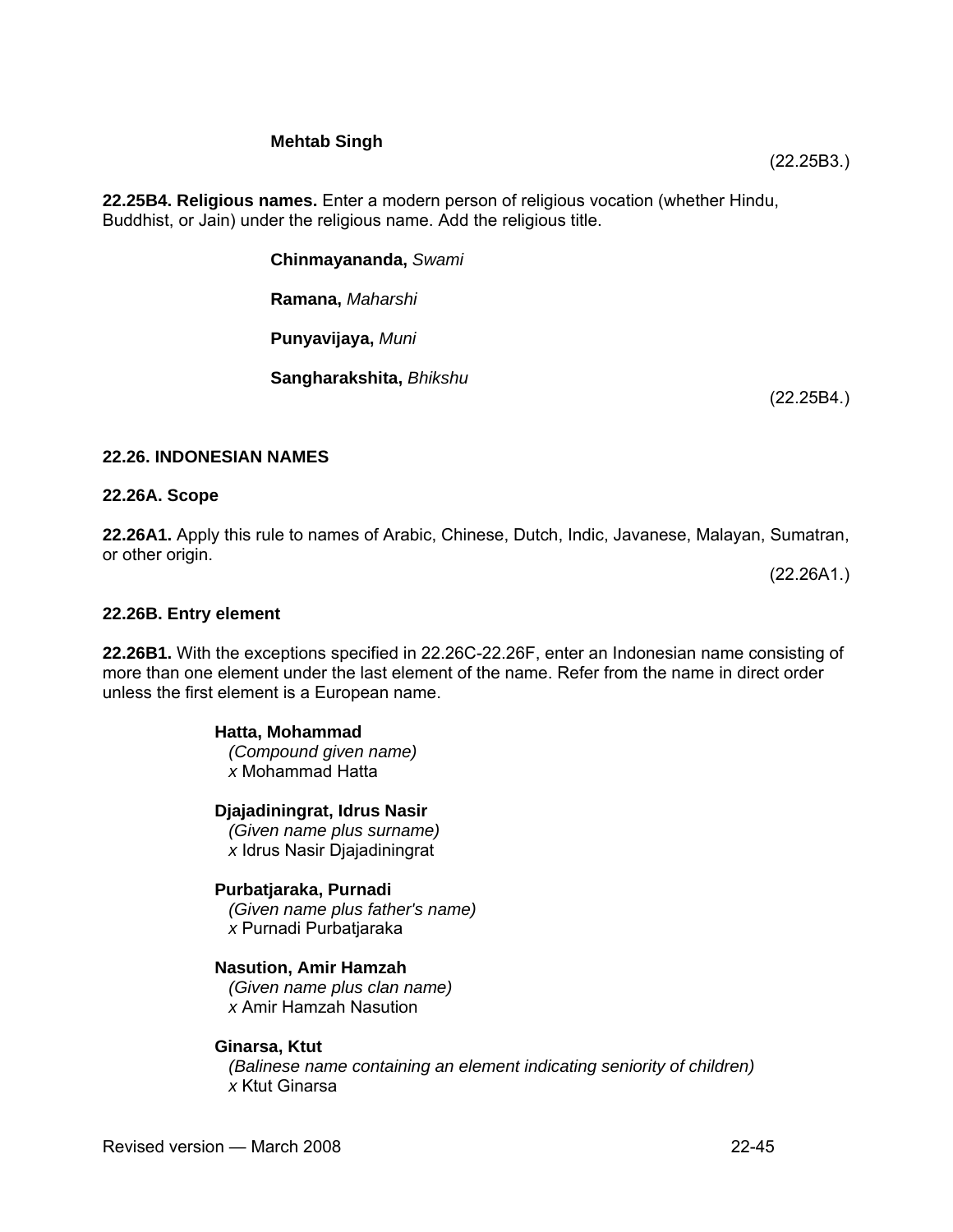**Mehtab Singh**

(22.25B3.)

**22.25B4. Religious names.** Enter a modern person of religious vocation (whether Hindu, Buddhist, or Jain) under the religious name. Add the religious title.

**Chinmayananda,** *Swami*

**Ramana,** *Maharshi*

**Punyavijaya,** *Muni*

**Sangharakshita,** *Bhikshu*

(22.25B4.)

## 22.26. INDONESIAN NAMES

### 22.26A. Scope

**22.26A1.** Apply this rule to names of Arabic, Chinese, Dutch, Indic, Javanese, Malayan, Sumatran, or other origin.

(22.26A1.)

### 22.26B. Entry element

**22.26B1.** With the exceptions specified in 22.26C-22.26F, enter an Indonesian name consisting of more than one element under the last element of the name. Refer from the name in direct order unless the first element is a European name.

**Hatta, Mohammad**
*(Compound given name)*
*x* Mohammad Hatta

**Djajadiningrat, Idrus Nasir**
*(Given name plus surname)*
*x* Idrus Nasir Djajadiningrat

**Purbatjaraka, Purnadi**
*(Given name plus father's name)*
*x* Purnadi Purbatjaraka

**Nasution, Amir Hamzah**
*(Given name plus clan name)*
*x* Amir Hamzah Nasution

**Ginarsa, Ktut**
*(Balinese name containing an element indicating seniority of children)*
*x* Ktut Ginarsa

Revised version — March 2008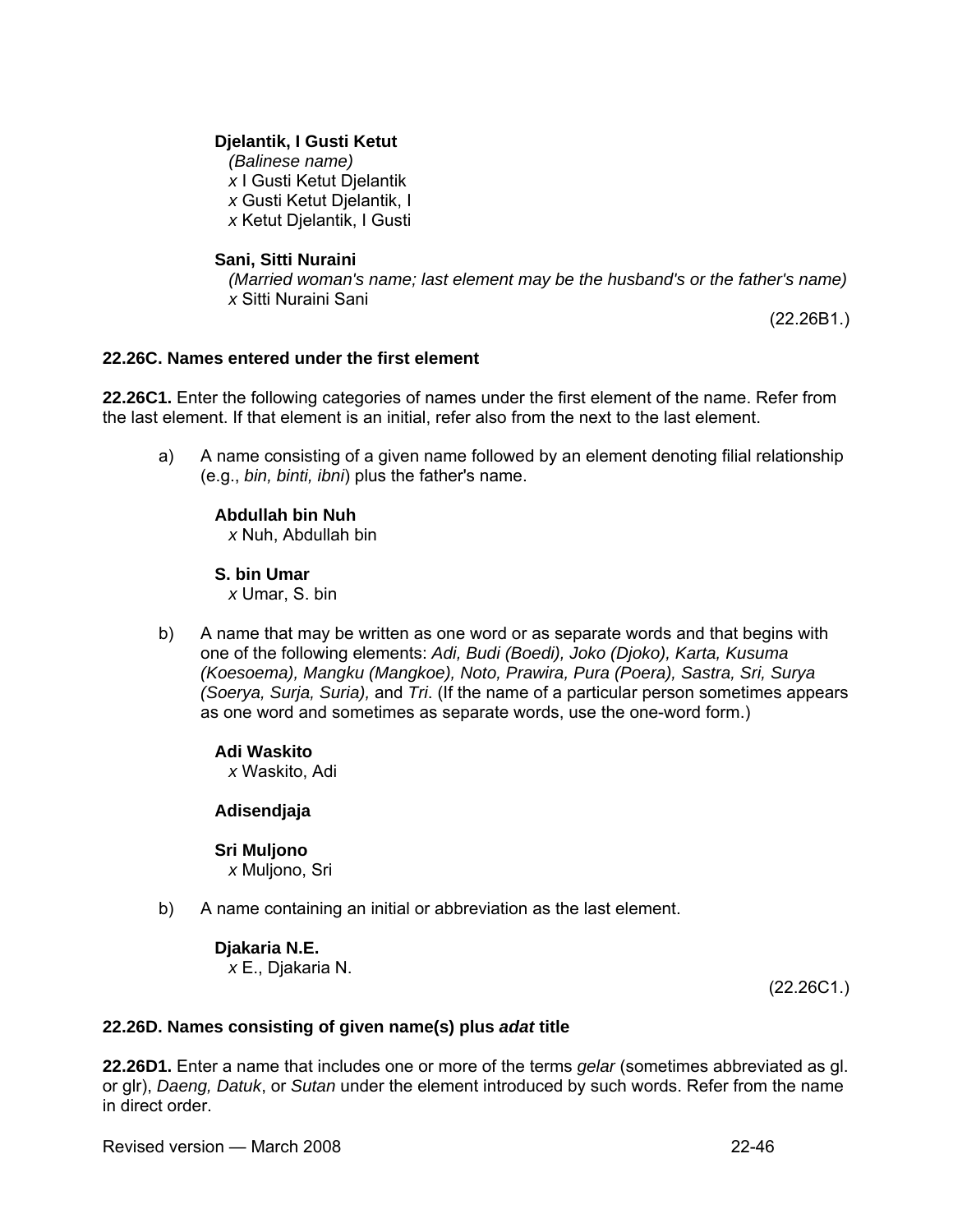**Djelantik, I Gusti Ketut**
*(Balinese name)*
*x* I Gusti Ketut Djelantik
*x* Gusti Ketut Djelantik, I
*x* Ketut Djelantik, I Gusti

**Sani, Sitti Nuraini**
*(Married woman's name; last element may be the husband's or the father's name)*
*x* Sitti Nuraini Sani

(22.26B1.)

### 22.26C. Names entered under the first element

**22.26C1.** Enter the following categories of names under the first element of the name. Refer from the last element. If that element is an initial, refer also from the next to the last element.

a) A name consisting of a given name followed by an element denoting filial relationship (e.g., *bin, binti, ibni*) plus the father's name.

**Abdullah bin Nuh**
*x* Nuh, Abdullah bin

**S. bin Umar**
*x* Umar, S. bin

b) A name that may be written as one word or as separate words and that begins with one of the following elements: *Adi, Budi (Boedi), Joko (Djoko), Karta, Kusuma (Koesoema), Mangku (Mangkoe), Noto, Prawira, Pura (Poera), Sastra, Sri, Surya (Soerya, Surja, Suria),* and *Tri*. (If the name of a particular person sometimes appears as one word and sometimes as separate words, use the one-word form.)

**Adi Waskito**
*x* Waskito, Adi

**Adisendjaja**

**Sri Muljono**
*x* Muljono, Sri

b) A name containing an initial or abbreviation as the last element.

**Djakaria N.E.**
*x* E., Djakaria N.

(22.26C1.)

### 22.26D. Names consisting of given name(s) plus *adat* title

**22.26D1.** Enter a name that includes one or more of the terms *gelar* (sometimes abbreviated as gl. or glr), *Daeng, Datuk*, or *Sutan* under the element introduced by such words. Refer from the name in direct order.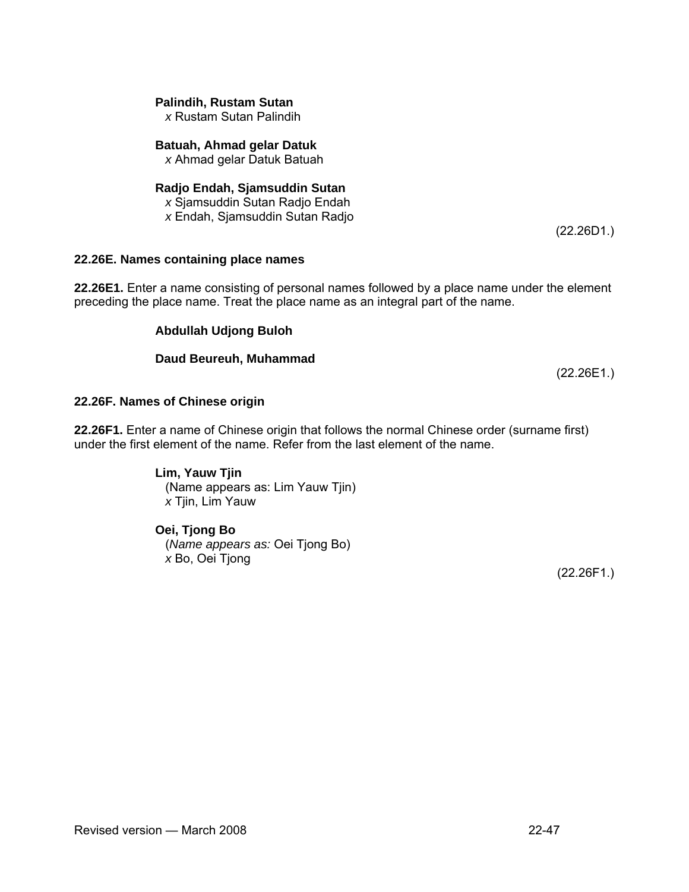**Palindih, Rustam Sutan**
*x* Rustam Sutan Palindih

**Batuah, Ahmad gelar Datuk**
*x* Ahmad gelar Datuk Batuah

**Radjo Endah, Sjamsuddin Sutan**
*x* Sjamsuddin Sutan Radjo Endah
*x* Endah, Sjamsuddin Sutan Radjo

(22.26D1.)

### 22.26E. Names containing place names

**22.26E1.** Enter a name consisting of personal names followed by a place name under the element preceding the place name. Treat the place name as an integral part of the name.

**Abdullah Udjong Buloh**

**Daud Beureuh, Muhammad**

(22.26E1.)

### 22.26F. Names of Chinese origin

**22.26F1.** Enter a name of Chinese origin that follows the normal Chinese order (surname first) under the first element of the name. Refer from the last element of the name.

**Lim, Yauw Tjin**
(Name appears as: Lim Yauw Tjin)
*x* Tjin, Lim Yauw

**Oei, Tjong Bo**
(*Name appears as:* Oei Tjong Bo)
*x* Bo, Oei Tjong

(22.26F1.)

Revised version — March 2008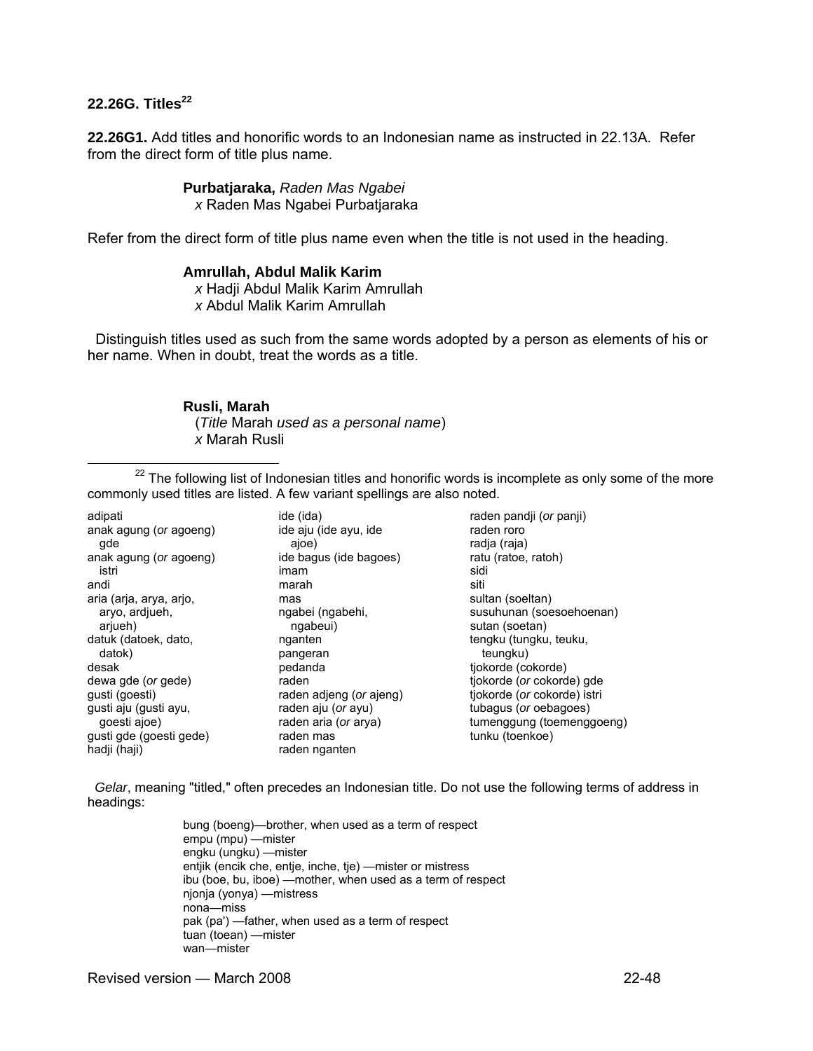### 22.26G. Titles[22]

**22.26G1.** Add titles and honorific words to an Indonesian name as instructed in 22.13A. Refer from the direct form of title plus name.

> **Purbatjaraka,** *Raden Mas Ngabei*
> *x* Raden Mas Ngabei Purbatjaraka

Refer from the direct form of title plus name even when the title is not used in the heading.

> **Amrullah, Abdul Malik Karim**
> *x* Hadji Abdul Malik Karim Amrullah
> *x* Abdul Malik Karim Amrullah

Distinguish titles used as such from the same words adopted by a person as elements of his or her name. When in doubt, treat the words as a title.

> **Rusli, Marah**
> (*Title* Marah *used as a personal name*)
> *x* Marah Rusli

---

[22] The following list of Indonesian titles and honorific words is incomplete as only some of the more commonly used titles are listed. A few variant spellings are also noted.

adipati
anak agung (*or* agoeng) gde
anak agung (*or* agoeng) istri
andi
aria (arja, arya, arjo, aryo, ardjueh, arjueh)
datuk (datoek, dato, datok)
desak
dewa gde (*or* gede)
gusti (goesti)
gusti aju (gusti ayu, goesti ajoe)
gusti gde (goesti gede)
hadji (haji)
ide (ida)
ide aju (ide ayu, ide ajoe)
ide bagus (ide bagoes)
imam
marah
mas
ngabei (ngabehi, ngabeui)
nganten
pangeran
pedanda
raden
raden adjeng (*or* ajeng)
raden aju (*or* ayu)
raden aria (*or* arya)
raden mas
raden nganten
raden pandji (*or* panji)
raden roro
radja (raja)
ratu (ratoe, ratoh)
sidi
siti
sultan (soeltan)
susuhunan (soesoehoenan)
sutan (soetan)
tengku (tungku, teuku, teungku)
tjokorde (cokorde)
tjokorde (*or* cokorde) gde
tjokorde (*or* cokorde) istri
tubagus (*or* oebagoes)
tumenggung (toemenggoeng)
tunku (toenkoe)

*Gelar*, meaning "titled," often precedes an Indonesian title. Do not use the following terms of address in headings:

> bung (boeng)—brother, when used as a term of respect
> empu (mpu) —mister
> engku (ungku) —mister
> entjik (encik che, entje, inche, tje) —mister or mistress
> ibu (boe, bu, iboe) —mother, when used as a term of respect
> njonja (yonya) —mistress
> nona—miss
> pak (pa') —father, when used as a term of respect
> tuan (toean) —mister
> wan—mister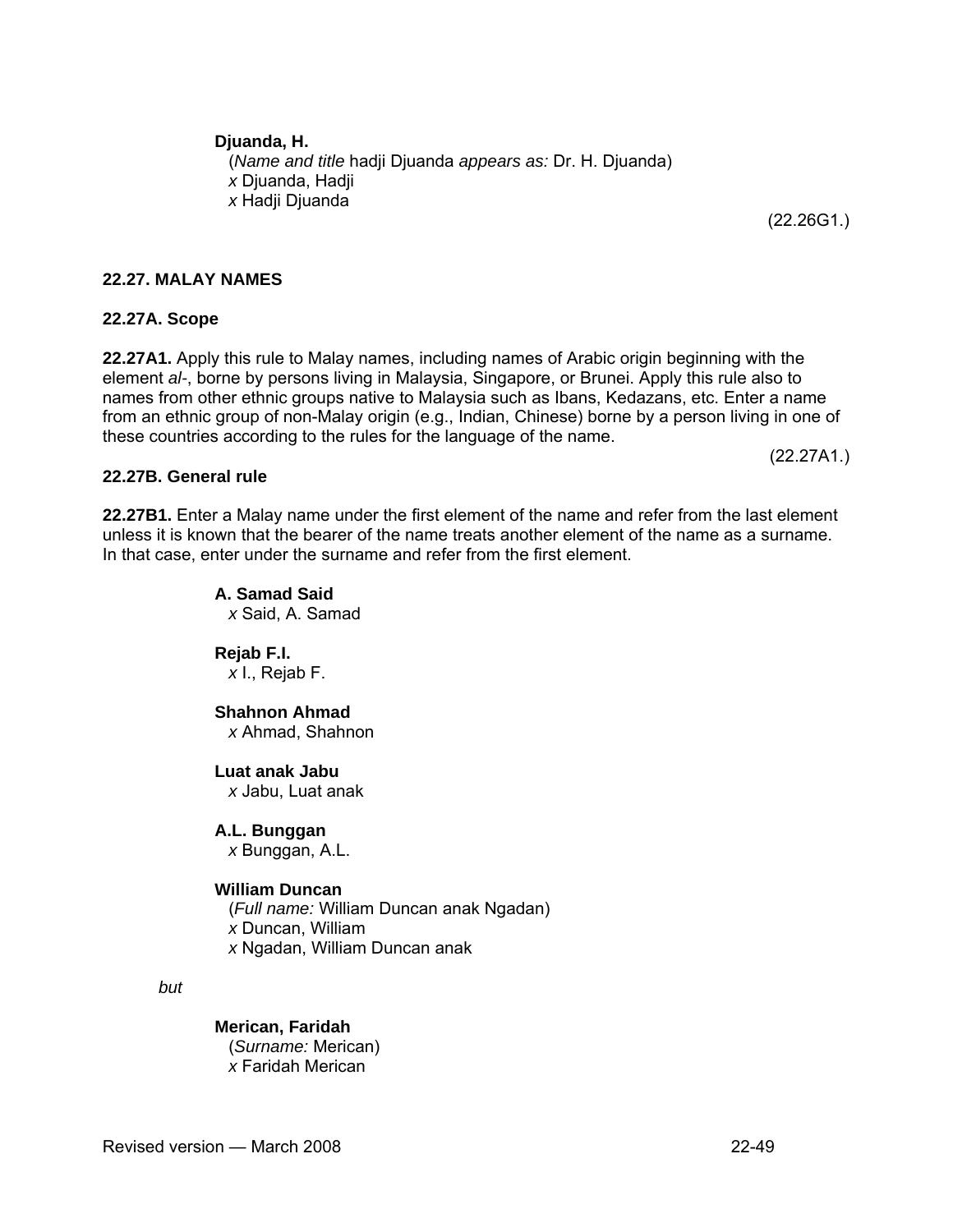**Djuanda, H.**
(*Name and title* hadji Djuanda *appears as:* Dr. H. Djuanda)
*x* Djuanda, Hadji
*x* Hadji Djuanda

(22.26G1.)

### 22.27. MALAY NAMES

#### 22.27A. Scope

**22.27A1.** Apply this rule to Malay names, including names of Arabic origin beginning with the element *al-*, borne by persons living in Malaysia, Singapore, or Brunei. Apply this rule also to names from other ethnic groups native to Malaysia such as Ibans, Kedazans, etc. Enter a name from an ethnic group of non-Malay origin (e.g., Indian, Chinese) borne by a person living in one of these countries according to the rules for the language of the name.

(22.27A1.)

#### 22.27B. General rule

**22.27B1.** Enter a Malay name under the first element of the name and refer from the last element unless it is known that the bearer of the name treats another element of the name as a surname. In that case, enter under the surname and refer from the first element.

**A. Samad Said**
*x* Said, A. Samad

**Rejab F.I.**
*x* I., Rejab F.

**Shahnon Ahmad**
*x* Ahmad, Shahnon

**Luat anak Jabu**
*x* Jabu, Luat anak

**A.L. Bunggan**
*x* Bunggan, A.L.

**William Duncan**
(*Full name:* William Duncan anak Ngadan)
*x* Duncan, William
*x* Ngadan, William Duncan anak

*but*

**Merican, Faridah**
(*Surname:* Merican)
*x* Faridah Merican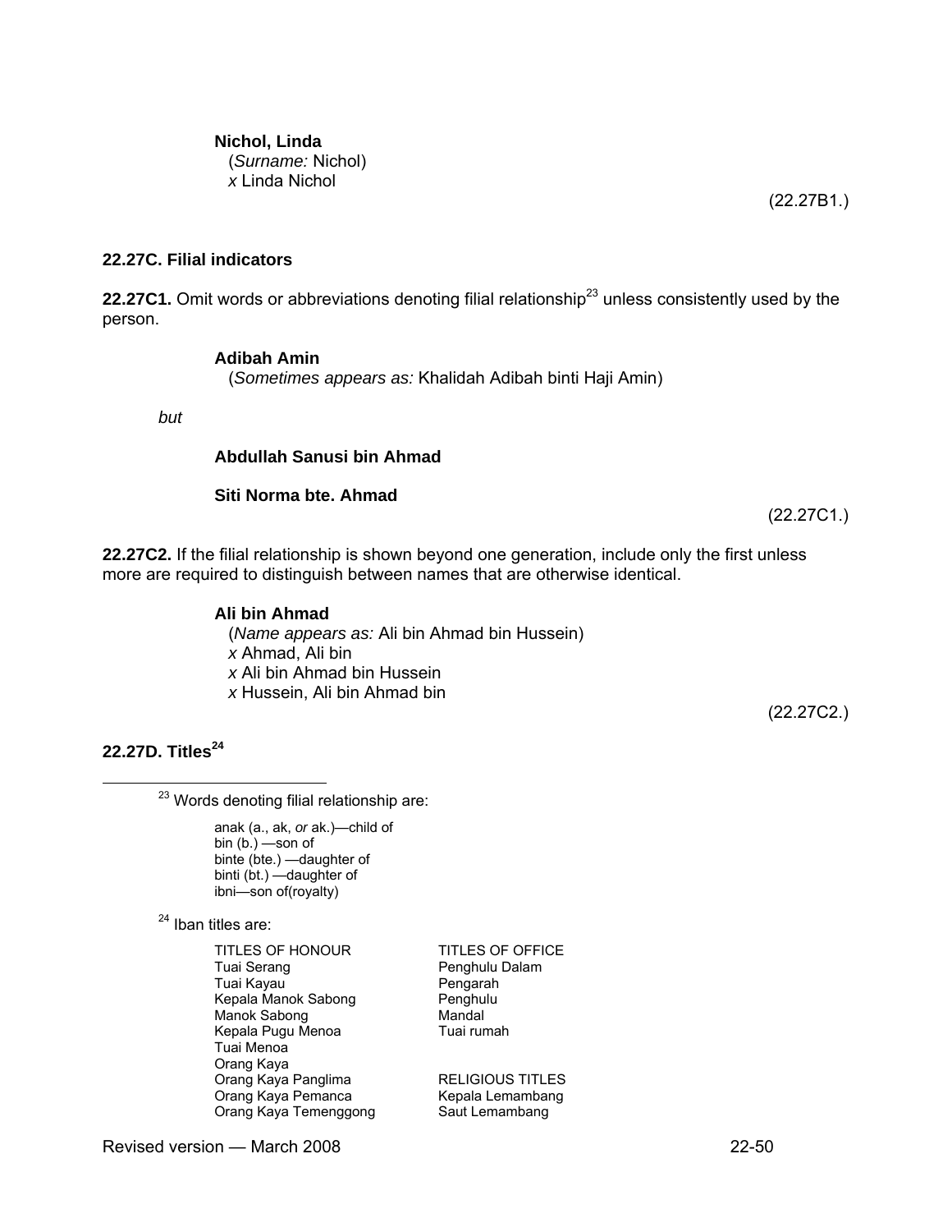**Nichol, Linda**
(*Surname:* Nichol)
*x* Linda Nichol

(22.27B1.)

### 22.27C. Filial indicators

**22.27C1.** Omit words or abbreviations denoting filial relationship[23] unless consistently used by the person.

**Adibah Amin**
(*Sometimes appears as:* Khalidah Adibah binti Haji Amin)

*but*

**Abdullah Sanusi bin Ahmad**

**Siti Norma bte. Ahmad**

(22.27C1.)

**22.27C2.** If the filial relationship is shown beyond one generation, include only the first unless more are required to distinguish between names that are otherwise identical.

**Ali bin Ahmad**
(*Name appears as:* Ali bin Ahmad bin Hussein)
*x* Ahmad, Ali bin
*x* Ali bin Ahmad bin Hussein
*x* Hussein, Ali bin Ahmad bin

(22.27C2.)

### 22.27D. Titles[24]

---

[23] Words denoting filial relationship are:

anak (a., ak, *or* ak.)—child of
bin (b.) —son of
binte (bte.) —daughter of
binti (bt.) —daughter of
ibni—son of(royalty)

[24] Iban titles are:

| TITLES OF HONOUR | TITLES OF OFFICE |
|---|---|
| Tuai Serang | Penghulu Dalam |
| Tuai Kayau | Pengarah |
| Kepala Manok Sabong | Penghulu |
| Manok Sabong | Mandal |
| Kepala Pugu Menoa | Tuai rumah |
| Tuai Menoa | |
| Orang Kaya | |
| Orang Kaya Panglima | RELIGIOUS TITLES |
| Orang Kaya Pemanca | Kepala Lemambang |
| Orang Kaya Temenggong | Saut Lemambang |

Revised version — March 2008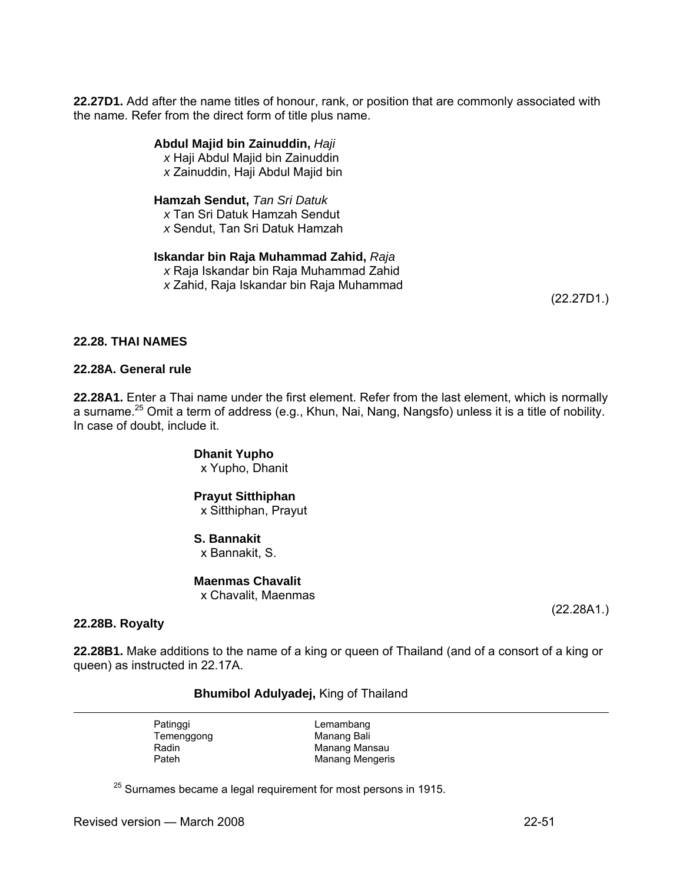**22.27D1.** Add after the name titles of honour, rank, or position that are commonly associated with the name. Refer from the direct form of title plus name.

> **Abdul Majid bin Zainuddin,** *Haji*
> *x* Haji Abdul Majid bin Zainuddin
> *x* Zainuddin, Haji Abdul Majid bin
>
> **Hamzah Sendut,** *Tan Sri Datuk*
> *x* Tan Sri Datuk Hamzah Sendut
> *x* Sendut, Tan Sri Datuk Hamzah
>
> **Iskandar bin Raja Muhammad Zahid,** *Raja*
> *x* Raja Iskandar bin Raja Muhammad Zahid
> *x* Zahid, Raja Iskandar bin Raja Muhammad

(22.27D1.)

### 22.28. THAI NAMES

#### 22.28A. General rule

**22.28A1.** Enter a Thai name under the first element. Refer from the last element, which is normally a surname.[25] Omit a term of address (e.g., Khun, Nai, Nang, Nangsfo) unless it is a title of nobility. In case of doubt, include it.

> **Dhanit Yupho**
> x Yupho, Dhanit
>
> **Prayut Sitthiphan**
> x Sitthiphan, Prayut
>
> **S. Bannakit**
> x Bannakit, S.
>
> **Maenmas Chavalit**
> x Chavalit, Maenmas

(22.28A1.)

#### 22.28B. Royalty

**22.28B1.** Make additions to the name of a king or queen of Thailand (and of a consort of a king or queen) as instructed in 22.17A.

> **Bhumibol Adulyadej,** King of Thailand

---

| | |
|---|---|
| Patinggi | Lemambang |
| Temenggong | Manang Bali |
| Radin | Manang Mansau |
| Pateh | Manang Mengeris |

[25] Surnames became a legal requirement for most persons in 1915.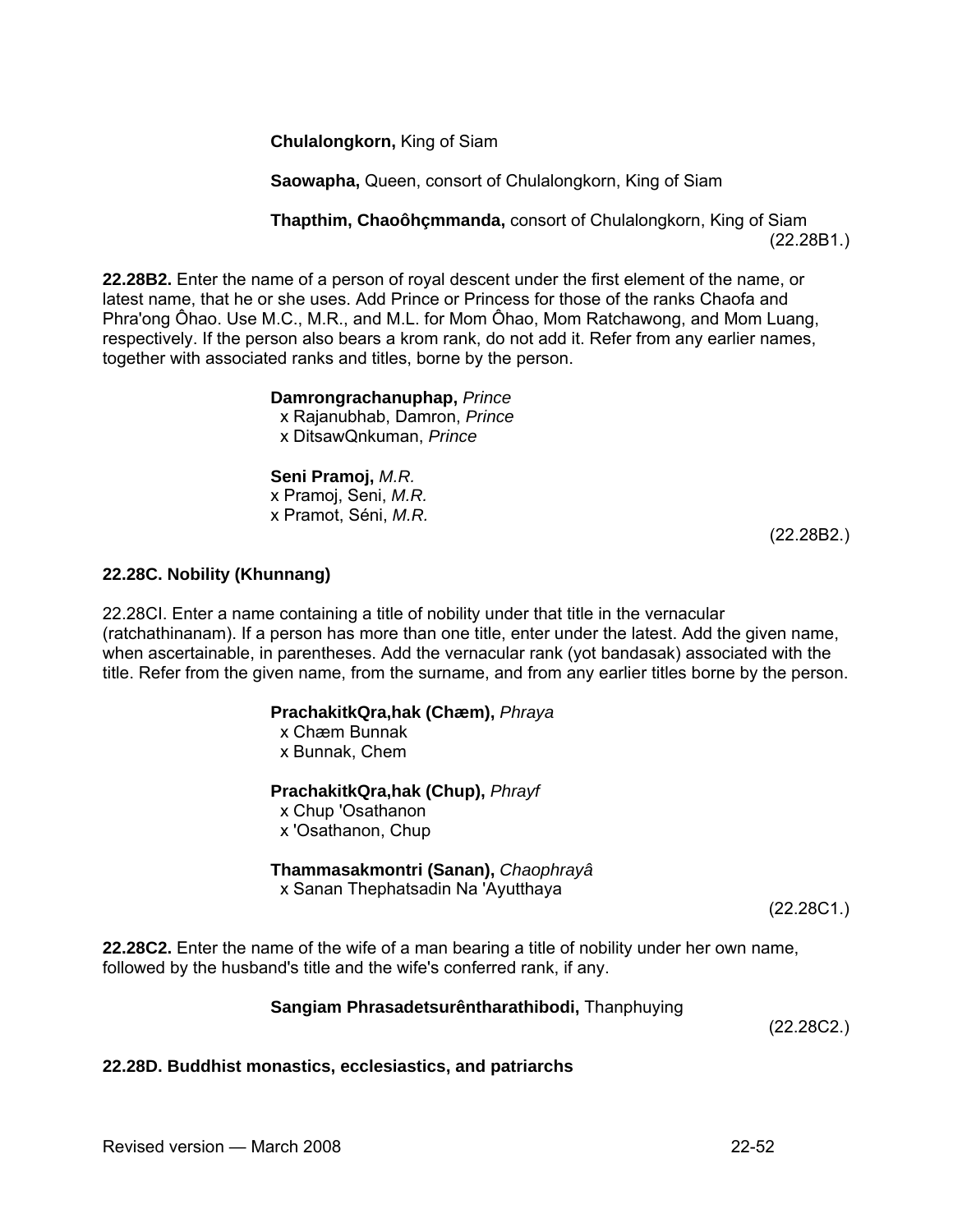**Chulalongkorn,** King of Siam

**Saowapha,** Queen, consort of Chulalongkorn, King of Siam

**Thapthim, Chaoôhçmmanda,** consort of Chulalongkorn, King of Siam

(22.28B1.)

**22.28B2.** Enter the name of a person of royal descent under the first element of the name, or latest name, that he or she uses. Add Prince or Princess for those of the ranks Chaofa and Phra'ong Ôhao. Use M.C., M.R., and M.L. for Mom Ôhao, Mom Ratchawong, and Mom Luang, respectively. If the person also bears a krom rank, do not add it. Refer from any earlier names, together with associated ranks and titles, borne by the person.

**Damrongrachanuphap,** *Prince*
x Rajanubhab, Damron, *Prince*
x DitsawQnkuman, *Prince*

**Seni Pramoj,** *M.R.*
x Pramoj, Seni, *M.R.*
x Pramot, Séni, *M.R.*

(22.28B2.)

### 22.28C. Nobility (Khunnang)

22.28CI. Enter a name containing a title of nobility under that title in the vernacular (ratchathinanam). If a person has more than one title, enter under the latest. Add the given name, when ascertainable, in parentheses. Add the vernacular rank (yot bandasak) associated with the title. Refer from the given name, from the surname, and from any earlier titles borne by the person.

**PrachakitkQra,hak (Chæm),** *Phraya*
x Chæm Bunnak
x Bunnak, Chem

**PrachakitkQra,hak (Chup),** *Phrayf*
x Chup 'Osathanon
x 'Osathanon, Chup

**Thammasakmontri (Sanan),** *Chaophrayâ*
x Sanan Thephatsadin Na 'Ayutthaya

(22.28C1.)

**22.28C2.** Enter the name of the wife of a man bearing a title of nobility under her own name, followed by the husband's title and the wife's conferred rank, if any.

**Sangiam Phrasadetsurêntharathibodi,** Thanphuying

(22.28C2.)

### 22.28D. Buddhist monastics, ecclesiastics, and patriarchs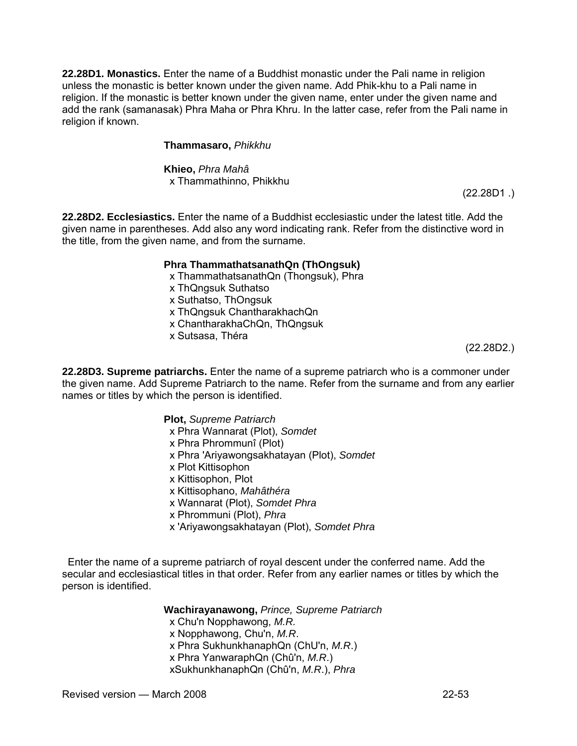**22.28D1. Monastics.** Enter the name of a Buddhist monastic under the Pali name in religion unless the monastic is better known under the given name. Add Phik-khu to a Pali name in religion. If the monastic is better known under the given name, enter under the given name and add the rank (samanasak) Phra Maha or Phra Khru. In the latter case, refer from the Pali name in religion if known.

> **Thammasaro,** *Phikkhu*
>
> **Khieo,** *Phra Mahâ*
> x Thammathinno, Phikkhu

(22.28D1 .)

**22.28D2. Ecclesiastics.** Enter the name of a Buddhist ecclesiastic under the latest title. Add the given name in parentheses. Add also any word indicating rank. Refer from the distinctive word in the title, from the given name, and from the surname.

> **Phra ThammathatsanathQn (ThOngsuk)**
> x ThammathatsanathQn (Thongsuk), Phra
> x ThQngsuk Suthatso
> x Suthatso, ThOngsuk
> x ThQngsuk ChantharakhachQn
> x ChantharakhaChQn, ThQngsuk
> x Sutsasa, Théra

(22.28D2.)

**22.28D3. Supreme patriarchs.** Enter the name of a supreme patriarch who is a commoner under the given name. Add Supreme Patriarch to the name. Refer from the surname and from any earlier names or titles by which the person is identified.

> **Plot,** *Supreme Patriarch*
> x Phra Wannarat (Plot), *Somdet*
> x Phra Phrommunî (Plot)
> x Phra 'Ariyawongsakhatayan (Plot), *Somdet*
> x Plot Kittisophon
> x Kittisophon, Plot
> x Kittisophano, *Mahâthéra*
> x Wannarat (Plot), *Somdet Phra*
> x Phrommuni (Plot), *Phra*
> x 'Ariyawongsakhatayan (Plot), *Somdet Phra*

Enter the name of a supreme patriarch of royal descent under the conferred name. Add the secular and ecclesiastical titles in that order. Refer from any earlier names or titles by which the person is identified.

> **Wachirayanawong,** *Prince, Supreme Patriarch*
> x Chu'n Nopphawong, *M.R.*
> x Nopphawong, Chu'n, *M.R*.
> x Phra SukhunkhanaphQn (ChU'n, *M.R*.)
> x Phra YanwaraphQn (Chû'n, *M.R*.)
> xSukhunkhanaphQn (Chû'n, *M.R*.), *Phra*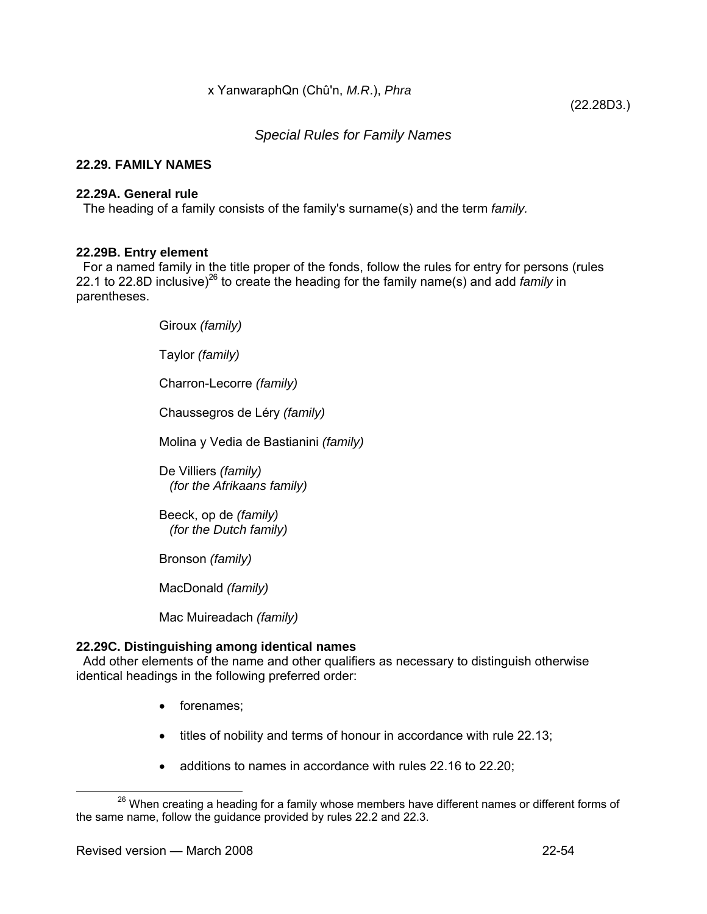x YanwaraphQn (Chû'n, *M.R.*), *Phra*

(22.28D3.)

*Special Rules for Family Names*

### 22.29. FAMILY NAMES

#### 22.29A. General rule

The heading of a family consists of the family's surname(s) and the term *family.*

#### 22.29B. Entry element

For a named family in the title proper of the fonds, follow the rules for entry for persons (rules 22.1 to 22.8D inclusive)[26] to create the heading for the family name(s) and add *family* in parentheses.

Giroux *(family)*

Taylor *(family)*

Charron-Lecorre *(family)*

Chaussegros de Léry *(family)*

Molina y Vedia de Bastianini *(family)*

De Villiers *(family)*
*(for the Afrikaans family)*

Beeck, op de *(family)*
*(for the Dutch family)*

Bronson *(family)*

MacDonald *(family)*

Mac Muireadach *(family)*

#### 22.29C. Distinguishing among identical names

Add other elements of the name and other qualifiers as necessary to distinguish otherwise identical headings in the following preferred order:

- forenames;
- titles of nobility and terms of honour in accordance with rule 22.13;
- additions to names in accordance with rules 22.16 to 22.20;

[26] When creating a heading for a family whose members have different names or different forms of the same name, follow the guidance provided by rules 22.2 and 22.3.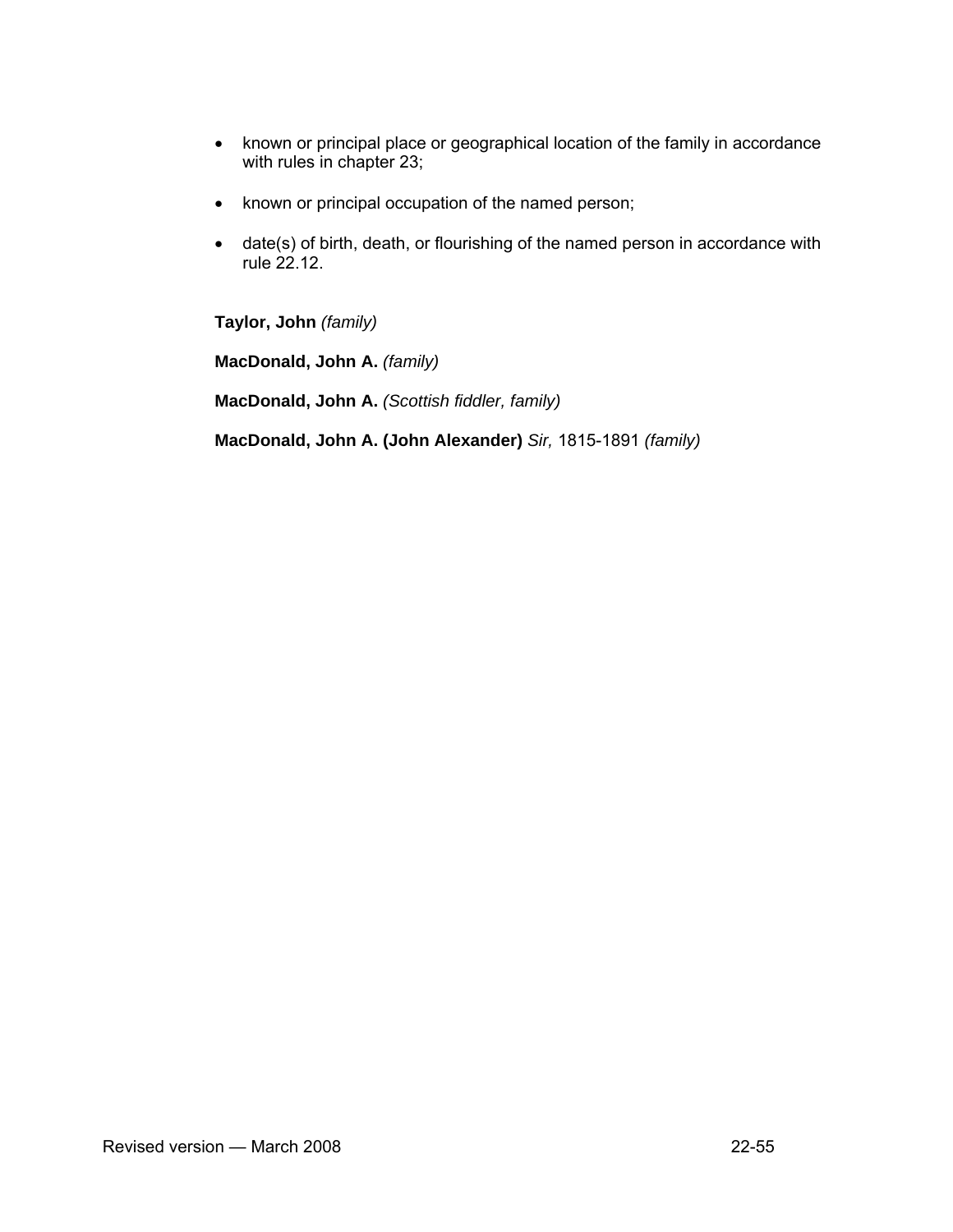- known or principal place or geographical location of the family in accordance with rules in chapter 23;
- known or principal occupation of the named person;
- date(s) of birth, death, or flourishing of the named person in accordance with rule 22.12.

**Taylor, John** *(family)*

**MacDonald, John A.** *(family)*

**MacDonald, John A.** *(Scottish fiddler, family)*

**MacDonald, John A. (John Alexander)** *Sir,* 1815-1891 *(family)*